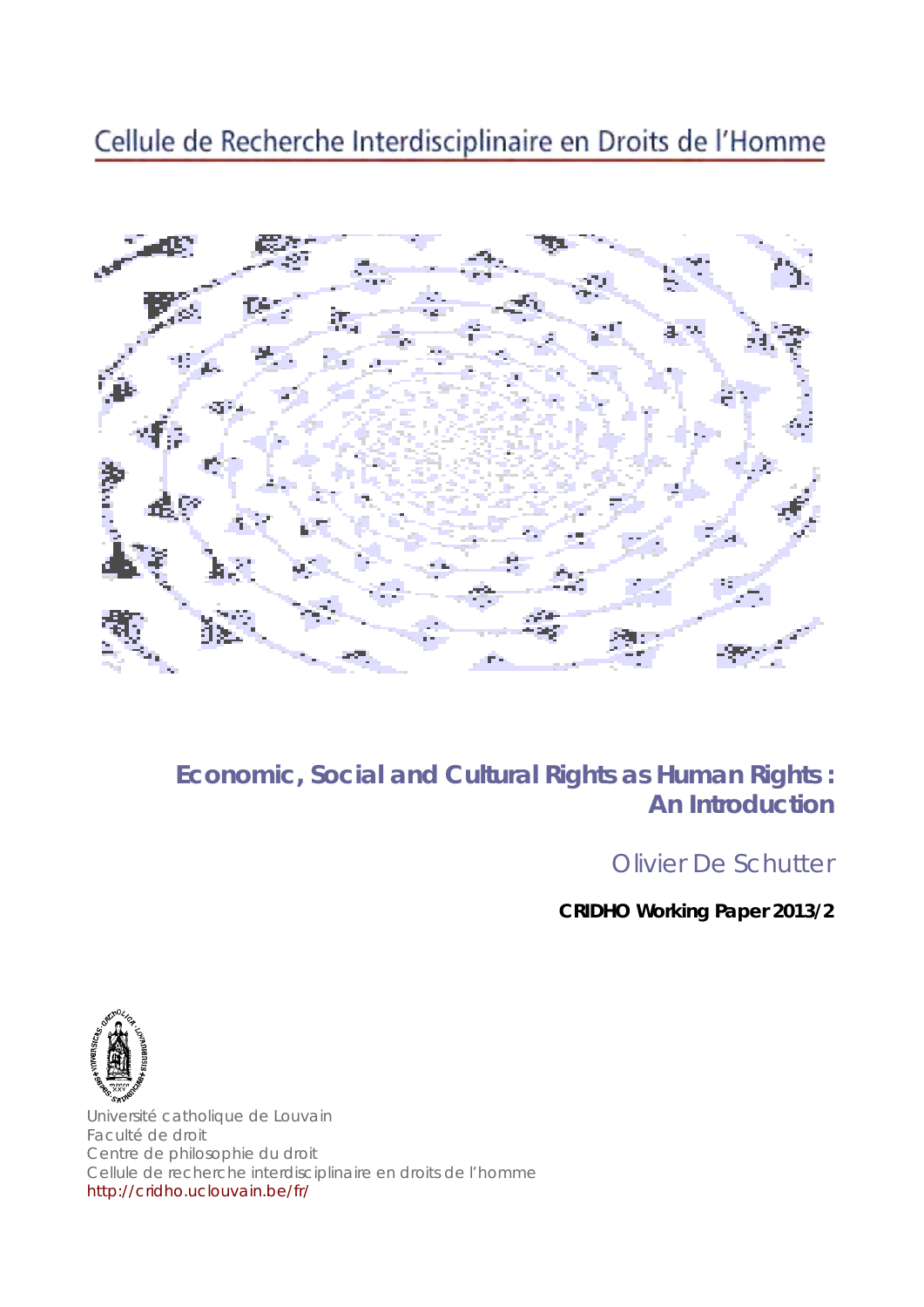Cellule de Recherche Interdisciplinaire en Droits de l'Homme

# Economic, Social and Cultural Rights as Human Rights : An Introduction

Olivier De Schutter

**CRIDHO Working Paper 2013/2**

Université catholique de Louvain
Faculté de droit
Centre de philosophie du droit
Cellule de recherche interdisciplinaire en droits de l'homme
http://cridho.uclouvain.be/fr/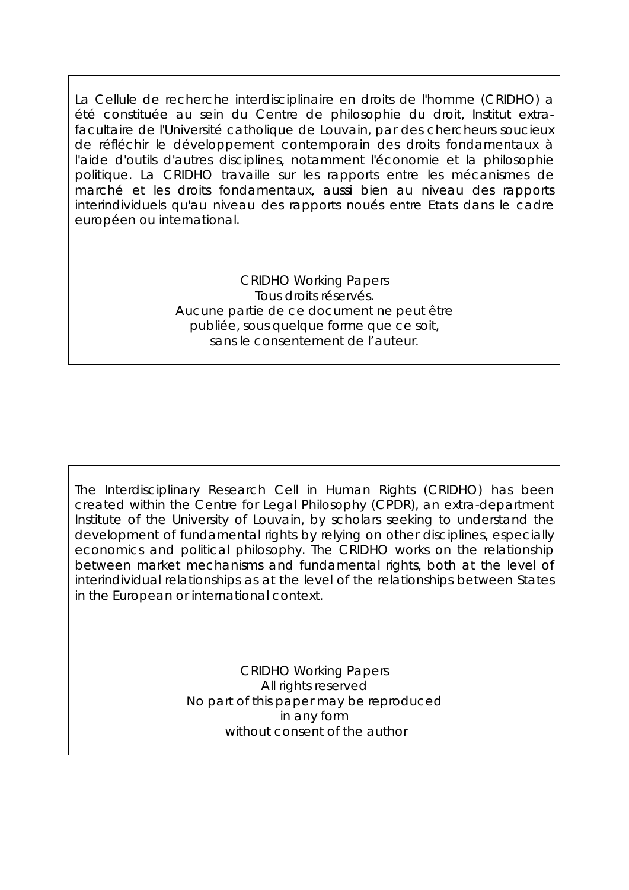La Cellule de recherche interdisciplinaire en droits de l'homme (CRIDHO) a été constituée au sein du Centre de philosophie du droit, Institut extra-facultaire de l'Université catholique de Louvain, par des chercheurs soucieux de réfléchir le développement contemporain des droits fondamentaux à l'aide d'outils d'autres disciplines, notamment l'économie et la philosophie politique. La CRIDHO travaille sur les rapports entre les mécanismes de marché et les droits fondamentaux, aussi bien au niveau des rapports interindividuels qu'au niveau des rapports noués entre Etats dans le cadre européen ou international.

CRIDHO Working Papers
Tous droits réservés.
Aucune partie de ce document ne peut être publiée, sous quelque forme que ce soit, sans le consentement de l'auteur.

The Interdisciplinary Research Cell in Human Rights (CRIDHO) has been created within the Centre for Legal Philosophy (CPDR), an extra-department Institute of the University of Louvain, by scholars seeking to understand the development of fundamental rights by relying on other disciplines, especially economics and political philosophy. The CRIDHO works on the relationship between market mechanisms and fundamental rights, both at the level of interindividual relationships as at the level of the relationships between States in the European or international context.

CRIDHO Working Papers
All rights reserved
No part of this paper may be reproduced in any form without consent of the author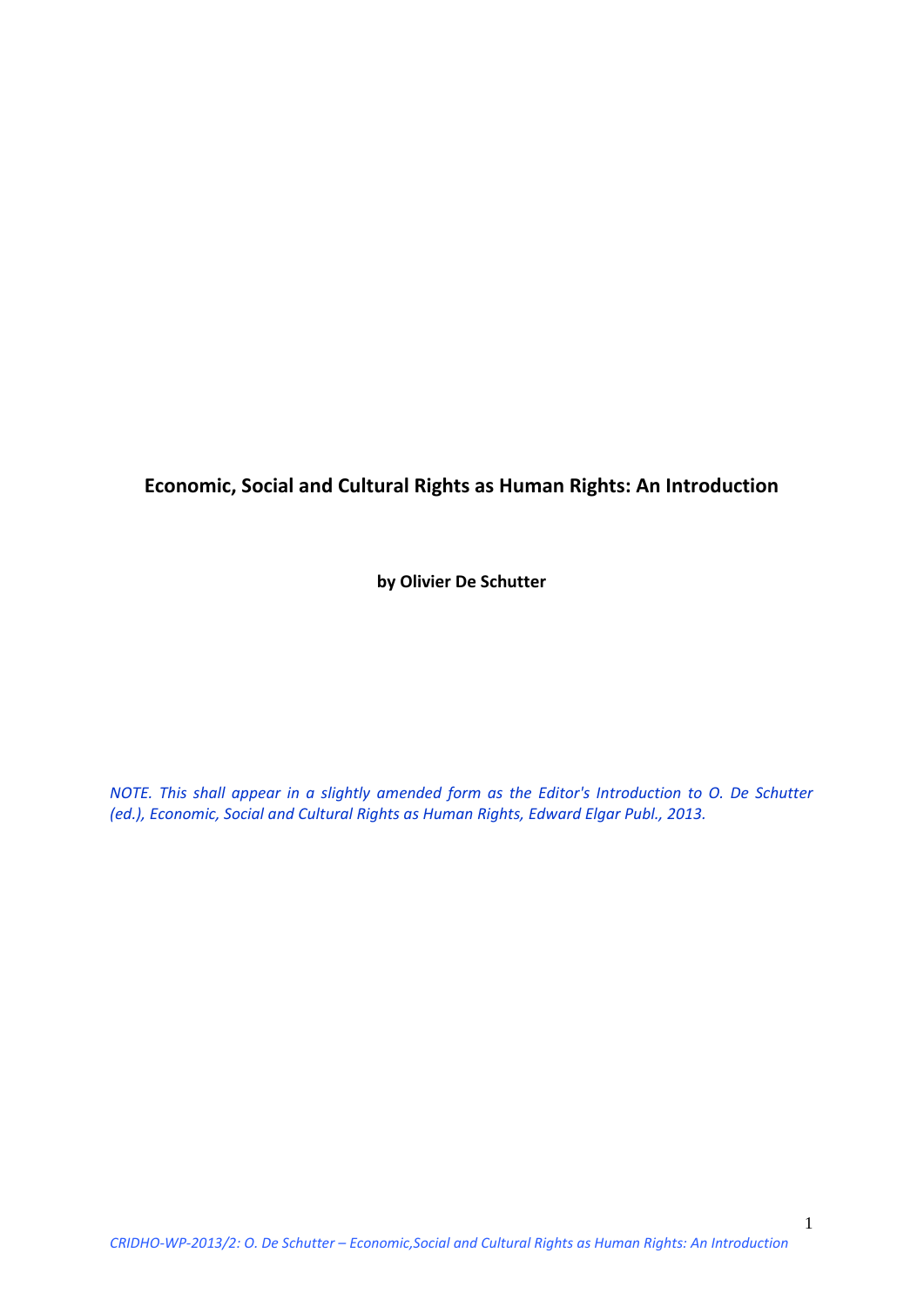# Economic, Social and Cultural Rights as Human Rights: An Introduction

**by Olivier De Schutter**

*NOTE. This shall appear in a slightly amended form as the Editor's Introduction to O. De Schutter (ed.), Economic, Social and Cultural Rights as Human Rights, Edward Elgar Publ., 2013.*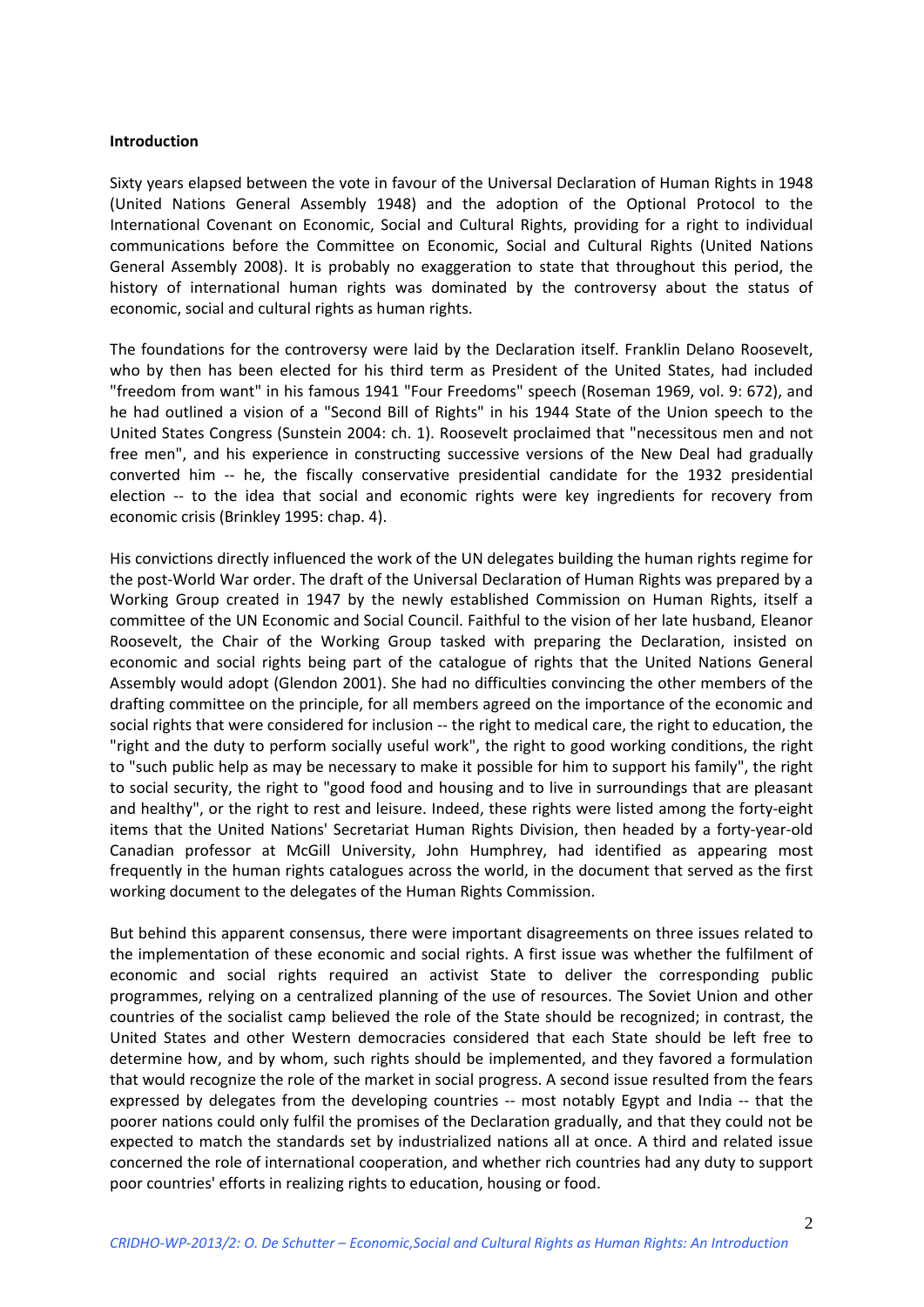**Introduction**

Sixty years elapsed between the vote in favour of the Universal Declaration of Human Rights in 1948 (United Nations General Assembly 1948) and the adoption of the Optional Protocol to the International Covenant on Economic, Social and Cultural Rights, providing for a right to individual communications before the Committee on Economic, Social and Cultural Rights (United Nations General Assembly 2008). It is probably no exaggeration to state that throughout this period, the history of international human rights was dominated by the controversy about the status of economic, social and cultural rights as human rights.

The foundations for the controversy were laid by the Declaration itself. Franklin Delano Roosevelt, who by then has been elected for his third term as President of the United States, had included "freedom from want" in his famous 1941 "Four Freedoms" speech (Roseman 1969, vol. 9: 672), and he had outlined a vision of a "Second Bill of Rights" in his 1944 State of the Union speech to the United States Congress (Sunstein 2004: ch. 1). Roosevelt proclaimed that "necessitous men and not free men", and his experience in constructing successive versions of the New Deal had gradually converted him -- he, the fiscally conservative presidential candidate for the 1932 presidential election -- to the idea that social and economic rights were key ingredients for recovery from economic crisis (Brinkley 1995: chap. 4).

His convictions directly influenced the work of the UN delegates building the human rights regime for the post-World War order. The draft of the Universal Declaration of Human Rights was prepared by a Working Group created in 1947 by the newly established Commission on Human Rights, itself a committee of the UN Economic and Social Council. Faithful to the vision of her late husband, Eleanor Roosevelt, the Chair of the Working Group tasked with preparing the Declaration, insisted on economic and social rights being part of the catalogue of rights that the United Nations General Assembly would adopt (Glendon 2001). She had no difficulties convincing the other members of the drafting committee on the principle, for all members agreed on the importance of the economic and social rights that were considered for inclusion -- the right to medical care, the right to education, the "right and the duty to perform socially useful work", the right to good working conditions, the right to "such public help as may be necessary to make it possible for him to support his family", the right to social security, the right to "good food and housing and to live in surroundings that are pleasant and healthy", or the right to rest and leisure. Indeed, these rights were listed among the forty-eight items that the United Nations' Secretariat Human Rights Division, then headed by a forty-year-old Canadian professor at McGill University, John Humphrey, had identified as appearing most frequently in the human rights catalogues across the world, in the document that served as the first working document to the delegates of the Human Rights Commission.

But behind this apparent consensus, there were important disagreements on three issues related to the implementation of these economic and social rights. A first issue was whether the fulfilment of economic and social rights required an activist State to deliver the corresponding public programmes, relying on a centralized planning of the use of resources. The Soviet Union and other countries of the socialist camp believed the role of the State should be recognized; in contrast, the United States and other Western democracies considered that each State should be left free to determine how, and by whom, such rights should be implemented, and they favored a formulation that would recognize the role of the market in social progress. A second issue resulted from the fears expressed by delegates from the developing countries -- most notably Egypt and India -- that the poorer nations could only fulfil the promises of the Declaration gradually, and that they could not be expected to match the standards set by industrialized nations all at once. A third and related issue concerned the role of international cooperation, and whether rich countries had any duty to support poor countries' efforts in realizing rights to education, housing or food.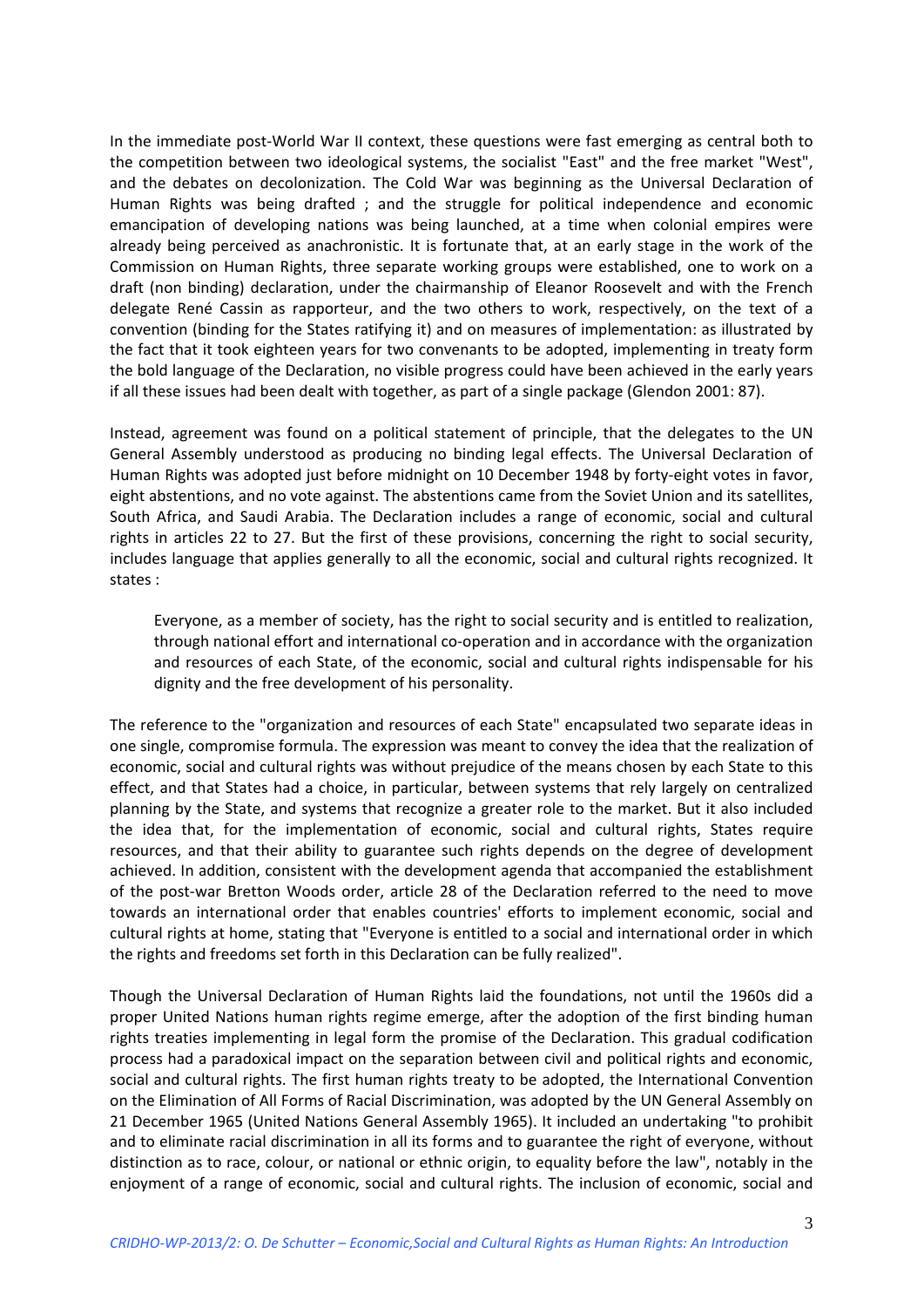In the immediate post-World War II context, these questions were fast emerging as central both to the competition between two ideological systems, the socialist "East" and the free market "West", and the debates on decolonization. The Cold War was beginning as the Universal Declaration of Human Rights was being drafted ; and the struggle for political independence and economic emancipation of developing nations was being launched, at a time when colonial empires were already being perceived as anachronistic. It is fortunate that, at an early stage in the work of the Commission on Human Rights, three separate working groups were established, one to work on a draft (non binding) declaration, under the chairmanship of Eleanor Roosevelt and with the French delegate René Cassin as rapporteur, and the two others to work, respectively, on the text of a convention (binding for the States ratifying it) and on measures of implementation: as illustrated by the fact that it took eighteen years for two convenants to be adopted, implementing in treaty form the bold language of the Declaration, no visible progress could have been achieved in the early years if all these issues had been dealt with together, as part of a single package (Glendon 2001: 87).

Instead, agreement was found on a political statement of principle, that the delegates to the UN General Assembly understood as producing no binding legal effects. The Universal Declaration of Human Rights was adopted just before midnight on 10 December 1948 by forty-eight votes in favor, eight abstentions, and no vote against. The abstentions came from the Soviet Union and its satellites, South Africa, and Saudi Arabia. The Declaration includes a range of economic, social and cultural rights in articles 22 to 27. But the first of these provisions, concerning the right to social security, includes language that applies generally to all the economic, social and cultural rights recognized. It states :

> Everyone, as a member of society, has the right to social security and is entitled to realization, through national effort and international co-operation and in accordance with the organization and resources of each State, of the economic, social and cultural rights indispensable for his dignity and the free development of his personality.

The reference to the "organization and resources of each State" encapsulated two separate ideas in one single, compromise formula. The expression was meant to convey the idea that the realization of economic, social and cultural rights was without prejudice of the means chosen by each State to this effect, and that States had a choice, in particular, between systems that rely largely on centralized planning by the State, and systems that recognize a greater role to the market. But it also included the idea that, for the implementation of economic, social and cultural rights, States require resources, and that their ability to guarantee such rights depends on the degree of development achieved. In addition, consistent with the development agenda that accompanied the establishment of the post-war Bretton Woods order, article 28 of the Declaration referred to the need to move towards an international order that enables countries' efforts to implement economic, social and cultural rights at home, stating that "Everyone is entitled to a social and international order in which the rights and freedoms set forth in this Declaration can be fully realized".

Though the Universal Declaration of Human Rights laid the foundations, not until the 1960s did a proper United Nations human rights regime emerge, after the adoption of the first binding human rights treaties implementing in legal form the promise of the Declaration. This gradual codification process had a paradoxical impact on the separation between civil and political rights and economic, social and cultural rights. The first human rights treaty to be adopted, the International Convention on the Elimination of All Forms of Racial Discrimination, was adopted by the UN General Assembly on 21 December 1965 (United Nations General Assembly 1965). It included an undertaking "to prohibit and to eliminate racial discrimination in all its forms and to guarantee the right of everyone, without distinction as to race, colour, or national or ethnic origin, to equality before the law", notably in the enjoyment of a range of economic, social and cultural rights. The inclusion of economic, social and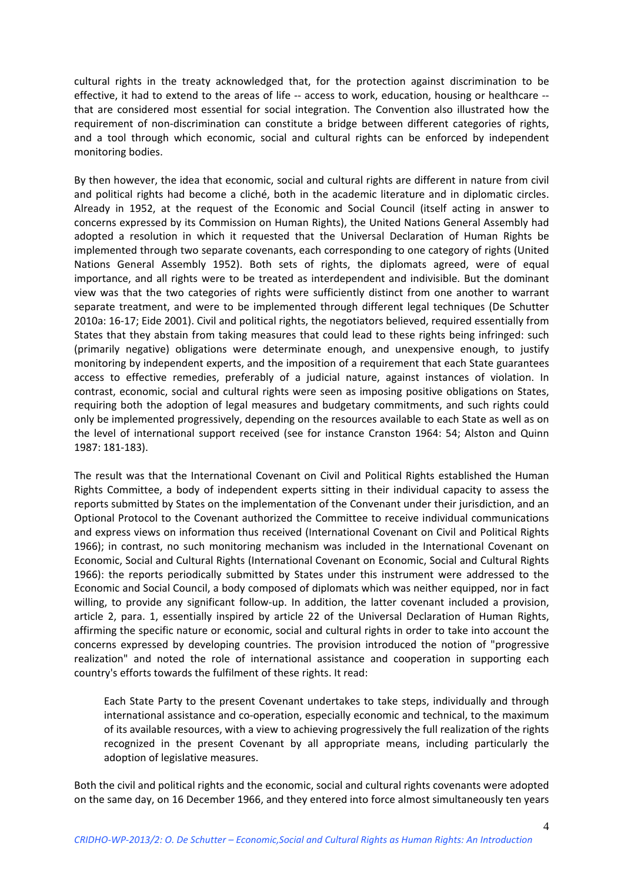cultural rights in the treaty acknowledged that, for the protection against discrimination to be effective, it had to extend to the areas of life -- access to work, education, housing or healthcare -- that are considered most essential for social integration. The Convention also illustrated how the requirement of non-discrimination can constitute a bridge between different categories of rights, and a tool through which economic, social and cultural rights can be enforced by independent monitoring bodies.

By then however, the idea that economic, social and cultural rights are different in nature from civil and political rights had become a cliché, both in the academic literature and in diplomatic circles. Already in 1952, at the request of the Economic and Social Council (itself acting in answer to concerns expressed by its Commission on Human Rights), the United Nations General Assembly had adopted a resolution in which it requested that the Universal Declaration of Human Rights be implemented through two separate covenants, each corresponding to one category of rights (United Nations General Assembly 1952). Both sets of rights, the diplomats agreed, were of equal importance, and all rights were to be treated as interdependent and indivisible. But the dominant view was that the two categories of rights were sufficiently distinct from one another to warrant separate treatment, and were to be implemented through different legal techniques (De Schutter 2010a: 16-17; Eide 2001). Civil and political rights, the negotiators believed, required essentially from States that they abstain from taking measures that could lead to these rights being infringed: such (primarily negative) obligations were determinate enough, and unexpensive enough, to justify monitoring by independent experts, and the imposition of a requirement that each State guarantees access to effective remedies, preferably of a judicial nature, against instances of violation. In contrast, economic, social and cultural rights were seen as imposing positive obligations on States, requiring both the adoption of legal measures and budgetary commitments, and such rights could only be implemented progressively, depending on the resources available to each State as well as on the level of international support received (see for instance Cranston 1964: 54; Alston and Quinn 1987: 181-183).

The result was that the International Covenant on Civil and Political Rights established the Human Rights Committee, a body of independent experts sitting in their individual capacity to assess the reports submitted by States on the implementation of the Convenant under their jurisdiction, and an Optional Protocol to the Covenant authorized the Committee to receive individual communications and express views on information thus received (International Covenant on Civil and Political Rights 1966); in contrast, no such monitoring mechanism was included in the International Covenant on Economic, Social and Cultural Rights (International Covenant on Economic, Social and Cultural Rights 1966): the reports periodically submitted by States under this instrument were addressed to the Economic and Social Council, a body composed of diplomats which was neither equipped, nor in fact willing, to provide any significant follow-up. In addition, the latter covenant included a provision, article 2, para. 1, essentially inspired by article 22 of the Universal Declaration of Human Rights, affirming the specific nature or economic, social and cultural rights in order to take into account the concerns expressed by developing countries. The provision introduced the notion of "progressive realization" and noted the role of international assistance and cooperation in supporting each country's efforts towards the fulfilment of these rights. It read:

> Each State Party to the present Covenant undertakes to take steps, individually and through international assistance and co-operation, especially economic and technical, to the maximum of its available resources, with a view to achieving progressively the full realization of the rights recognized in the present Covenant by all appropriate means, including particularly the adoption of legislative measures.

Both the civil and political rights and the economic, social and cultural rights covenants were adopted on the same day, on 16 December 1966, and they entered into force almost simultaneously ten years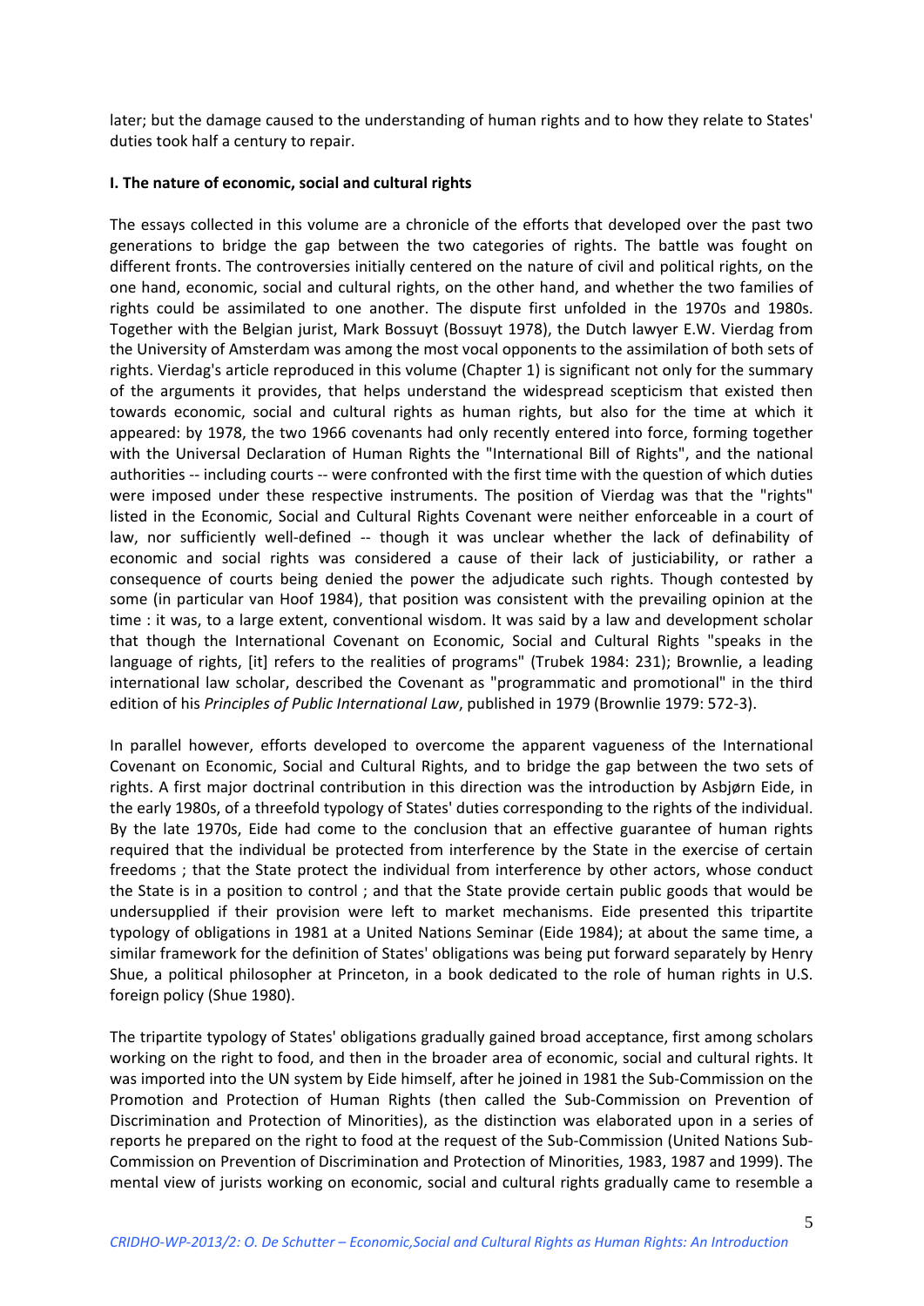later; but the damage caused to the understanding of human rights and to how they relate to States' duties took half a century to repair.

### I. The nature of economic, social and cultural rights

The essays collected in this volume are a chronicle of the efforts that developed over the past two generations to bridge the gap between the two categories of rights. The battle was fought on different fronts. The controversies initially centered on the nature of civil and political rights, on the one hand, economic, social and cultural rights, on the other hand, and whether the two families of rights could be assimilated to one another. The dispute first unfolded in the 1970s and 1980s. Together with the Belgian jurist, Mark Bossuyt (Bossuyt 1978), the Dutch lawyer E.W. Vierdag from the University of Amsterdam was among the most vocal opponents to the assimilation of both sets of rights. Vierdag's article reproduced in this volume (Chapter 1) is significant not only for the summary of the arguments it provides, that helps understand the widespread scepticism that existed then towards economic, social and cultural rights as human rights, but also for the time at which it appeared: by 1978, the two 1966 covenants had only recently entered into force, forming together with the Universal Declaration of Human Rights the "International Bill of Rights", and the national authorities -- including courts -- were confronted with the first time with the question of which duties were imposed under these respective instruments. The position of Vierdag was that the "rights" listed in the Economic, Social and Cultural Rights Covenant were neither enforceable in a court of law, nor sufficiently well-defined -- though it was unclear whether the lack of definability of economic and social rights was considered a cause of their lack of justiciability, or rather a consequence of courts being denied the power the adjudicate such rights. Though contested by some (in particular van Hoof 1984), that position was consistent with the prevailing opinion at the time : it was, to a large extent, conventional wisdom. It was said by a law and development scholar that though the International Covenant on Economic, Social and Cultural Rights "speaks in the language of rights, [it] refers to the realities of programs" (Trubek 1984: 231); Brownlie, a leading international law scholar, described the Covenant as "programmatic and promotional" in the third edition of his *Principles of Public International Law*, published in 1979 (Brownlie 1979: 572-3).

In parallel however, efforts developed to overcome the apparent vagueness of the International Covenant on Economic, Social and Cultural Rights, and to bridge the gap between the two sets of rights. A first major doctrinal contribution in this direction was the introduction by Asbjørn Eide, in the early 1980s, of a threefold typology of States' duties corresponding to the rights of the individual. By the late 1970s, Eide had come to the conclusion that an effective guarantee of human rights required that the individual be protected from interference by the State in the exercise of certain freedoms ; that the State protect the individual from interference by other actors, whose conduct the State is in a position to control ; and that the State provide certain public goods that would be undersupplied if their provision were left to market mechanisms. Eide presented this tripartite typology of obligations in 1981 at a United Nations Seminar (Eide 1984); at about the same time, a similar framework for the definition of States' obligations was being put forward separately by Henry Shue, a political philosopher at Princeton, in a book dedicated to the role of human rights in U.S. foreign policy (Shue 1980).

The tripartite typology of States' obligations gradually gained broad acceptance, first among scholars working on the right to food, and then in the broader area of economic, social and cultural rights. It was imported into the UN system by Eide himself, after he joined in 1981 the Sub-Commission on the Promotion and Protection of Human Rights (then called the Sub-Commission on Prevention of Discrimination and Protection of Minorities), as the distinction was elaborated upon in a series of reports he prepared on the right to food at the request of the Sub-Commission (United Nations Sub-Commission on Prevention of Discrimination and Protection of Minorities, 1983, 1987 and 1999). The mental view of jurists working on economic, social and cultural rights gradually came to resemble a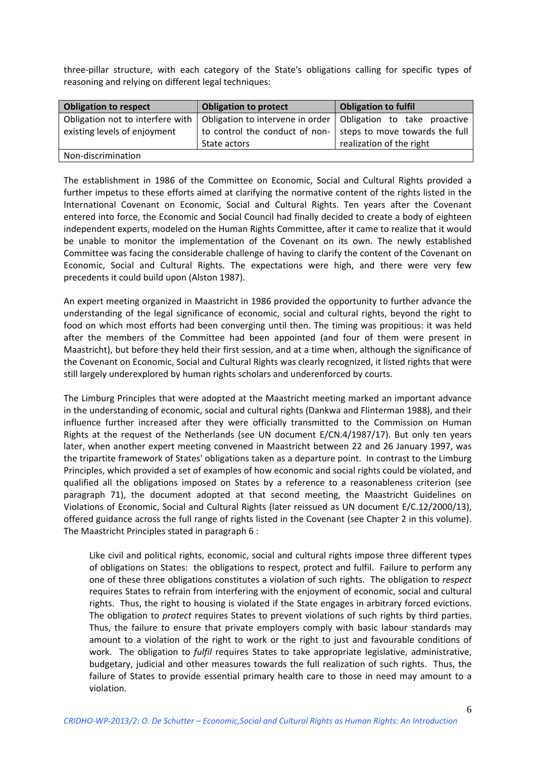three-pillar structure, with each category of the State's obligations calling for specific types of reasoning and relying on different legal techniques:

| Obligation to respect | Obligation to protect | Obligation to fulfil |
|---|---|---|
| Obligation not to interfere with existing levels of enjoyment | Obligation to intervene in order to control the conduct of non-State actors | Obligation to take proactive steps to move towards the full realization of the right |
| Non-discrimination | | |

The establishment in 1986 of the Committee on Economic, Social and Cultural Rights provided a further impetus to these efforts aimed at clarifying the normative content of the rights listed in the International Covenant on Economic, Social and Cultural Rights. Ten years after the Covenant entered into force, the Economic and Social Council had finally decided to create a body of eighteen independent experts, modeled on the Human Rights Committee, after it came to realize that it would be unable to monitor the implementation of the Covenant on its own. The newly established Committee was facing the considerable challenge of having to clarify the content of the Covenant on Economic, Social and Cultural Rights. The expectations were high, and there were very few precedents it could build upon (Alston 1987).

An expert meeting organized in Maastricht in 1986 provided the opportunity to further advance the understanding of the legal significance of economic, social and cultural rights, beyond the right to food on which most efforts had been converging until then. The timing was propitious: it was held after the members of the Committee had been appointed (and four of them were present in Maastricht), but before they held their first session, and at a time when, although the significance of the Covenant on Economic, Social and Cultural Rights was clearly recognized, it listed rights that were still largely underexplored by human rights scholars and underenforced by courts.

The Limburg Principles that were adopted at the Maastricht meeting marked an important advance in the understanding of economic, social and cultural rights (Dankwa and Flinterman 1988), and their influence further increased after they were officially transmitted to the Commission on Human Rights at the request of the Netherlands (see UN document E/CN.4/1987/17). But only ten years later, when another expert meeting convened in Maastricht between 22 and 26 January 1997, was the tripartite framework of States' obligations taken as a departure point. In contrast to the Limburg Principles, which provided a set of examples of how economic and social rights could be violated, and qualified all the obligations imposed on States by a reference to a reasonableness criterion (see paragraph 71), the document adopted at that second meeting, the Maastricht Guidelines on Violations of Economic, Social and Cultural Rights (later reissued as UN document E/C.12/2000/13), offered guidance across the full range of rights listed in the Covenant (see Chapter 2 in this volume). The Maastricht Principles stated in paragraph 6 :

> Like civil and political rights, economic, social and cultural rights impose three different types of obligations on States: the obligations to respect, protect and fulfil. Failure to perform any one of these three obligations constitutes a violation of such rights. The obligation to *respect* requires States to refrain from interfering with the enjoyment of economic, social and cultural rights. Thus, the right to housing is violated if the State engages in arbitrary forced evictions. The obligation to *protect* requires States to prevent violations of such rights by third parties. Thus, the failure to ensure that private employers comply with basic labour standards may amount to a violation of the right to work or the right to just and favourable conditions of work. The obligation to *fulfil* requires States to take appropriate legislative, administrative, budgetary, judicial and other measures towards the full realization of such rights. Thus, the failure of States to provide essential primary health care to those in need may amount to a violation.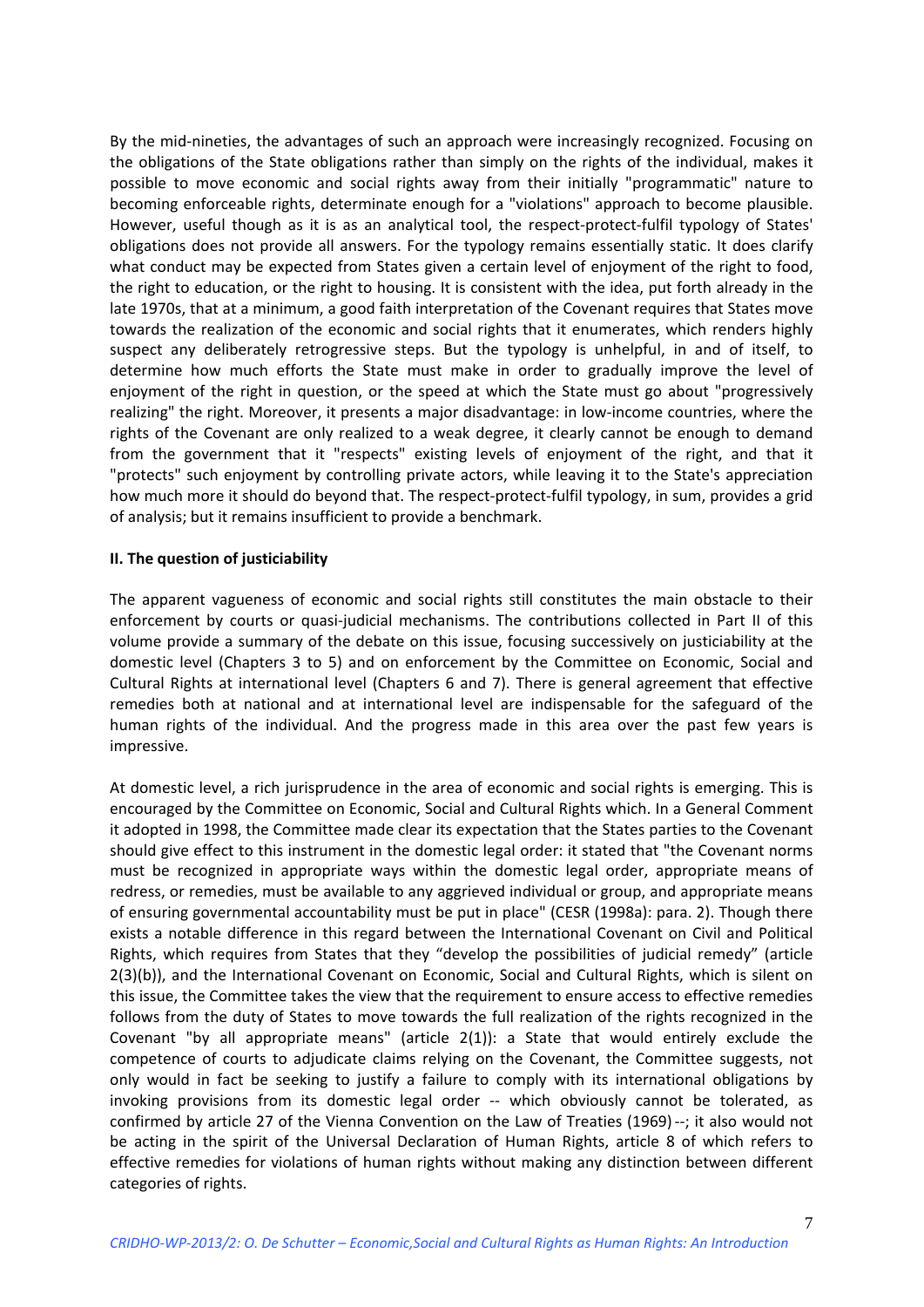By the mid-nineties, the advantages of such an approach were increasingly recognized. Focusing on the obligations of the State obligations rather than simply on the rights of the individual, makes it possible to move economic and social rights away from their initially "programmatic" nature to becoming enforceable rights, determinate enough for a "violations" approach to become plausible. However, useful though as it is as an analytical tool, the respect-protect-fulfil typology of States' obligations does not provide all answers. For the typology remains essentially static. It does clarify what conduct may be expected from States given a certain level of enjoyment of the right to food, the right to education, or the right to housing. It is consistent with the idea, put forth already in the late 1970s, that at a minimum, a good faith interpretation of the Covenant requires that States move towards the realization of the economic and social rights that it enumerates, which renders highly suspect any deliberately retrogressive steps. But the typology is unhelpful, in and of itself, to determine how much efforts the State must make in order to gradually improve the level of enjoyment of the right in question, or the speed at which the State must go about "progressively realizing" the right. Moreover, it presents a major disadvantage: in low-income countries, where the rights of the Covenant are only realized to a weak degree, it clearly cannot be enough to demand from the government that it "respects" existing levels of enjoyment of the right, and that it "protects" such enjoyment by controlling private actors, while leaving it to the State's appreciation how much more it should do beyond that. The respect-protect-fulfil typology, in sum, provides a grid of analysis; but it remains insufficient to provide a benchmark.

## II. The question of justiciability

The apparent vagueness of economic and social rights still constitutes the main obstacle to their enforcement by courts or quasi-judicial mechanisms. The contributions collected in Part II of this volume provide a summary of the debate on this issue, focusing successively on justiciability at the domestic level (Chapters 3 to 5) and on enforcement by the Committee on Economic, Social and Cultural Rights at international level (Chapters 6 and 7). There is general agreement that effective remedies both at national and at international level are indispensable for the safeguard of the human rights of the individual. And the progress made in this area over the past few years is impressive.

At domestic level, a rich jurisprudence in the area of economic and social rights is emerging. This is encouraged by the Committee on Economic, Social and Cultural Rights which. In a General Comment it adopted in 1998, the Committee made clear its expectation that the States parties to the Covenant should give effect to this instrument in the domestic legal order: it stated that "the Covenant norms must be recognized in appropriate ways within the domestic legal order, appropriate means of redress, or remedies, must be available to any aggrieved individual or group, and appropriate means of ensuring governmental accountability must be put in place" (CESR (1998a): para. 2). Though there exists a notable difference in this regard between the International Covenant on Civil and Political Rights, which requires from States that they "develop the possibilities of judicial remedy" (article 2(3)(b)), and the International Covenant on Economic, Social and Cultural Rights, which is silent on this issue, the Committee takes the view that the requirement to ensure access to effective remedies follows from the duty of States to move towards the full realization of the rights recognized in the Covenant "by all appropriate means" (article 2(1)): a State that would entirely exclude the competence of courts to adjudicate claims relying on the Covenant, the Committee suggests, not only would in fact be seeking to justify a failure to comply with its international obligations by invoking provisions from its domestic legal order -- which obviously cannot be tolerated, as confirmed by article 27 of the Vienna Convention on the Law of Treaties (1969) --; it also would not be acting in the spirit of the Universal Declaration of Human Rights, article 8 of which refers to effective remedies for violations of human rights without making any distinction between different categories of rights.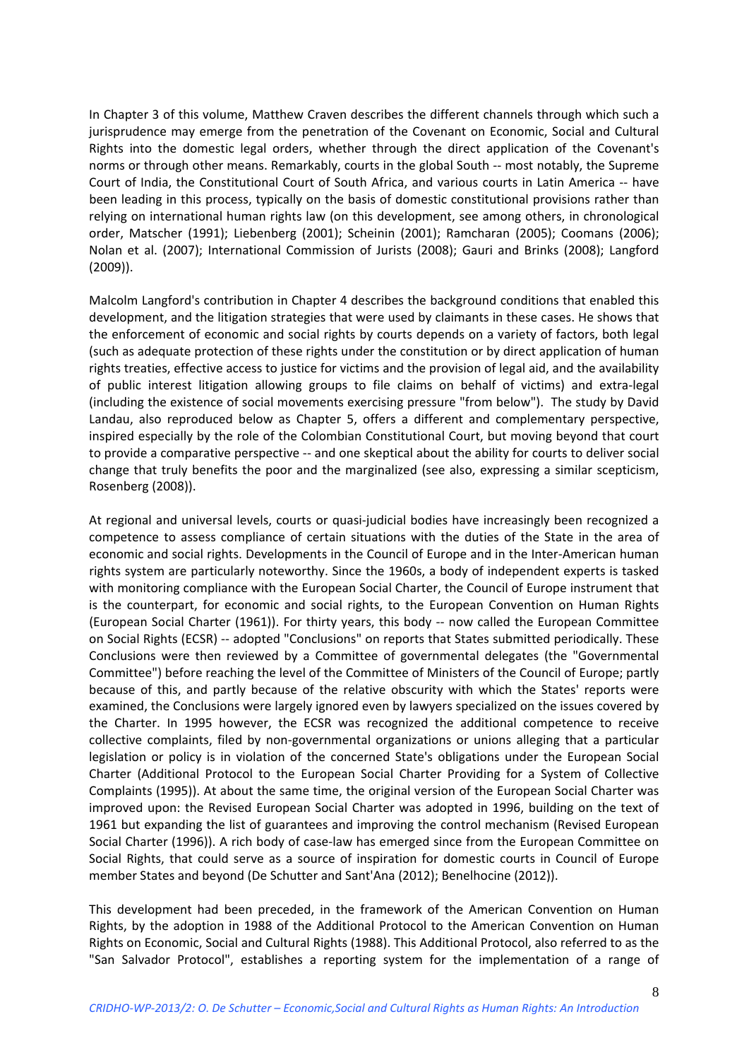In Chapter 3 of this volume, Matthew Craven describes the different channels through which such a jurisprudence may emerge from the penetration of the Covenant on Economic, Social and Cultural Rights into the domestic legal orders, whether through the direct application of the Covenant's norms or through other means. Remarkably, courts in the global South -- most notably, the Supreme Court of India, the Constitutional Court of South Africa, and various courts in Latin America -- have been leading in this process, typically on the basis of domestic constitutional provisions rather than relying on international human rights law (on this development, see among others, in chronological order, Matscher (1991); Liebenberg (2001); Scheinin (2001); Ramcharan (2005); Coomans (2006); Nolan et al. (2007); International Commission of Jurists (2008); Gauri and Brinks (2008); Langford (2009)).

Malcolm Langford's contribution in Chapter 4 describes the background conditions that enabled this development, and the litigation strategies that were used by claimants in these cases. He shows that the enforcement of economic and social rights by courts depends on a variety of factors, both legal (such as adequate protection of these rights under the constitution or by direct application of human rights treaties, effective access to justice for victims and the provision of legal aid, and the availability of public interest litigation allowing groups to file claims on behalf of victims) and extra-legal (including the existence of social movements exercising pressure "from below"). The study by David Landau, also reproduced below as Chapter 5, offers a different and complementary perspective, inspired especially by the role of the Colombian Constitutional Court, but moving beyond that court to provide a comparative perspective -- and one skeptical about the ability for courts to deliver social change that truly benefits the poor and the marginalized (see also, expressing a similar scepticism, Rosenberg (2008)).

At regional and universal levels, courts or quasi-judicial bodies have increasingly been recognized a competence to assess compliance of certain situations with the duties of the State in the area of economic and social rights. Developments in the Council of Europe and in the Inter-American human rights system are particularly noteworthy. Since the 1960s, a body of independent experts is tasked with monitoring compliance with the European Social Charter, the Council of Europe instrument that is the counterpart, for economic and social rights, to the European Convention on Human Rights (European Social Charter (1961)). For thirty years, this body -- now called the European Committee on Social Rights (ECSR) -- adopted "Conclusions" on reports that States submitted periodically. These Conclusions were then reviewed by a Committee of governmental delegates (the "Governmental Committee") before reaching the level of the Committee of Ministers of the Council of Europe; partly because of this, and partly because of the relative obscurity with which the States' reports were examined, the Conclusions were largely ignored even by lawyers specialized on the issues covered by the Charter. In 1995 however, the ECSR was recognized the additional competence to receive collective complaints, filed by non-governmental organizations or unions alleging that a particular legislation or policy is in violation of the concerned State's obligations under the European Social Charter (Additional Protocol to the European Social Charter Providing for a System of Collective Complaints (1995)). At about the same time, the original version of the European Social Charter was improved upon: the Revised European Social Charter was adopted in 1996, building on the text of 1961 but expanding the list of guarantees and improving the control mechanism (Revised European Social Charter (1996)). A rich body of case-law has emerged since from the European Committee on Social Rights, that could serve as a source of inspiration for domestic courts in Council of Europe member States and beyond (De Schutter and Sant'Ana (2012); Benelhocine (2012)).

This development had been preceded, in the framework of the American Convention on Human Rights, by the adoption in 1988 of the Additional Protocol to the American Convention on Human Rights on Economic, Social and Cultural Rights (1988). This Additional Protocol, also referred to as the "San Salvador Protocol", establishes a reporting system for the implementation of a range of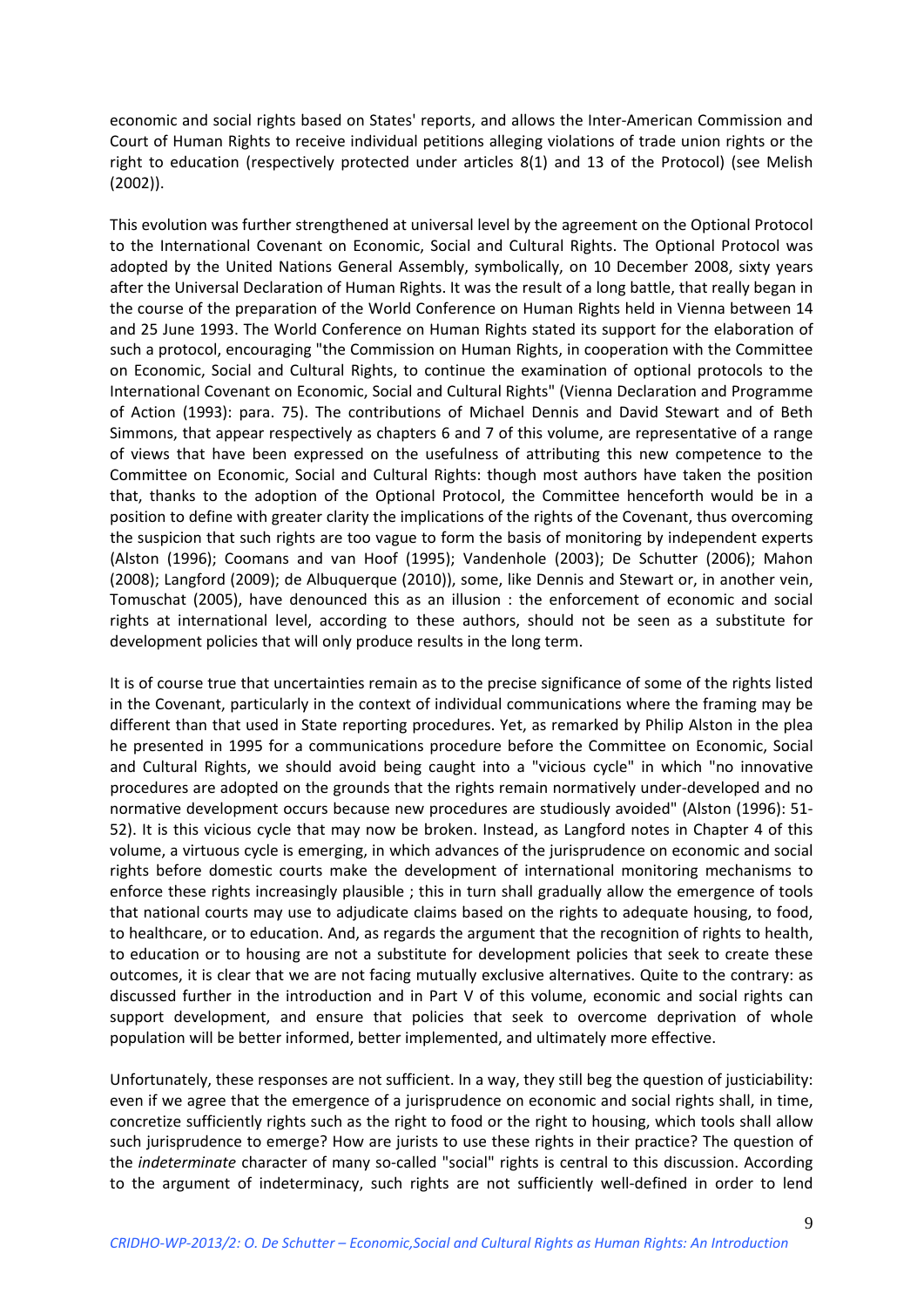economic and social rights based on States' reports, and allows the Inter-American Commission and Court of Human Rights to receive individual petitions alleging violations of trade union rights or the right to education (respectively protected under articles 8(1) and 13 of the Protocol) (see Melish (2002)).

This evolution was further strengthened at universal level by the agreement on the Optional Protocol to the International Covenant on Economic, Social and Cultural Rights. The Optional Protocol was adopted by the United Nations General Assembly, symbolically, on 10 December 2008, sixty years after the Universal Declaration of Human Rights. It was the result of a long battle, that really began in the course of the preparation of the World Conference on Human Rights held in Vienna between 14 and 25 June 1993. The World Conference on Human Rights stated its support for the elaboration of such a protocol, encouraging "the Commission on Human Rights, in cooperation with the Committee on Economic, Social and Cultural Rights, to continue the examination of optional protocols to the International Covenant on Economic, Social and Cultural Rights" (Vienna Declaration and Programme of Action (1993): para. 75). The contributions of Michael Dennis and David Stewart and of Beth Simmons, that appear respectively as chapters 6 and 7 of this volume, are representative of a range of views that have been expressed on the usefulness of attributing this new competence to the Committee on Economic, Social and Cultural Rights: though most authors have taken the position that, thanks to the adoption of the Optional Protocol, the Committee henceforth would be in a position to define with greater clarity the implications of the rights of the Covenant, thus overcoming the suspicion that such rights are too vague to form the basis of monitoring by independent experts (Alston (1996); Coomans and van Hoof (1995); Vandenhole (2003); De Schutter (2006); Mahon (2008); Langford (2009); de Albuquerque (2010)), some, like Dennis and Stewart or, in another vein, Tomuschat (2005), have denounced this as an illusion : the enforcement of economic and social rights at international level, according to these authors, should not be seen as a substitute for development policies that will only produce results in the long term.

It is of course true that uncertainties remain as to the precise significance of some of the rights listed in the Covenant, particularly in the context of individual communications where the framing may be different than that used in State reporting procedures. Yet, as remarked by Philip Alston in the plea he presented in 1995 for a communications procedure before the Committee on Economic, Social and Cultural Rights, we should avoid being caught into a "vicious cycle" in which "no innovative procedures are adopted on the grounds that the rights remain normatively under-developed and no normative development occurs because new procedures are studiously avoided" (Alston (1996): 51-52). It is this vicious cycle that may now be broken. Instead, as Langford notes in Chapter 4 of this volume, a virtuous cycle is emerging, in which advances of the jurisprudence on economic and social rights before domestic courts make the development of international monitoring mechanisms to enforce these rights increasingly plausible ; this in turn shall gradually allow the emergence of tools that national courts may use to adjudicate claims based on the rights to adequate housing, to food, to healthcare, or to education. And, as regards the argument that the recognition of rights to health, to education or to housing are not a substitute for development policies that seek to create these outcomes, it is clear that we are not facing mutually exclusive alternatives. Quite to the contrary: as discussed further in the introduction and in Part V of this volume, economic and social rights can support development, and ensure that policies that seek to overcome deprivation of whole population will be better informed, better implemented, and ultimately more effective.

Unfortunately, these responses are not sufficient. In a way, they still beg the question of justiciability: even if we agree that the emergence of a jurisprudence on economic and social rights shall, in time, concretize sufficiently rights such as the right to food or the right to housing, which tools shall allow such jurisprudence to emerge? How are jurists to use these rights in their practice? The question of the *indeterminate* character of many so-called "social" rights is central to this discussion. According to the argument of indeterminacy, such rights are not sufficiently well-defined in order to lend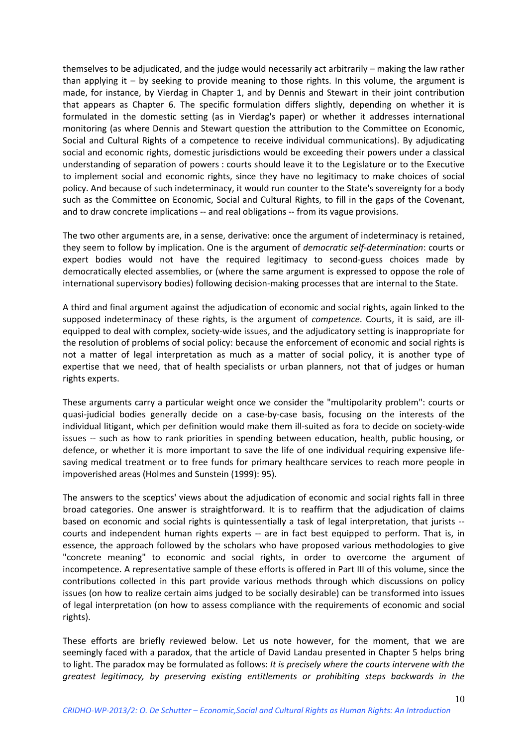themselves to be adjudicated, and the judge would necessarily act arbitrarily – making the law rather than applying it – by seeking to provide meaning to those rights. In this volume, the argument is made, for instance, by Vierdag in Chapter 1, and by Dennis and Stewart in their joint contribution that appears as Chapter 6. The specific formulation differs slightly, depending on whether it is formulated in the domestic setting (as in Vierdag's paper) or whether it addresses international monitoring (as where Dennis and Stewart question the attribution to the Committee on Economic, Social and Cultural Rights of a competence to receive individual communications). By adjudicating social and economic rights, domestic jurisdictions would be exceeding their powers under a classical understanding of separation of powers : courts should leave it to the Legislature or to the Executive to implement social and economic rights, since they have no legitimacy to make choices of social policy. And because of such indeterminacy, it would run counter to the State's sovereignty for a body such as the Committee on Economic, Social and Cultural Rights, to fill in the gaps of the Covenant, and to draw concrete implications -- and real obligations -- from its vague provisions.

The two other arguments are, in a sense, derivative: once the argument of indeterminacy is retained, they seem to follow by implication. One is the argument of *democratic self-determination*: courts or expert bodies would not have the required legitimacy to second-guess choices made by democratically elected assemblies, or (where the same argument is expressed to oppose the role of international supervisory bodies) following decision-making processes that are internal to the State.

A third and final argument against the adjudication of economic and social rights, again linked to the supposed indeterminacy of these rights, is the argument of *competence*. Courts, it is said, are ill-equipped to deal with complex, society-wide issues, and the adjudicatory setting is inappropriate for the resolution of problems of social policy: because the enforcement of economic and social rights is not a matter of legal interpretation as much as a matter of social policy, it is another type of expertise that we need, that of health specialists or urban planners, not that of judges or human rights experts.

These arguments carry a particular weight once we consider the "multipolarity problem": courts or quasi-judicial bodies generally decide on a case-by-case basis, focusing on the interests of the individual litigant, which per definition would make them ill-suited as fora to decide on society-wide issues -- such as how to rank priorities in spending between education, health, public housing, or defence, or whether it is more important to save the life of one individual requiring expensive life-saving medical treatment or to free funds for primary healthcare services to reach more people in impoverished areas (Holmes and Sunstein (1999): 95).

The answers to the sceptics' views about the adjudication of economic and social rights fall in three broad categories. One answer is straightforward. It is to reaffirm that the adjudication of claims based on economic and social rights is quintessentially a task of legal interpretation, that jurists -- courts and independent human rights experts -- are in fact best equipped to perform. That is, in essence, the approach followed by the scholars who have proposed various methodologies to give "concrete meaning" to economic and social rights, in order to overcome the argument of incompetence. A representative sample of these efforts is offered in Part III of this volume, since the contributions collected in this part provide various methods through which discussions on policy issues (on how to realize certain aims judged to be socially desirable) can be transformed into issues of legal interpretation (on how to assess compliance with the requirements of economic and social rights).

These efforts are briefly reviewed below. Let us note however, for the moment, that we are seemingly faced with a paradox, that the article of David Landau presented in Chapter 5 helps bring to light. The paradox may be formulated as follows: *It is precisely where the courts intervene with the greatest legitimacy, by preserving existing entitlements or prohibiting steps backwards in the*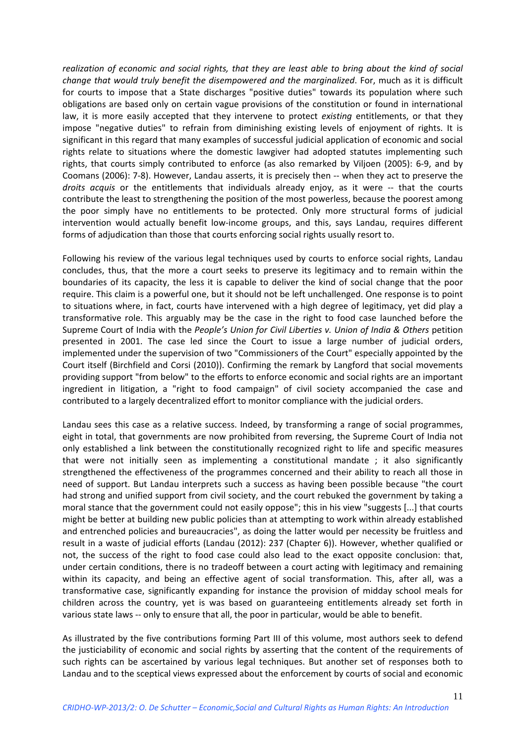*realization of economic and social rights, that they are least able to bring about the kind of social change that would truly benefit the disempowered and the marginalized*. For, much as it is difficult for courts to impose that a State discharges "positive duties" towards its population where such obligations are based only on certain vague provisions of the constitution or found in international law, it is more easily accepted that they intervene to protect *existing* entitlements, or that they impose "negative duties" to refrain from diminishing existing levels of enjoyment of rights. It is significant in this regard that many examples of successful judicial application of economic and social rights relate to situations where the domestic lawgiver had adopted statutes implementing such rights, that courts simply contributed to enforce (as also remarked by Viljoen (2005): 6-9, and by Coomans (2006): 7-8). However, Landau asserts, it is precisely then -- when they act to preserve the *droits acquis* or the entitlements that individuals already enjoy, as it were -- that the courts contribute the least to strengthening the position of the most powerless, because the poorest among the poor simply have no entitlements to be protected. Only more structural forms of judicial intervention would actually benefit low-income groups, and this, says Landau, requires different forms of adjudication than those that courts enforcing social rights usually resort to.

Following his review of the various legal techniques used by courts to enforce social rights, Landau concludes, thus, that the more a court seeks to preserve its legitimacy and to remain within the boundaries of its capacity, the less it is capable to deliver the kind of social change that the poor require. This claim is a powerful one, but it should not be left unchallenged. One response is to point to situations where, in fact, courts have intervened with a high degree of legitimacy, yet did play a transformative role. This arguably may be the case in the right to food case launched before the Supreme Court of India with the *People's Union for Civil Liberties v. Union of India & Others* petition presented in 2001. The case led since the Court to issue a large number of judicial orders, implemented under the supervision of two "Commissioners of the Court" especially appointed by the Court itself (Birchfield and Corsi (2010)). Confirming the remark by Langford that social movements providing support "from below" to the efforts to enforce economic and social rights are an important ingredient in litigation, a "right to food campaign" of civil society accompanied the case and contributed to a largely decentralized effort to monitor compliance with the judicial orders.

Landau sees this case as a relative success. Indeed, by transforming a range of social programmes, eight in total, that governments are now prohibited from reversing, the Supreme Court of India not only established a link between the constitutionally recognized right to life and specific measures that were not initially seen as implementing a constitutional mandate ; it also significantly strengthened the effectiveness of the programmes concerned and their ability to reach all those in need of support. But Landau interprets such a success as having been possible because "the court had strong and unified support from civil society, and the court rebuked the government by taking a moral stance that the government could not easily oppose"; this in his view "suggests [...] that courts might be better at building new public policies than at attempting to work within already established and entrenched policies and bureaucracies", as doing the latter would per necessity be fruitless and result in a waste of judicial efforts (Landau (2012): 237 (Chapter 6)). However, whether qualified or not, the success of the right to food case could also lead to the exact opposite conclusion: that, under certain conditions, there is no tradeoff between a court acting with legitimacy and remaining within its capacity, and being an effective agent of social transformation. This, after all, was a transformative case, significantly expanding for instance the provision of midday school meals for children across the country, yet is was based on guaranteeing entitlements already set forth in various state laws -- only to ensure that all, the poor in particular, would be able to benefit.

As illustrated by the five contributions forming Part III of this volume, most authors seek to defend the justiciability of economic and social rights by asserting that the content of the requirements of such rights can be ascertained by various legal techniques. But another set of responses both to Landau and to the sceptical views expressed about the enforcement by courts of social and economic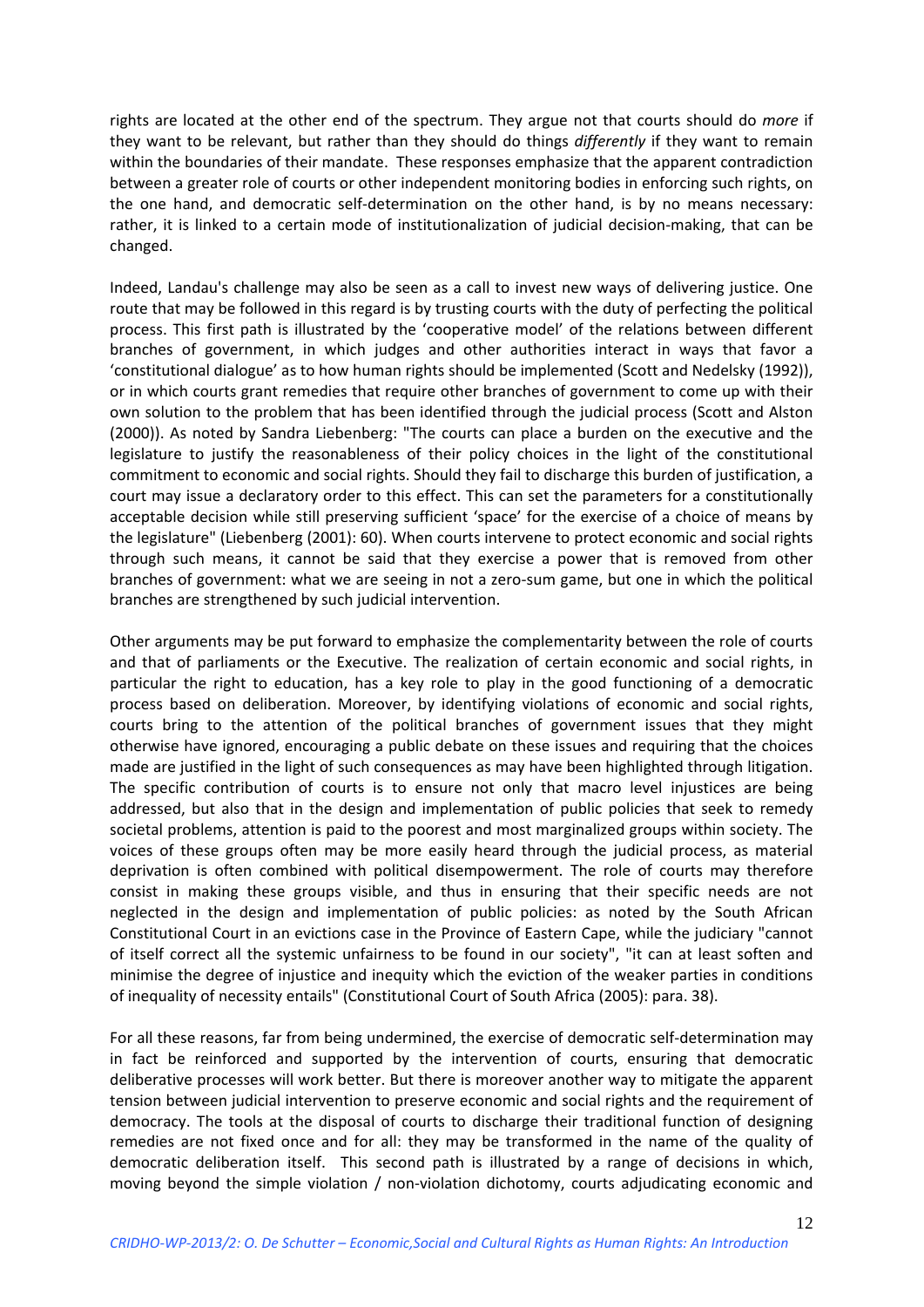rights are located at the other end of the spectrum. They argue not that courts should do *more* if they want to be relevant, but rather than they should do things *differently* if they want to remain within the boundaries of their mandate. These responses emphasize that the apparent contradiction between a greater role of courts or other independent monitoring bodies in enforcing such rights, on the one hand, and democratic self-determination on the other hand, is by no means necessary: rather, it is linked to a certain mode of institutionalization of judicial decision-making, that can be changed.

Indeed, Landau's challenge may also be seen as a call to invest new ways of delivering justice. One route that may be followed in this regard is by trusting courts with the duty of perfecting the political process. This first path is illustrated by the 'cooperative model' of the relations between different branches of government, in which judges and other authorities interact in ways that favor a 'constitutional dialogue' as to how human rights should be implemented (Scott and Nedelsky (1992)), or in which courts grant remedies that require other branches of government to come up with their own solution to the problem that has been identified through the judicial process (Scott and Alston (2000)). As noted by Sandra Liebenberg: "The courts can place a burden on the executive and the legislature to justify the reasonableness of their policy choices in the light of the constitutional commitment to economic and social rights. Should they fail to discharge this burden of justification, a court may issue a declaratory order to this effect. This can set the parameters for a constitutionally acceptable decision while still preserving sufficient 'space' for the exercise of a choice of means by the legislature" (Liebenberg (2001): 60). When courts intervene to protect economic and social rights through such means, it cannot be said that they exercise a power that is removed from other branches of government: what we are seeing in not a zero-sum game, but one in which the political branches are strengthened by such judicial intervention.

Other arguments may be put forward to emphasize the complementarity between the role of courts and that of parliaments or the Executive. The realization of certain economic and social rights, in particular the right to education, has a key role to play in the good functioning of a democratic process based on deliberation. Moreover, by identifying violations of economic and social rights, courts bring to the attention of the political branches of government issues that they might otherwise have ignored, encouraging a public debate on these issues and requiring that the choices made are justified in the light of such consequences as may have been highlighted through litigation. The specific contribution of courts is to ensure not only that macro level injustices are being addressed, but also that in the design and implementation of public policies that seek to remedy societal problems, attention is paid to the poorest and most marginalized groups within society. The voices of these groups often may be more easily heard through the judicial process, as material deprivation is often combined with political disempowerment. The role of courts may therefore consist in making these groups visible, and thus in ensuring that their specific needs are not neglected in the design and implementation of public policies: as noted by the South African Constitutional Court in an evictions case in the Province of Eastern Cape, while the judiciary "cannot of itself correct all the systemic unfairness to be found in our society", "it can at least soften and minimise the degree of injustice and inequity which the eviction of the weaker parties in conditions of inequality of necessity entails" (Constitutional Court of South Africa (2005): para. 38).

For all these reasons, far from being undermined, the exercise of democratic self-determination may in fact be reinforced and supported by the intervention of courts, ensuring that democratic deliberative processes will work better. But there is moreover another way to mitigate the apparent tension between judicial intervention to preserve economic and social rights and the requirement of democracy. The tools at the disposal of courts to discharge their traditional function of designing remedies are not fixed once and for all: they may be transformed in the name of the quality of democratic deliberation itself. This second path is illustrated by a range of decisions in which, moving beyond the simple violation / non-violation dichotomy, courts adjudicating economic and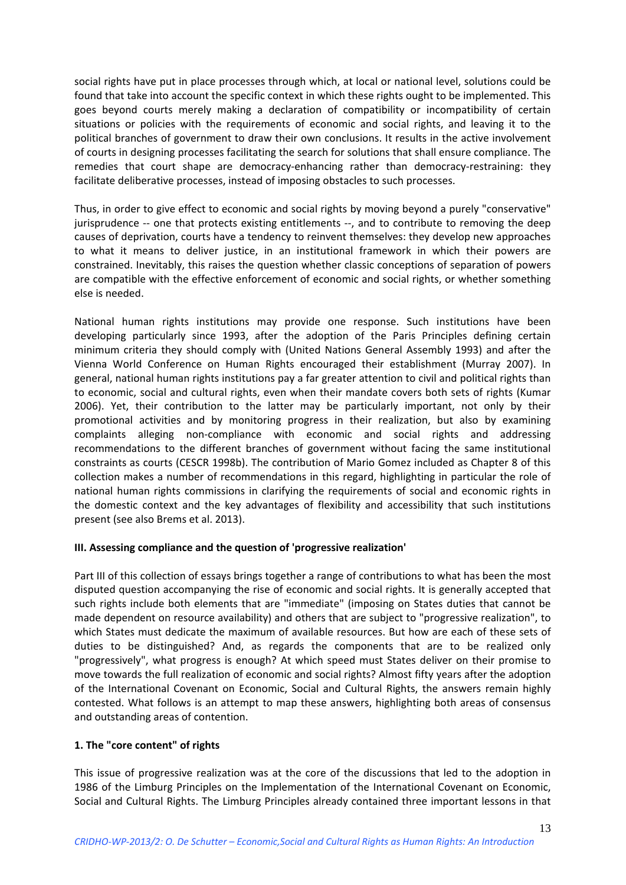social rights have put in place processes through which, at local or national level, solutions could be found that take into account the specific context in which these rights ought to be implemented. This goes beyond courts merely making a declaration of compatibility or incompatibility of certain situations or policies with the requirements of economic and social rights, and leaving it to the political branches of government to draw their own conclusions. It results in the active involvement of courts in designing processes facilitating the search for solutions that shall ensure compliance. The remedies that court shape are democracy-enhancing rather than democracy-restraining: they facilitate deliberative processes, instead of imposing obstacles to such processes.

Thus, in order to give effect to economic and social rights by moving beyond a purely "conservative" jurisprudence -- one that protects existing entitlements --, and to contribute to removing the deep causes of deprivation, courts have a tendency to reinvent themselves: they develop new approaches to what it means to deliver justice, in an institutional framework in which their powers are constrained. Inevitably, this raises the question whether classic conceptions of separation of powers are compatible with the effective enforcement of economic and social rights, or whether something else is needed.

National human rights institutions may provide one response. Such institutions have been developing particularly since 1993, after the adoption of the Paris Principles defining certain minimum criteria they should comply with (United Nations General Assembly 1993) and after the Vienna World Conference on Human Rights encouraged their establishment (Murray 2007). In general, national human rights institutions pay a far greater attention to civil and political rights than to economic, social and cultural rights, even when their mandate covers both sets of rights (Kumar 2006). Yet, their contribution to the latter may be particularly important, not only by their promotional activities and by monitoring progress in their realization, but also by examining complaints alleging non-compliance with economic and social rights and addressing recommendations to the different branches of government without facing the same institutional constraints as courts (CESCR 1998b). The contribution of Mario Gomez included as Chapter 8 of this collection makes a number of recommendations in this regard, highlighting in particular the role of national human rights commissions in clarifying the requirements of social and economic rights in the domestic context and the key advantages of flexibility and accessibility that such institutions present (see also Brems et al. 2013).

### III. Assessing compliance and the question of 'progressive realization'

Part III of this collection of essays brings together a range of contributions to what has been the most disputed question accompanying the rise of economic and social rights. It is generally accepted that such rights include both elements that are "immediate" (imposing on States duties that cannot be made dependent on resource availability) and others that are subject to "progressive realization", to which States must dedicate the maximum of available resources. But how are each of these sets of duties to be distinguished? And, as regards the components that are to be realized only "progressively", what progress is enough? At which speed must States deliver on their promise to move towards the full realization of economic and social rights? Almost fifty years after the adoption of the International Covenant on Economic, Social and Cultural Rights, the answers remain highly contested. What follows is an attempt to map these answers, highlighting both areas of consensus and outstanding areas of contention.

#### 1. The "core content" of rights

This issue of progressive realization was at the core of the discussions that led to the adoption in 1986 of the Limburg Principles on the Implementation of the International Covenant on Economic, Social and Cultural Rights. The Limburg Principles already contained three important lessons in that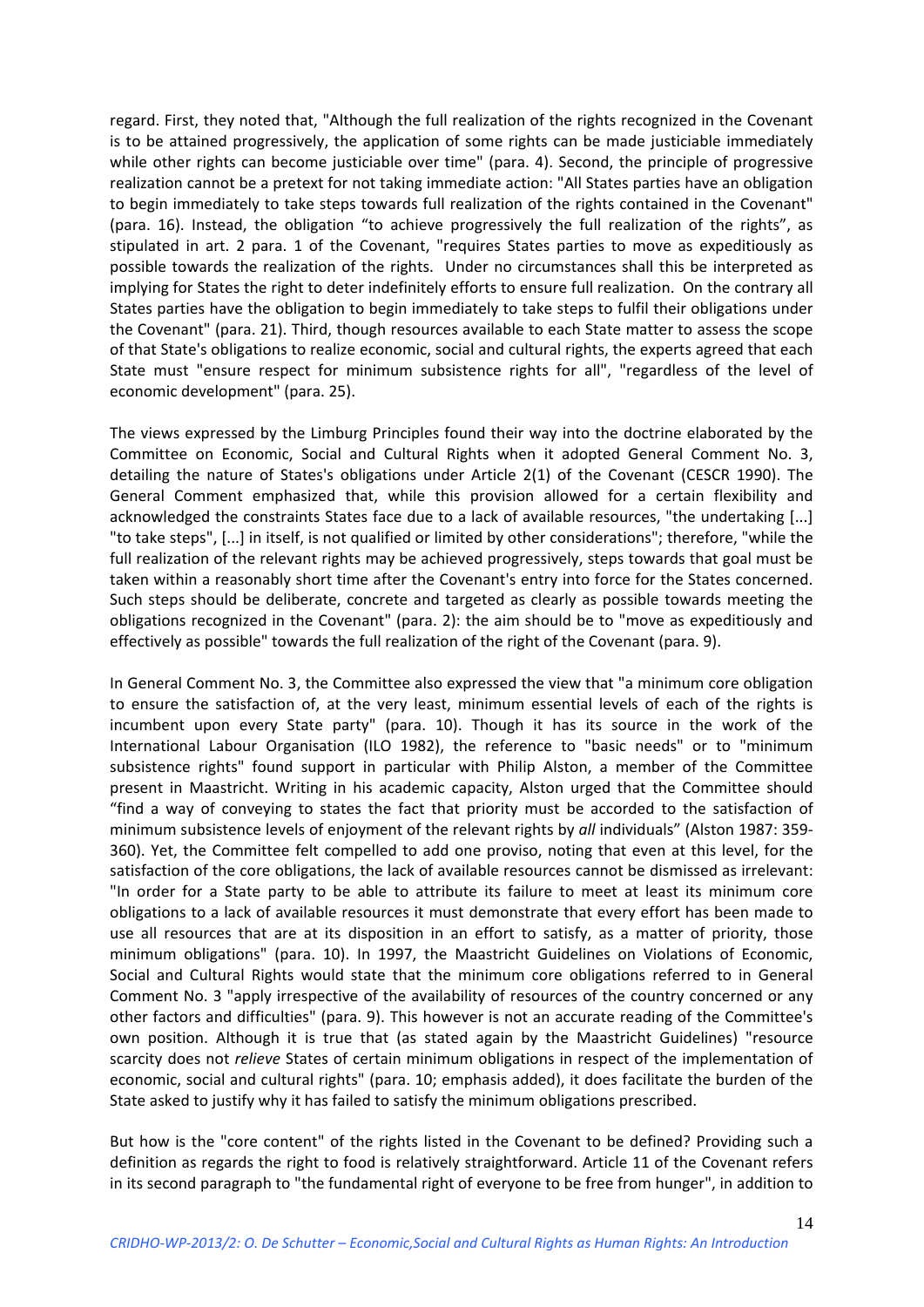regard. First, they noted that, "Although the full realization of the rights recognized in the Covenant is to be attained progressively, the application of some rights can be made justiciable immediately while other rights can become justiciable over time" (para. 4). Second, the principle of progressive realization cannot be a pretext for not taking immediate action: "All States parties have an obligation to begin immediately to take steps towards full realization of the rights contained in the Covenant" (para. 16). Instead, the obligation "to achieve progressively the full realization of the rights", as stipulated in art. 2 para. 1 of the Covenant, "requires States parties to move as expeditiously as possible towards the realization of the rights. Under no circumstances shall this be interpreted as implying for States the right to deter indefinitely efforts to ensure full realization. On the contrary all States parties have the obligation to begin immediately to take steps to fulfil their obligations under the Covenant" (para. 21). Third, though resources available to each State matter to assess the scope of that State's obligations to realize economic, social and cultural rights, the experts agreed that each State must "ensure respect for minimum subsistence rights for all", "regardless of the level of economic development" (para. 25).

The views expressed by the Limburg Principles found their way into the doctrine elaborated by the Committee on Economic, Social and Cultural Rights when it adopted General Comment No. 3, detailing the nature of States's obligations under Article 2(1) of the Covenant (CESCR 1990). The General Comment emphasized that, while this provision allowed for a certain flexibility and acknowledged the constraints States face due to a lack of available resources, "the undertaking [...] "to take steps", [...] in itself, is not qualified or limited by other considerations"; therefore, "while the full realization of the relevant rights may be achieved progressively, steps towards that goal must be taken within a reasonably short time after the Covenant's entry into force for the States concerned. Such steps should be deliberate, concrete and targeted as clearly as possible towards meeting the obligations recognized in the Covenant" (para. 2): the aim should be to "move as expeditiously and effectively as possible" towards the full realization of the right of the Covenant (para. 9).

In General Comment No. 3, the Committee also expressed the view that "a minimum core obligation to ensure the satisfaction of, at the very least, minimum essential levels of each of the rights is incumbent upon every State party" (para. 10). Though it has its source in the work of the International Labour Organisation (ILO 1982), the reference to "basic needs" or to "minimum subsistence rights" found support in particular with Philip Alston, a member of the Committee present in Maastricht. Writing in his academic capacity, Alston urged that the Committee should "find a way of conveying to states the fact that priority must be accorded to the satisfaction of minimum subsistence levels of enjoyment of the relevant rights by *all* individuals" (Alston 1987: 359-360). Yet, the Committee felt compelled to add one proviso, noting that even at this level, for the satisfaction of the core obligations, the lack of available resources cannot be dismissed as irrelevant: "In order for a State party to be able to attribute its failure to meet at least its minimum core obligations to a lack of available resources it must demonstrate that every effort has been made to use all resources that are at its disposition in an effort to satisfy, as a matter of priority, those minimum obligations" (para. 10). In 1997, the Maastricht Guidelines on Violations of Economic, Social and Cultural Rights would state that the minimum core obligations referred to in General Comment No. 3 "apply irrespective of the availability of resources of the country concerned or any other factors and difficulties" (para. 9). This however is not an accurate reading of the Committee's own position. Although it is true that (as stated again by the Maastricht Guidelines) "resource scarcity does not *relieve* States of certain minimum obligations in respect of the implementation of economic, social and cultural rights" (para. 10; emphasis added), it does facilitate the burden of the State asked to justify why it has failed to satisfy the minimum obligations prescribed.

But how is the "core content" of the rights listed in the Covenant to be defined? Providing such a definition as regards the right to food is relatively straightforward. Article 11 of the Covenant refers in its second paragraph to "the fundamental right of everyone to be free from hunger", in addition to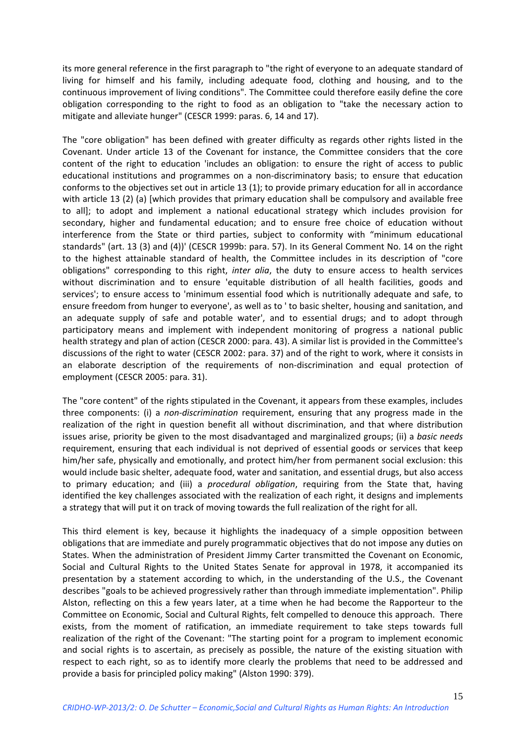its more general reference in the first paragraph to "the right of everyone to an adequate standard of living for himself and his family, including adequate food, clothing and housing, and to the continuous improvement of living conditions". The Committee could therefore easily define the core obligation corresponding to the right to food as an obligation to "take the necessary action to mitigate and alleviate hunger" (CESCR 1999: paras. 6, 14 and 17).

The "core obligation" has been defined with greater difficulty as regards other rights listed in the Covenant. Under article 13 of the Covenant for instance, the Committee considers that the core content of the right to education 'includes an obligation: to ensure the right of access to public educational institutions and programmes on a non-discriminatory basis; to ensure that education conforms to the objectives set out in article 13 (1); to provide primary education for all in accordance with article 13 (2) (a) [which provides that primary education shall be compulsory and available free to all]; to adopt and implement a national educational strategy which includes provision for secondary, higher and fundamental education; and to ensure free choice of education without interference from the State or third parties, subject to conformity with "minimum educational standards" (art. 13 (3) and (4))' (CESCR 1999b: para. 57). In its General Comment No. 14 on the right to the highest attainable standard of health, the Committee includes in its description of "core obligations" corresponding to this right, *inter alia*, the duty to ensure access to health services without discrimination and to ensure 'equitable distribution of all health facilities, goods and services'; to ensure access to 'minimum essential food which is nutritionally adequate and safe, to ensure freedom from hunger to everyone', as well as to ' to basic shelter, housing and sanitation, and an adequate supply of safe and potable water', and to essential drugs; and to adopt through participatory means and implement with independent monitoring of progress a national public health strategy and plan of action (CESCR 2000: para. 43). A similar list is provided in the Committee's discussions of the right to water (CESCR 2002: para. 37) and of the right to work, where it consists in an elaborate description of the requirements of non-discrimination and equal protection of employment (CESCR 2005: para. 31).

The "core content" of the rights stipulated in the Covenant, it appears from these examples, includes three components: (i) a *non-discrimination* requirement, ensuring that any progress made in the realization of the right in question benefit all without discrimination, and that where distribution issues arise, priority be given to the most disadvantaged and marginalized groups; (ii) a *basic needs* requirement, ensuring that each individual is not deprived of essential goods or services that keep him/her safe, physically and emotionally, and protect him/her from permanent social exclusion: this would include basic shelter, adequate food, water and sanitation, and essential drugs, but also access to primary education; and (iii) a *procedural obligation*, requiring from the State that, having identified the key challenges associated with the realization of each right, it designs and implements a strategy that will put it on track of moving towards the full realization of the right for all.

This third element is key, because it highlights the inadequacy of a simple opposition between obligations that are immediate and purely programmatic objectives that do not impose any duties on States. When the administration of President Jimmy Carter transmitted the Covenant on Economic, Social and Cultural Rights to the United States Senate for approval in 1978, it accompanied its presentation by a statement according to which, in the understanding of the U.S., the Covenant describes "goals to be achieved progressively rather than through immediate implementation". Philip Alston, reflecting on this a few years later, at a time when he had become the Rapporteur to the Committee on Economic, Social and Cultural Rights, felt compelled to denouce this approach. There exists, from the moment of ratification, an immediate requirement to take steps towards full realization of the right of the Covenant: "The starting point for a program to implement economic and social rights is to ascertain, as precisely as possible, the nature of the existing situation with respect to each right, so as to identify more clearly the problems that need to be addressed and provide a basis for principled policy making" (Alston 1990: 379).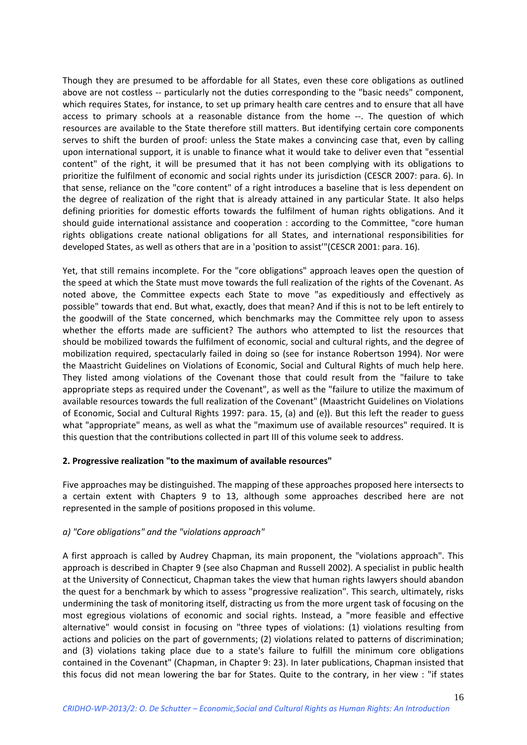Though they are presumed to be affordable for all States, even these core obligations as outlined above are not costless -- particularly not the duties corresponding to the "basic needs" component, which requires States, for instance, to set up primary health care centres and to ensure that all have access to primary schools at a reasonable distance from the home --. The question of which resources are available to the State therefore still matters. But identifying certain core components serves to shift the burden of proof: unless the State makes a convincing case that, even by calling upon international support, it is unable to finance what it would take to deliver even that "essential content" of the right, it will be presumed that it has not been complying with its obligations to prioritize the fulfilment of economic and social rights under its jurisdiction (CESCR 2007: para. 6). In that sense, reliance on the "core content" of a right introduces a baseline that is less dependent on the degree of realization of the right that is already attained in any particular State. It also helps defining priorities for domestic efforts towards the fulfilment of human rights obligations. And it should guide international assistance and cooperation : according to the Committee, "core human rights obligations create national obligations for all States, and international responsibilities for developed States, as well as others that are in a 'position to assist'"(CESCR 2001: para. 16).

Yet, that still remains incomplete. For the "core obligations" approach leaves open the question of the speed at which the State must move towards the full realization of the rights of the Covenant. As noted above, the Committee expects each State to move "as expeditiously and effectively as possible" towards that end. But what, exactly, does that mean? And if this is not to be left entirely to the goodwill of the State concerned, which benchmarks may the Committee rely upon to assess whether the efforts made are sufficient? The authors who attempted to list the resources that should be mobilized towards the fulfilment of economic, social and cultural rights, and the degree of mobilization required, spectacularly failed in doing so (see for instance Robertson 1994). Nor were the Maastricht Guidelines on Violations of Economic, Social and Cultural Rights of much help here. They listed among violations of the Covenant those that could result from the "failure to take appropriate steps as required under the Covenant", as well as the "failure to utilize the maximum of available resources towards the full realization of the Covenant" (Maastricht Guidelines on Violations of Economic, Social and Cultural Rights 1997: para. 15, (a) and (e)). But this left the reader to guess what "appropriate" means, as well as what the "maximum use of available resources" required. It is this question that the contributions collected in part III of this volume seek to address.

### 2. Progressive realization "to the maximum of available resources"

Five approaches may be distinguished. The mapping of these approaches proposed here intersects to a certain extent with Chapters 9 to 13, although some approaches described here are not represented in the sample of positions proposed in this volume.

#### *a) "Core obligations" and the "violations approach"*

A first approach is called by Audrey Chapman, its main proponent, the "violations approach". This approach is described in Chapter 9 (see also Chapman and Russell 2002). A specialist in public health at the University of Connecticut, Chapman takes the view that human rights lawyers should abandon the quest for a benchmark by which to assess "progressive realization". This search, ultimately, risks undermining the task of monitoring itself, distracting us from the more urgent task of focusing on the most egregious violations of economic and social rights. Instead, a "more feasible and effective alternative" would consist in focusing on "three types of violations: (1) violations resulting from actions and policies on the part of governments; (2) violations related to patterns of discrimination; and (3) violations taking place due to a state's failure to fulfill the minimum core obligations contained in the Covenant" (Chapman, in Chapter 9: 23). In later publications, Chapman insisted that this focus did not mean lowering the bar for States. Quite to the contrary, in her view : "if states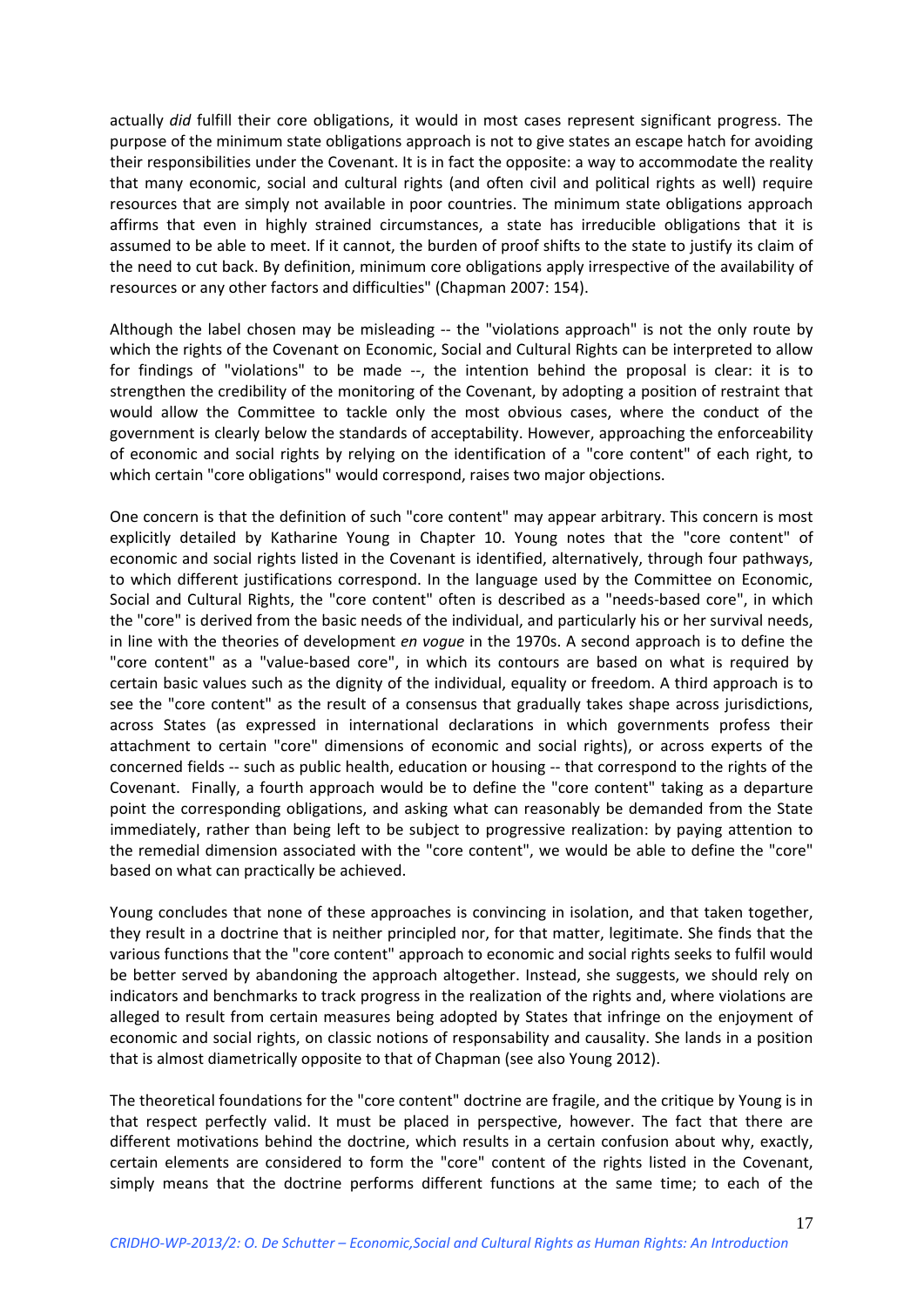actually *did* fulfill their core obligations, it would in most cases represent significant progress. The purpose of the minimum state obligations approach is not to give states an escape hatch for avoiding their responsibilities under the Covenant. It is in fact the opposite: a way to accommodate the reality that many economic, social and cultural rights (and often civil and political rights as well) require resources that are simply not available in poor countries. The minimum state obligations approach affirms that even in highly strained circumstances, a state has irreducible obligations that it is assumed to be able to meet. If it cannot, the burden of proof shifts to the state to justify its claim of the need to cut back. By definition, minimum core obligations apply irrespective of the availability of resources or any other factors and difficulties" (Chapman 2007: 154).

Although the label chosen may be misleading -- the "violations approach" is not the only route by which the rights of the Covenant on Economic, Social and Cultural Rights can be interpreted to allow for findings of "violations" to be made --, the intention behind the proposal is clear: it is to strengthen the credibility of the monitoring of the Covenant, by adopting a position of restraint that would allow the Committee to tackle only the most obvious cases, where the conduct of the government is clearly below the standards of acceptability. However, approaching the enforceability of economic and social rights by relying on the identification of a "core content" of each right, to which certain "core obligations" would correspond, raises two major objections.

One concern is that the definition of such "core content" may appear arbitrary. This concern is most explicitly detailed by Katharine Young in Chapter 10. Young notes that the "core content" of economic and social rights listed in the Covenant is identified, alternatively, through four pathways, to which different justifications correspond. In the language used by the Committee on Economic, Social and Cultural Rights, the "core content" often is described as a "needs-based core", in which the "core" is derived from the basic needs of the individual, and particularly his or her survival needs, in line with the theories of development *en vogue* in the 1970s. A second approach is to define the "core content" as a "value-based core", in which its contours are based on what is required by certain basic values such as the dignity of the individual, equality or freedom. A third approach is to see the "core content" as the result of a consensus that gradually takes shape across jurisdictions, across States (as expressed in international declarations in which governments profess their attachment to certain "core" dimensions of economic and social rights), or across experts of the concerned fields -- such as public health, education or housing -- that correspond to the rights of the Covenant. Finally, a fourth approach would be to define the "core content" taking as a departure point the corresponding obligations, and asking what can reasonably be demanded from the State immediately, rather than being left to be subject to progressive realization: by paying attention to the remedial dimension associated with the "core content", we would be able to define the "core" based on what can practically be achieved.

Young concludes that none of these approaches is convincing in isolation, and that taken together, they result in a doctrine that is neither principled nor, for that matter, legitimate. She finds that the various functions that the "core content" approach to economic and social rights seeks to fulfil would be better served by abandoning the approach altogether. Instead, she suggests, we should rely on indicators and benchmarks to track progress in the realization of the rights and, where violations are alleged to result from certain measures being adopted by States that infringe on the enjoyment of economic and social rights, on classic notions of responsability and causality. She lands in a position that is almost diametrically opposite to that of Chapman (see also Young 2012).

The theoretical foundations for the "core content" doctrine are fragile, and the critique by Young is in that respect perfectly valid. It must be placed in perspective, however. The fact that there are different motivations behind the doctrine, which results in a certain confusion about why, exactly, certain elements are considered to form the "core" content of the rights listed in the Covenant, simply means that the doctrine performs different functions at the same time; to each of the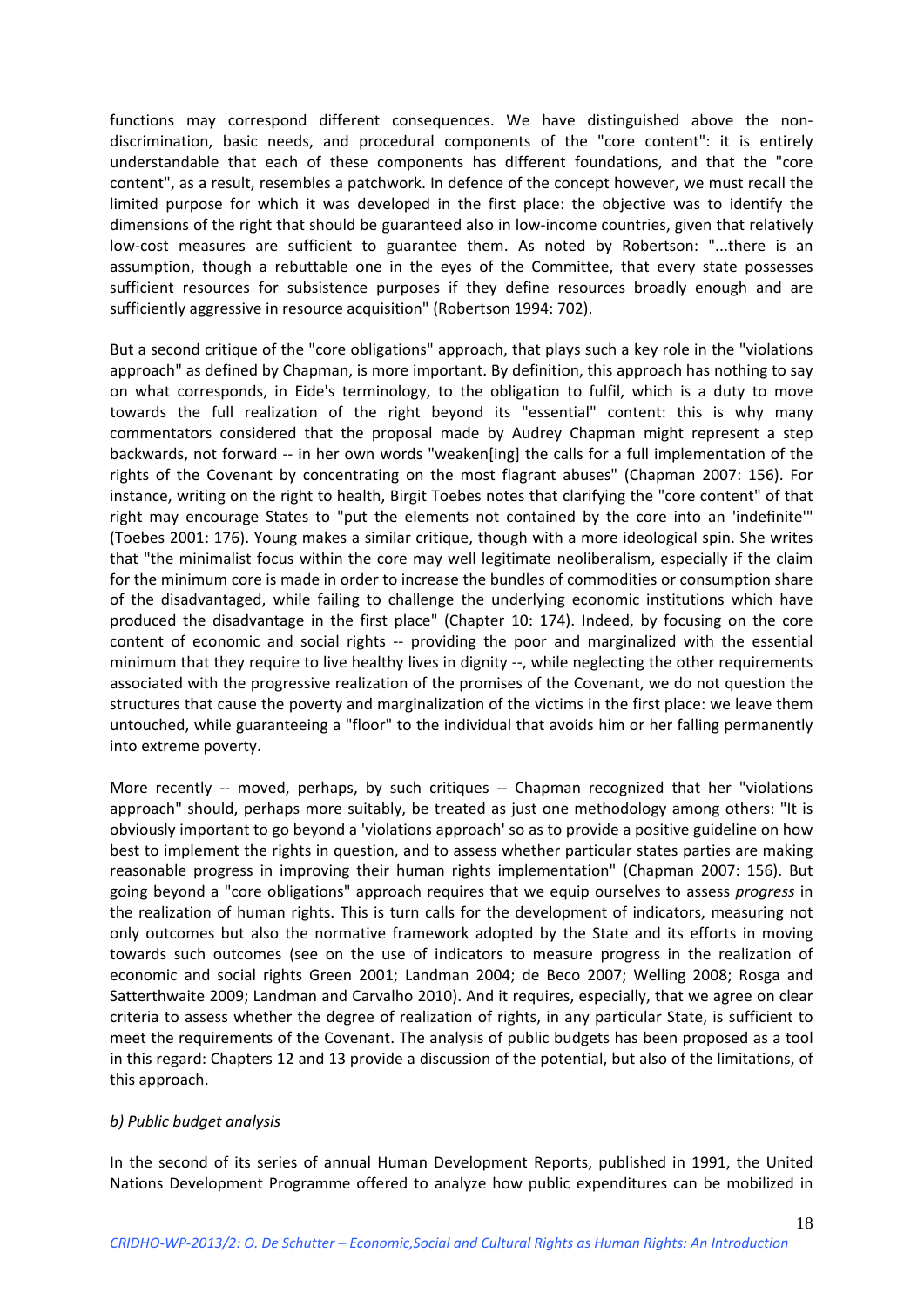functions may correspond different consequences. We have distinguished above the non-discrimination, basic needs, and procedural components of the "core content": it is entirely understandable that each of these components has different foundations, and that the "core content", as a result, resembles a patchwork. In defence of the concept however, we must recall the limited purpose for which it was developed in the first place: the objective was to identify the dimensions of the right that should be guaranteed also in low-income countries, given that relatively low-cost measures are sufficient to guarantee them. As noted by Robertson: "...there is an assumption, though a rebuttable one in the eyes of the Committee, that every state possesses sufficient resources for subsistence purposes if they define resources broadly enough and are sufficiently aggressive in resource acquisition" (Robertson 1994: 702).

But a second critique of the "core obligations" approach, that plays such a key role in the "violations approach" as defined by Chapman, is more important. By definition, this approach has nothing to say on what corresponds, in Eide's terminology, to the obligation to fulfil, which is a duty to move towards the full realization of the right beyond its "essential" content: this is why many commentators considered that the proposal made by Audrey Chapman might represent a step backwards, not forward -- in her own words "weaken[ing] the calls for a full implementation of the rights of the Covenant by concentrating on the most flagrant abuses" (Chapman 2007: 156). For instance, writing on the right to health, Birgit Toebes notes that clarifying the "core content" of that right may encourage States to "put the elements not contained by the core into an 'indefinite'" (Toebes 2001: 176). Young makes a similar critique, though with a more ideological spin. She writes that "the minimalist focus within the core may well legitimate neoliberalism, especially if the claim for the minimum core is made in order to increase the bundles of commodities or consumption share of the disadvantaged, while failing to challenge the underlying economic institutions which have produced the disadvantage in the first place" (Chapter 10: 174). Indeed, by focusing on the core content of economic and social rights -- providing the poor and marginalized with the essential minimum that they require to live healthy lives in dignity --, while neglecting the other requirements associated with the progressive realization of the promises of the Covenant, we do not question the structures that cause the poverty and marginalization of the victims in the first place: we leave them untouched, while guaranteeing a "floor" to the individual that avoids him or her falling permanently into extreme poverty.

More recently -- moved, perhaps, by such critiques -- Chapman recognized that her "violations approach" should, perhaps more suitably, be treated as just one methodology among others: "It is obviously important to go beyond a 'violations approach' so as to provide a positive guideline on how best to implement the rights in question, and to assess whether particular states parties are making reasonable progress in improving their human rights implementation" (Chapman 2007: 156). But going beyond a "core obligations" approach requires that we equip ourselves to assess *progress* in the realization of human rights. This is turn calls for the development of indicators, measuring not only outcomes but also the normative framework adopted by the State and its efforts in moving towards such outcomes (see on the use of indicators to measure progress in the realization of economic and social rights Green 2001; Landman 2004; de Beco 2007; Welling 2008; Rosga and Satterthwaite 2009; Landman and Carvalho 2010). And it requires, especially, that we agree on clear criteria to assess whether the degree of realization of rights, in any particular State, is sufficient to meet the requirements of the Covenant. The analysis of public budgets has been proposed as a tool in this regard: Chapters 12 and 13 provide a discussion of the potential, but also of the limitations, of this approach.

*b) Public budget analysis*

In the second of its series of annual Human Development Reports, published in 1991, the United Nations Development Programme offered to analyze how public expenditures can be mobilized in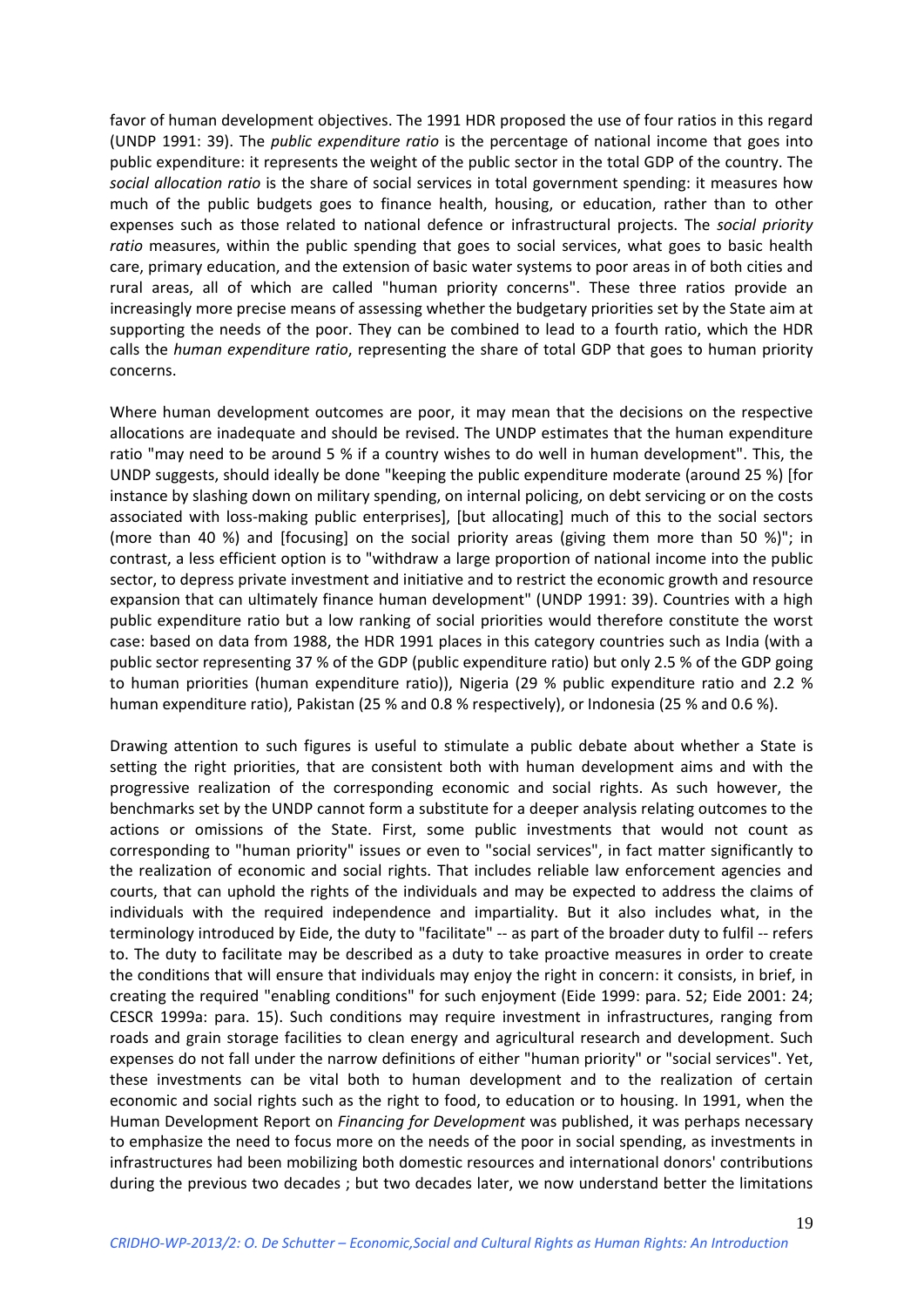favor of human development objectives. The 1991 HDR proposed the use of four ratios in this regard (UNDP 1991: 39). The *public expenditure ratio* is the percentage of national income that goes into public expenditure: it represents the weight of the public sector in the total GDP of the country. The *social allocation ratio* is the share of social services in total government spending: it measures how much of the public budgets goes to finance health, housing, or education, rather than to other expenses such as those related to national defence or infrastructural projects. The *social priority ratio* measures, within the public spending that goes to social services, what goes to basic health care, primary education, and the extension of basic water systems to poor areas in of both cities and rural areas, all of which are called "human priority concerns". These three ratios provide an increasingly more precise means of assessing whether the budgetary priorities set by the State aim at supporting the needs of the poor. They can be combined to lead to a fourth ratio, which the HDR calls the *human expenditure ratio*, representing the share of total GDP that goes to human priority concerns.

Where human development outcomes are poor, it may mean that the decisions on the respective allocations are inadequate and should be revised. The UNDP estimates that the human expenditure ratio "may need to be around 5 % if a country wishes to do well in human development". This, the UNDP suggests, should ideally be done "keeping the public expenditure moderate (around 25 %) [for instance by slashing down on military spending, on internal policing, on debt servicing or on the costs associated with loss-making public enterprises], [but allocating] much of this to the social sectors (more than 40 %) and [focusing] on the social priority areas (giving them more than 50 %)"; in contrast, a less efficient option is to "withdraw a large proportion of national income into the public sector, to depress private investment and initiative and to restrict the economic growth and resource expansion that can ultimately finance human development" (UNDP 1991: 39). Countries with a high public expenditure ratio but a low ranking of social priorities would therefore constitute the worst case: based on data from 1988, the HDR 1991 places in this category countries such as India (with a public sector representing 37 % of the GDP (public expenditure ratio) but only 2.5 % of the GDP going to human priorities (human expenditure ratio)), Nigeria (29 % public expenditure ratio and 2.2 % human expenditure ratio), Pakistan (25 % and 0.8 % respectively), or Indonesia (25 % and 0.6 %).

Drawing attention to such figures is useful to stimulate a public debate about whether a State is setting the right priorities, that are consistent both with human development aims and with the progressive realization of the corresponding economic and social rights. As such however, the benchmarks set by the UNDP cannot form a substitute for a deeper analysis relating outcomes to the actions or omissions of the State. First, some public investments that would not count as corresponding to "human priority" issues or even to "social services", in fact matter significantly to the realization of economic and social rights. That includes reliable law enforcement agencies and courts, that can uphold the rights of the individuals and may be expected to address the claims of individuals with the required independence and impartiality. But it also includes what, in the terminology introduced by Eide, the duty to "facilitate" -- as part of the broader duty to fulfil -- refers to. The duty to facilitate may be described as a duty to take proactive measures in order to create the conditions that will ensure that individuals may enjoy the right in concern: it consists, in brief, in creating the required "enabling conditions" for such enjoyment (Eide 1999: para. 52; Eide 2001: 24; CESCR 1999a: para. 15). Such conditions may require investment in infrastructures, ranging from roads and grain storage facilities to clean energy and agricultural research and development. Such expenses do not fall under the narrow definitions of either "human priority" or "social services". Yet, these investments can be vital both to human development and to the realization of certain economic and social rights such as the right to food, to education or to housing. In 1991, when the Human Development Report on *Financing for Development* was published, it was perhaps necessary to emphasize the need to focus more on the needs of the poor in social spending, as investments in infrastructures had been mobilizing both domestic resources and international donors' contributions during the previous two decades ; but two decades later, we now understand better the limitations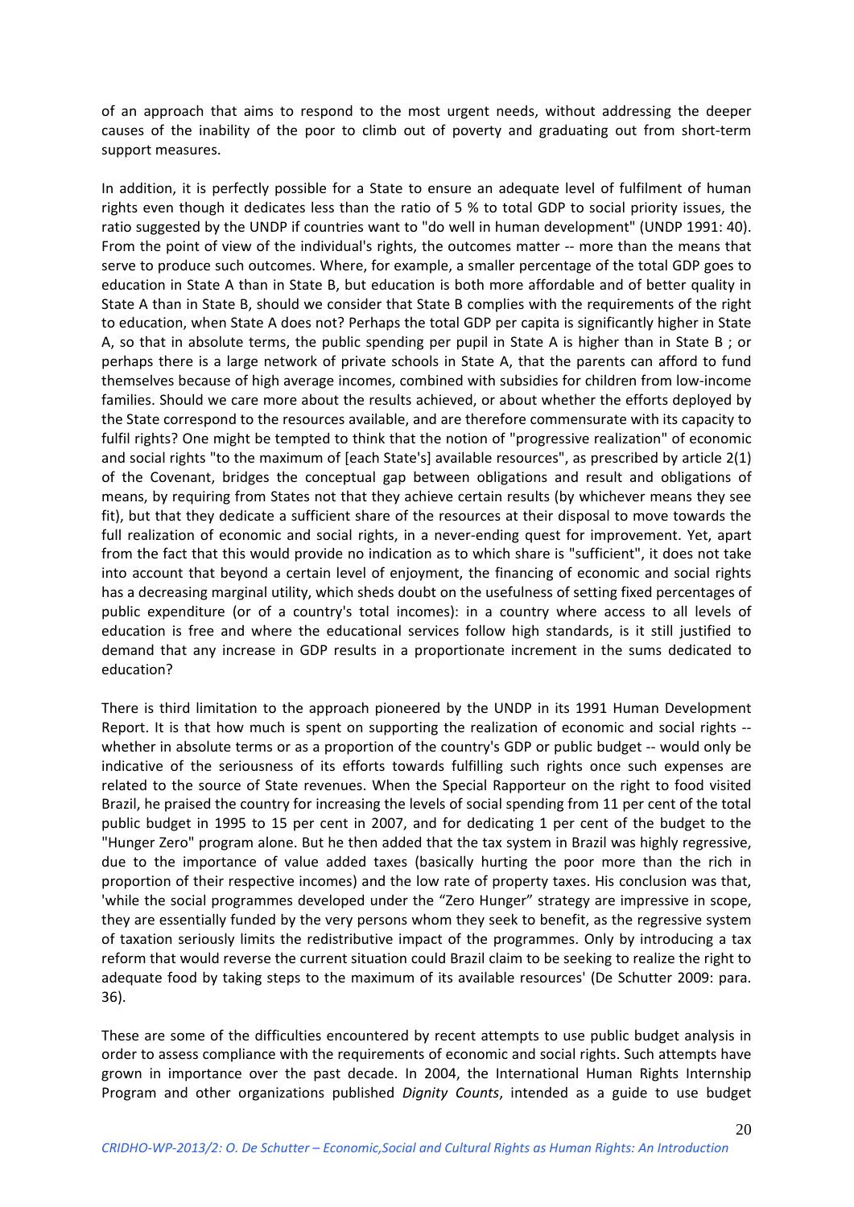of an approach that aims to respond to the most urgent needs, without addressing the deeper causes of the inability of the poor to climb out of poverty and graduating out from short-term support measures.

In addition, it is perfectly possible for a State to ensure an adequate level of fulfilment of human rights even though it dedicates less than the ratio of 5 % to total GDP to social priority issues, the ratio suggested by the UNDP if countries want to "do well in human development" (UNDP 1991: 40). From the point of view of the individual's rights, the outcomes matter -- more than the means that serve to produce such outcomes. Where, for example, a smaller percentage of the total GDP goes to education in State A than in State B, but education is both more affordable and of better quality in State A than in State B, should we consider that State B complies with the requirements of the right to education, when State A does not? Perhaps the total GDP per capita is significantly higher in State A, so that in absolute terms, the public spending per pupil in State A is higher than in State B ; or perhaps there is a large network of private schools in State A, that the parents can afford to fund themselves because of high average incomes, combined with subsidies for children from low-income families. Should we care more about the results achieved, or about whether the efforts deployed by the State correspond to the resources available, and are therefore commensurate with its capacity to fulfil rights? One might be tempted to think that the notion of "progressive realization" of economic and social rights "to the maximum of [each State's] available resources", as prescribed by article 2(1) of the Covenant, bridges the conceptual gap between obligations and result and obligations of means, by requiring from States not that they achieve certain results (by whichever means they see fit), but that they dedicate a sufficient share of the resources at their disposal to move towards the full realization of economic and social rights, in a never-ending quest for improvement. Yet, apart from the fact that this would provide no indication as to which share is "sufficient", it does not take into account that beyond a certain level of enjoyment, the financing of economic and social rights has a decreasing marginal utility, which sheds doubt on the usefulness of setting fixed percentages of public expenditure (or of a country's total incomes): in a country where access to all levels of education is free and where the educational services follow high standards, is it still justified to demand that any increase in GDP results in a proportionate increment in the sums dedicated to education?

There is third limitation to the approach pioneered by the UNDP in its 1991 Human Development Report. It is that how much is spent on supporting the realization of economic and social rights -- whether in absolute terms or as a proportion of the country's GDP or public budget -- would only be indicative of the seriousness of its efforts towards fulfilling such rights once such expenses are related to the source of State revenues. When the Special Rapporteur on the right to food visited Brazil, he praised the country for increasing the levels of social spending from 11 per cent of the total public budget in 1995 to 15 per cent in 2007, and for dedicating 1 per cent of the budget to the "Hunger Zero" program alone. But he then added that the tax system in Brazil was highly regressive, due to the importance of value added taxes (basically hurting the poor more than the rich in proportion of their respective incomes) and the low rate of property taxes. His conclusion was that, 'while the social programmes developed under the "Zero Hunger" strategy are impressive in scope, they are essentially funded by the very persons whom they seek to benefit, as the regressive system of taxation seriously limits the redistributive impact of the programmes. Only by introducing a tax reform that would reverse the current situation could Brazil claim to be seeking to realize the right to adequate food by taking steps to the maximum of its available resources' (De Schutter 2009: para. 36).

These are some of the difficulties encountered by recent attempts to use public budget analysis in order to assess compliance with the requirements of economic and social rights. Such attempts have grown in importance over the past decade. In 2004, the International Human Rights Internship Program and other organizations published *Dignity Counts*, intended as a guide to use budget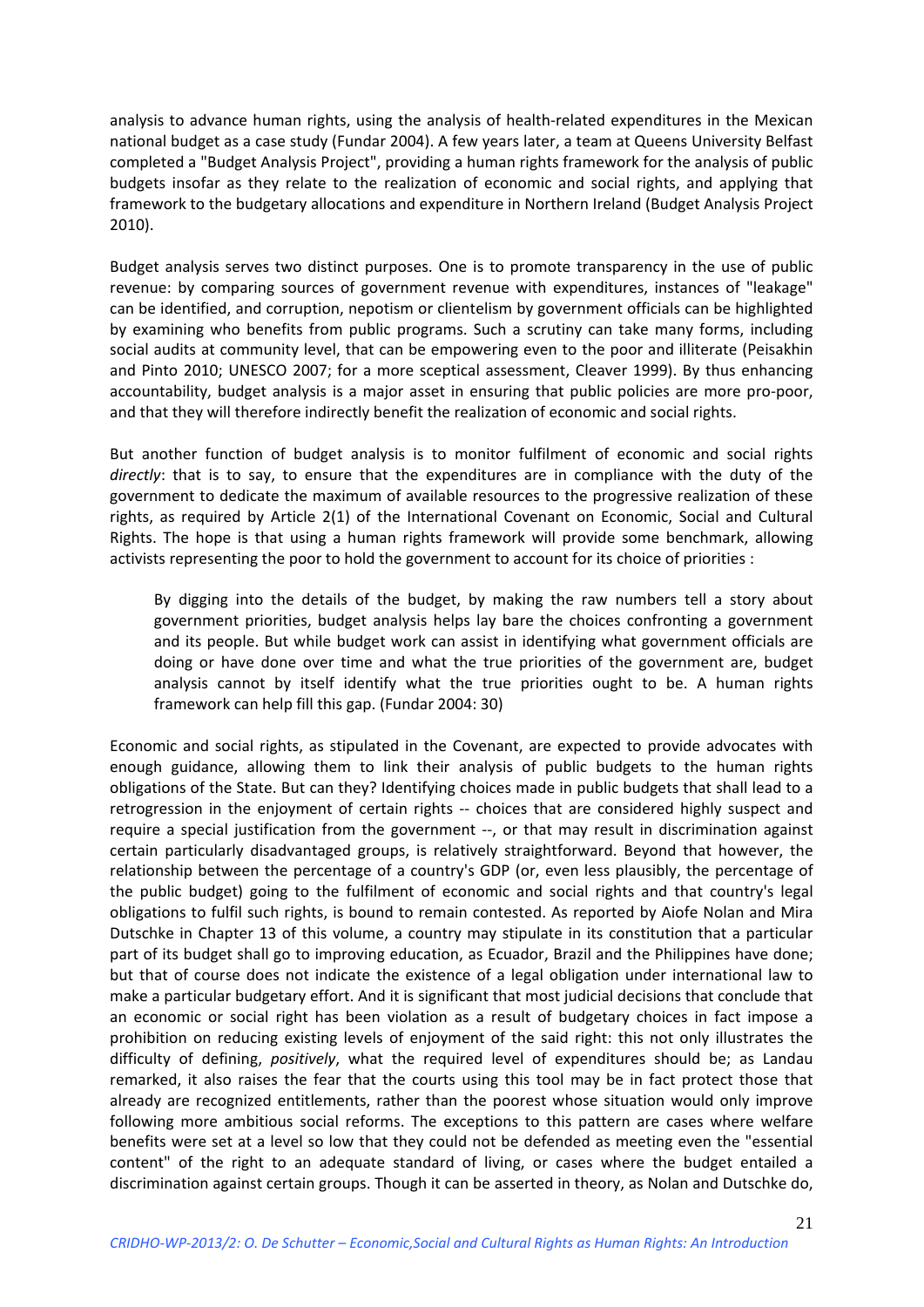analysis to advance human rights, using the analysis of health-related expenditures in the Mexican national budget as a case study (Fundar 2004). A few years later, a team at Queens University Belfast completed a "Budget Analysis Project", providing a human rights framework for the analysis of public budgets insofar as they relate to the realization of economic and social rights, and applying that framework to the budgetary allocations and expenditure in Northern Ireland (Budget Analysis Project 2010).

Budget analysis serves two distinct purposes. One is to promote transparency in the use of public revenue: by comparing sources of government revenue with expenditures, instances of "leakage" can be identified, and corruption, nepotism or clientelism by government officials can be highlighted by examining who benefits from public programs. Such a scrutiny can take many forms, including social audits at community level, that can be empowering even to the poor and illiterate (Peisakhin and Pinto 2010; UNESCO 2007; for a more sceptical assessment, Cleaver 1999). By thus enhancing accountability, budget analysis is a major asset in ensuring that public policies are more pro-poor, and that they will therefore indirectly benefit the realization of economic and social rights.

But another function of budget analysis is to monitor fulfilment of economic and social rights *directly*: that is to say, to ensure that the expenditures are in compliance with the duty of the government to dedicate the maximum of available resources to the progressive realization of these rights, as required by Article 2(1) of the International Covenant on Economic, Social and Cultural Rights. The hope is that using a human rights framework will provide some benchmark, allowing activists representing the poor to hold the government to account for its choice of priorities :

> By digging into the details of the budget, by making the raw numbers tell a story about government priorities, budget analysis helps lay bare the choices confronting a government and its people. But while budget work can assist in identifying what government officials are doing or have done over time and what the true priorities of the government are, budget analysis cannot by itself identify what the true priorities ought to be. A human rights framework can help fill this gap. (Fundar 2004: 30)

Economic and social rights, as stipulated in the Covenant, are expected to provide advocates with enough guidance, allowing them to link their analysis of public budgets to the human rights obligations of the State. But can they? Identifying choices made in public budgets that shall lead to a retrogression in the enjoyment of certain rights -- choices that are considered highly suspect and require a special justification from the government --, or that may result in discrimination against certain particularly disadvantaged groups, is relatively straightforward. Beyond that however, the relationship between the percentage of a country's GDP (or, even less plausibly, the percentage of the public budget) going to the fulfilment of economic and social rights and that country's legal obligations to fulfil such rights, is bound to remain contested. As reported by Aiofe Nolan and Mira Dutschke in Chapter 13 of this volume, a country may stipulate in its constitution that a particular part of its budget shall go to improving education, as Ecuador, Brazil and the Philippines have done; but that of course does not indicate the existence of a legal obligation under international law to make a particular budgetary effort. And it is significant that most judicial decisions that conclude that an economic or social right has been violation as a result of budgetary choices in fact impose a prohibition on reducing existing levels of enjoyment of the said right: this not only illustrates the difficulty of defining, *positively*, what the required level of expenditures should be; as Landau remarked, it also raises the fear that the courts using this tool may be in fact protect those that already are recognized entitlements, rather than the poorest whose situation would only improve following more ambitious social reforms. The exceptions to this pattern are cases where welfare benefits were set at a level so low that they could not be defended as meeting even the "essential content" of the right to an adequate standard of living, or cases where the budget entailed a discrimination against certain groups. Though it can be asserted in theory, as Nolan and Dutschke do,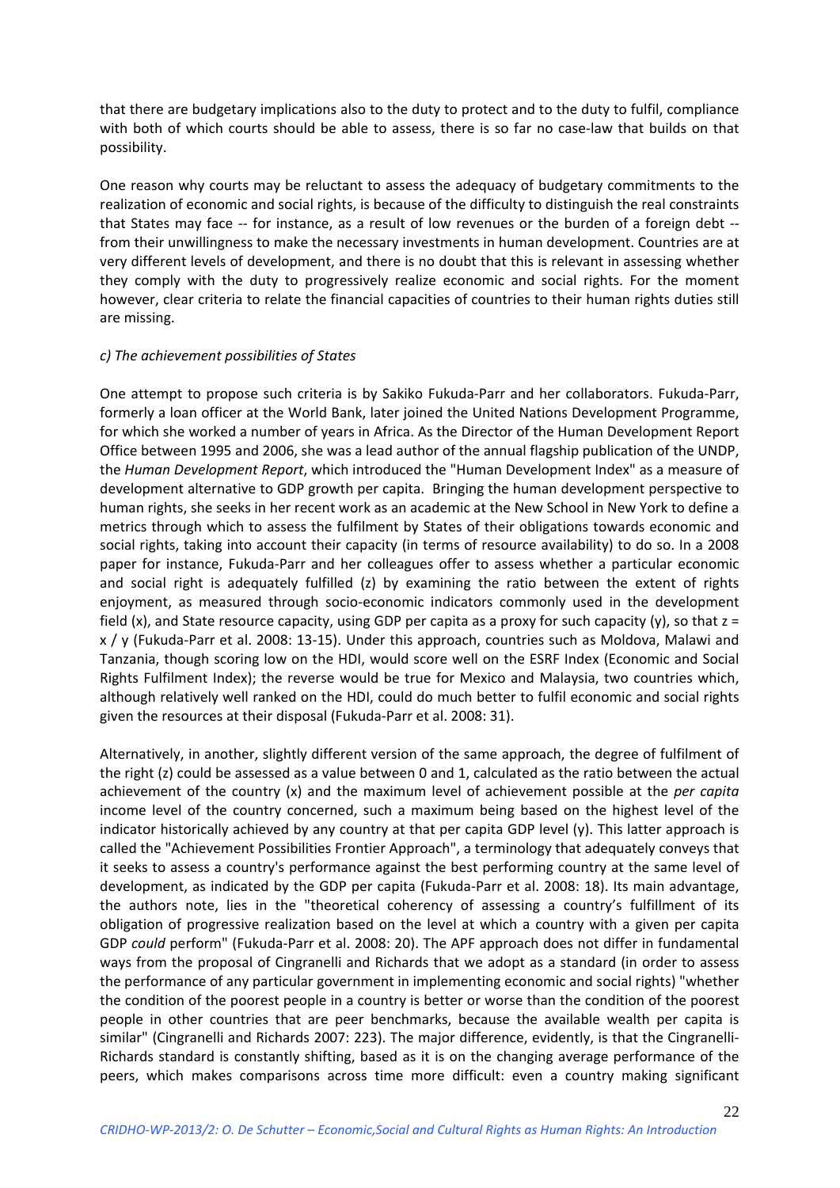that there are budgetary implications also to the duty to protect and to the duty to fulfil, compliance with both of which courts should be able to assess, there is so far no case-law that builds on that possibility.

One reason why courts may be reluctant to assess the adequacy of budgetary commitments to the realization of economic and social rights, is because of the difficulty to distinguish the real constraints that States may face -- for instance, as a result of low revenues or the burden of a foreign debt -- from their unwillingness to make the necessary investments in human development. Countries are at very different levels of development, and there is no doubt that this is relevant in assessing whether they comply with the duty to progressively realize economic and social rights. For the moment however, clear criteria to relate the financial capacities of countries to their human rights duties still are missing.

*c) The achievement possibilities of States*

One attempt to propose such criteria is by Sakiko Fukuda-Parr and her collaborators. Fukuda-Parr, formerly a loan officer at the World Bank, later joined the United Nations Development Programme, for which she worked a number of years in Africa. As the Director of the Human Development Report Office between 1995 and 2006, she was a lead author of the annual flagship publication of the UNDP, the *Human Development Report*, which introduced the "Human Development Index" as a measure of development alternative to GDP growth per capita. Bringing the human development perspective to human rights, she seeks in her recent work as an academic at the New School in New York to define a metrics through which to assess the fulfilment by States of their obligations towards economic and social rights, taking into account their capacity (in terms of resource availability) to do so. In a 2008 paper for instance, Fukuda-Parr and her colleagues offer to assess whether a particular economic and social right is adequately fulfilled (z) by examining the ratio between the extent of rights enjoyment, as measured through socio-economic indicators commonly used in the development field (x), and State resource capacity, using GDP per capita as a proxy for such capacity (y), so that $z = x / y$ (Fukuda-Parr et al. 2008: 13-15). Under this approach, countries such as Moldova, Malawi and Tanzania, though scoring low on the HDI, would score well on the ESRF Index (Economic and Social Rights Fulfilment Index); the reverse would be true for Mexico and Malaysia, two countries which, although relatively well ranked on the HDI, could do much better to fulfil economic and social rights given the resources at their disposal (Fukuda-Parr et al. 2008: 31).

Alternatively, in another, slightly different version of the same approach, the degree of fulfilment of the right (z) could be assessed as a value between 0 and 1, calculated as the ratio between the actual achievement of the country (x) and the maximum level of achievement possible at the *per capita* income level of the country concerned, such a maximum being based on the highest level of the indicator historically achieved by any country at that per capita GDP level (y). This latter approach is called the "Achievement Possibilities Frontier Approach", a terminology that adequately conveys that it seeks to assess a country's performance against the best performing country at the same level of development, as indicated by the GDP per capita (Fukuda-Parr et al. 2008: 18). Its main advantage, the authors note, lies in the "theoretical coherency of assessing a country's fulfillment of its obligation of progressive realization based on the level at which a country with a given per capita GDP *could* perform" (Fukuda-Parr et al. 2008: 20). The APF approach does not differ in fundamental ways from the proposal of Cingranelli and Richards that we adopt as a standard (in order to assess the performance of any particular government in implementing economic and social rights) "whether the condition of the poorest people in a country is better or worse than the condition of the poorest people in other countries that are peer benchmarks, because the available wealth per capita is similar" (Cingranelli and Richards 2007: 223). The major difference, evidently, is that the Cingranelli-Richards standard is constantly shifting, based as it is on the changing average performance of the peers, which makes comparisons across time more difficult: even a country making significant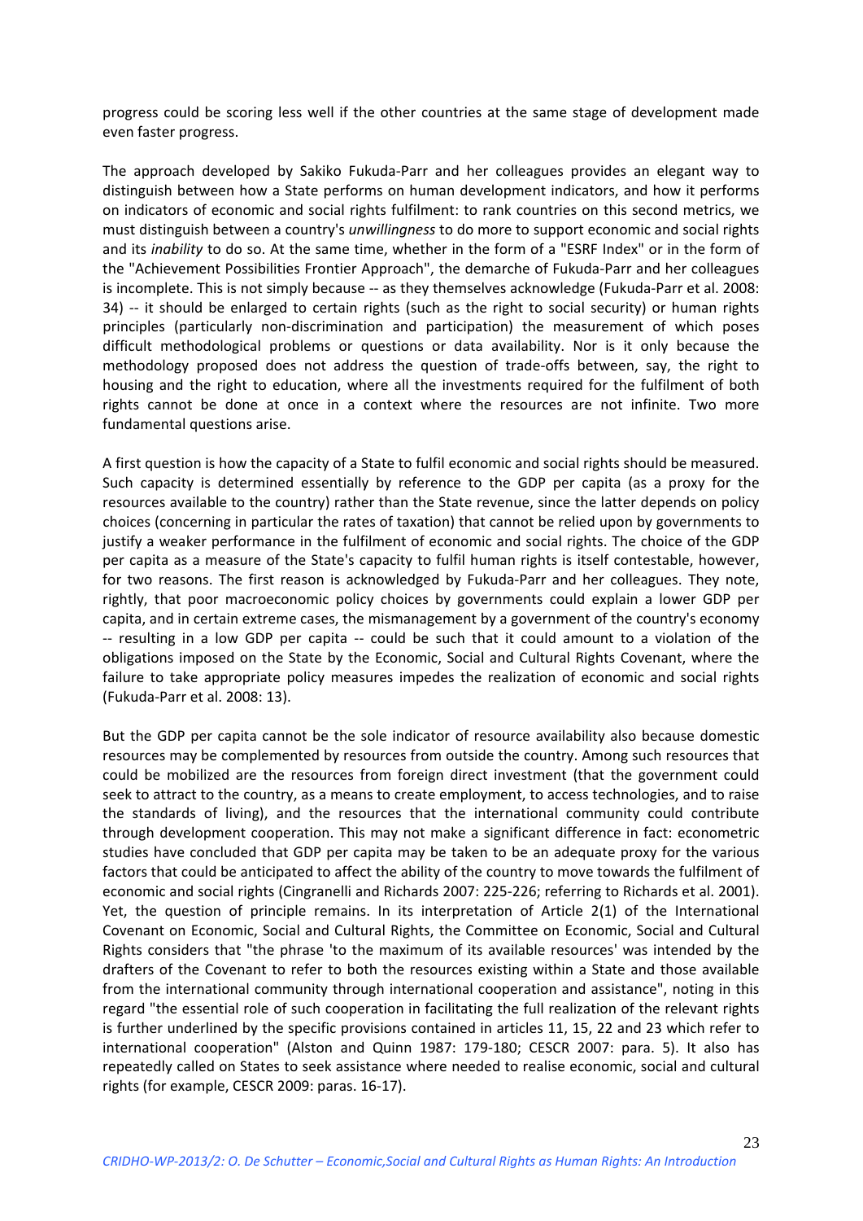progress could be scoring less well if the other countries at the same stage of development made even faster progress.

The approach developed by Sakiko Fukuda-Parr and her colleagues provides an elegant way to distinguish between how a State performs on human development indicators, and how it performs on indicators of economic and social rights fulfilment: to rank countries on this second metrics, we must distinguish between a country's *unwillingness* to do more to support economic and social rights and its *inability* to do so. At the same time, whether in the form of a "ESRF Index" or in the form of the "Achievement Possibilities Frontier Approach", the demarche of Fukuda-Parr and her colleagues is incomplete. This is not simply because -- as they themselves acknowledge (Fukuda-Parr et al. 2008: 34) -- it should be enlarged to certain rights (such as the right to social security) or human rights principles (particularly non-discrimination and participation) the measurement of which poses difficult methodological problems or questions or data availability. Nor is it only because the methodology proposed does not address the question of trade-offs between, say, the right to housing and the right to education, where all the investments required for the fulfilment of both rights cannot be done at once in a context where the resources are not infinite. Two more fundamental questions arise.

A first question is how the capacity of a State to fulfil economic and social rights should be measured. Such capacity is determined essentially by reference to the GDP per capita (as a proxy for the resources available to the country) rather than the State revenue, since the latter depends on policy choices (concerning in particular the rates of taxation) that cannot be relied upon by governments to justify a weaker performance in the fulfilment of economic and social rights. The choice of the GDP per capita as a measure of the State's capacity to fulfil human rights is itself contestable, however, for two reasons. The first reason is acknowledged by Fukuda-Parr and her colleagues. They note, rightly, that poor macroeconomic policy choices by governments could explain a lower GDP per capita, and in certain extreme cases, the mismanagement by a government of the country's economy -- resulting in a low GDP per capita -- could be such that it could amount to a violation of the obligations imposed on the State by the Economic, Social and Cultural Rights Covenant, where the failure to take appropriate policy measures impedes the realization of economic and social rights (Fukuda-Parr et al. 2008: 13).

But the GDP per capita cannot be the sole indicator of resource availability also because domestic resources may be complemented by resources from outside the country. Among such resources that could be mobilized are the resources from foreign direct investment (that the government could seek to attract to the country, as a means to create employment, to access technologies, and to raise the standards of living), and the resources that the international community could contribute through development cooperation. This may not make a significant difference in fact: econometric studies have concluded that GDP per capita may be taken to be an adequate proxy for the various factors that could be anticipated to affect the ability of the country to move towards the fulfilment of economic and social rights (Cingranelli and Richards 2007: 225-226; referring to Richards et al. 2001). Yet, the question of principle remains. In its interpretation of Article 2(1) of the International Covenant on Economic, Social and Cultural Rights, the Committee on Economic, Social and Cultural Rights considers that "the phrase 'to the maximum of its available resources' was intended by the drafters of the Covenant to refer to both the resources existing within a State and those available from the international community through international cooperation and assistance", noting in this regard "the essential role of such cooperation in facilitating the full realization of the relevant rights is further underlined by the specific provisions contained in articles 11, 15, 22 and 23 which refer to international cooperation" (Alston and Quinn 1987: 179-180; CESCR 2007: para. 5). It also has repeatedly called on States to seek assistance where needed to realise economic, social and cultural rights (for example, CESCR 2009: paras. 16-17).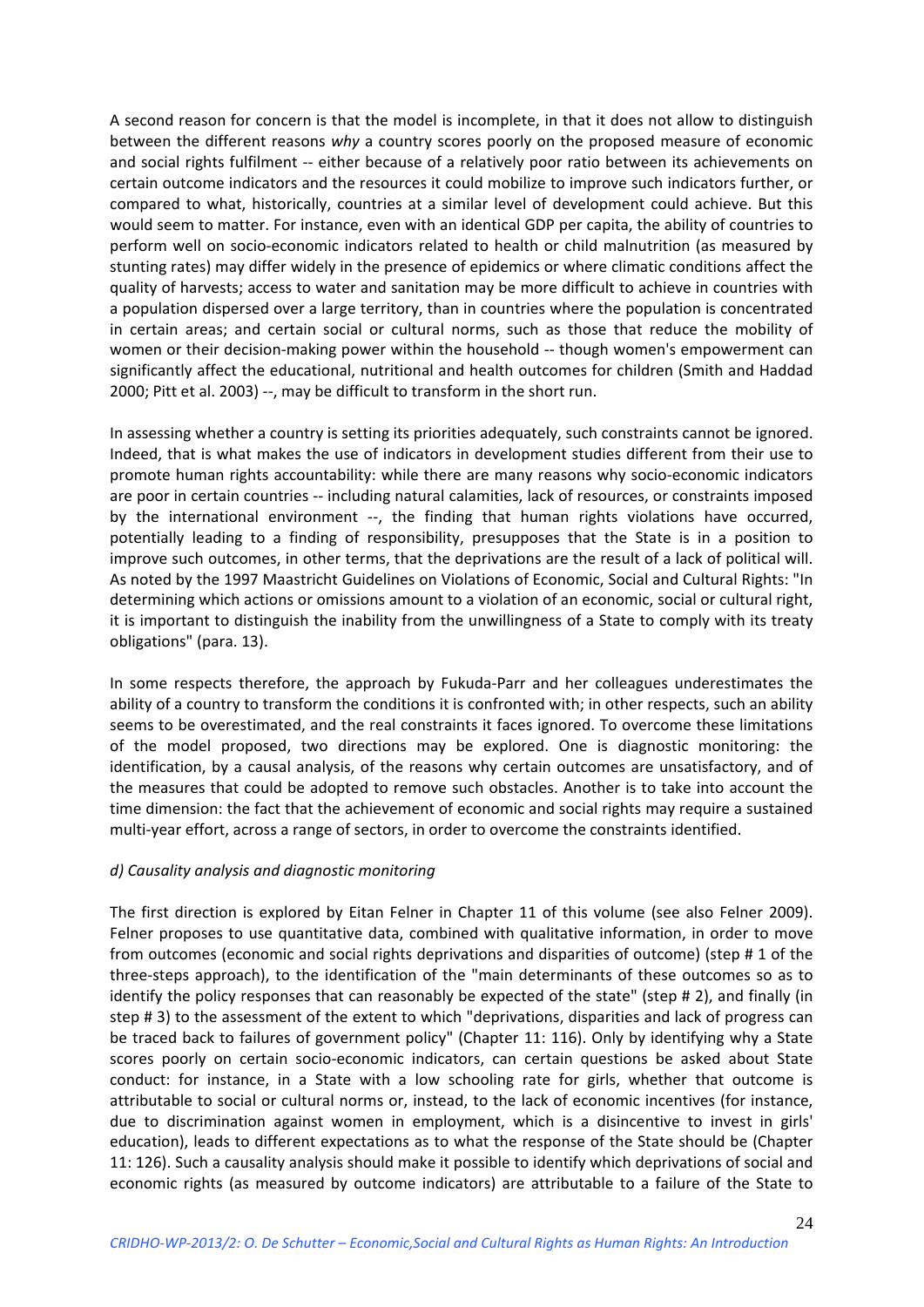A second reason for concern is that the model is incomplete, in that it does not allow to distinguish between the different reasons *why* a country scores poorly on the proposed measure of economic and social rights fulfilment -- either because of a relatively poor ratio between its achievements on certain outcome indicators and the resources it could mobilize to improve such indicators further, or compared to what, historically, countries at a similar level of development could achieve. But this would seem to matter. For instance, even with an identical GDP per capita, the ability of countries to perform well on socio-economic indicators related to health or child malnutrition (as measured by stunting rates) may differ widely in the presence of epidemics or where climatic conditions affect the quality of harvests; access to water and sanitation may be more difficult to achieve in countries with a population dispersed over a large territory, than in countries where the population is concentrated in certain areas; and certain social or cultural norms, such as those that reduce the mobility of women or their decision-making power within the household -- though women's empowerment can significantly affect the educational, nutritional and health outcomes for children (Smith and Haddad 2000; Pitt et al. 2003) --, may be difficult to transform in the short run.

In assessing whether a country is setting its priorities adequately, such constraints cannot be ignored. Indeed, that is what makes the use of indicators in development studies different from their use to promote human rights accountability: while there are many reasons why socio-economic indicators are poor in certain countries -- including natural calamities, lack of resources, or constraints imposed by the international environment --, the finding that human rights violations have occurred, potentially leading to a finding of responsibility, presupposes that the State is in a position to improve such outcomes, in other terms, that the deprivations are the result of a lack of political will. As noted by the 1997 Maastricht Guidelines on Violations of Economic, Social and Cultural Rights: "In determining which actions or omissions amount to a violation of an economic, social or cultural right, it is important to distinguish the inability from the unwillingness of a State to comply with its treaty obligations" (para. 13).

In some respects therefore, the approach by Fukuda-Parr and her colleagues underestimates the ability of a country to transform the conditions it is confronted with; in other respects, such an ability seems to be overestimated, and the real constraints it faces ignored. To overcome these limitations of the model proposed, two directions may be explored. One is diagnostic monitoring: the identification, by a causal analysis, of the reasons why certain outcomes are unsatisfactory, and of the measures that could be adopted to remove such obstacles. Another is to take into account the time dimension: the fact that the achievement of economic and social rights may require a sustained multi-year effort, across a range of sectors, in order to overcome the constraints identified.

#### *d) Causality analysis and diagnostic monitoring*

The first direction is explored by Eitan Felner in Chapter 11 of this volume (see also Felner 2009). Felner proposes to use quantitative data, combined with qualitative information, in order to move from outcomes (economic and social rights deprivations and disparities of outcome) (step # 1 of the three-steps approach), to the identification of the "main determinants of these outcomes so as to identify the policy responses that can reasonably be expected of the state" (step # 2), and finally (in step # 3) to the assessment of the extent to which "deprivations, disparities and lack of progress can be traced back to failures of government policy" (Chapter 11: 116). Only by identifying why a State scores poorly on certain socio-economic indicators, can certain questions be asked about State conduct: for instance, in a State with a low schooling rate for girls, whether that outcome is attributable to social or cultural norms or, instead, to the lack of economic incentives (for instance, due to discrimination against women in employment, which is a disincentive to invest in girls' education), leads to different expectations as to what the response of the State should be (Chapter 11: 126). Such a causality analysis should make it possible to identify which deprivations of social and economic rights (as measured by outcome indicators) are attributable to a failure of the State to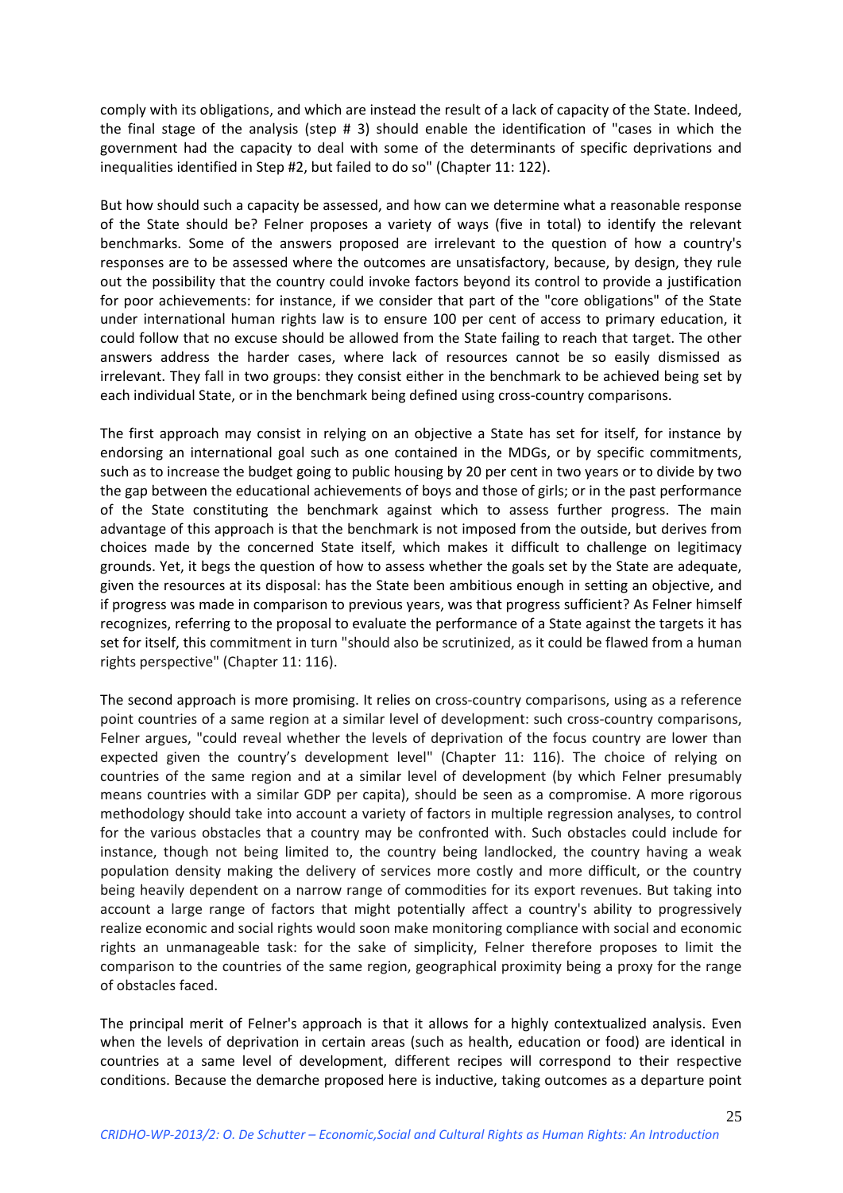comply with its obligations, and which are instead the result of a lack of capacity of the State. Indeed, the final stage of the analysis (step # 3) should enable the identification of "cases in which the government had the capacity to deal with some of the determinants of specific deprivations and inequalities identified in Step #2, but failed to do so" (Chapter 11: 122).

But how should such a capacity be assessed, and how can we determine what a reasonable response of the State should be? Felner proposes a variety of ways (five in total) to identify the relevant benchmarks. Some of the answers proposed are irrelevant to the question of how a country's responses are to be assessed where the outcomes are unsatisfactory, because, by design, they rule out the possibility that the country could invoke factors beyond its control to provide a justification for poor achievements: for instance, if we consider that part of the "core obligations" of the State under international human rights law is to ensure 100 per cent of access to primary education, it could follow that no excuse should be allowed from the State failing to reach that target. The other answers address the harder cases, where lack of resources cannot be so easily dismissed as irrelevant. They fall in two groups: they consist either in the benchmark to be achieved being set by each individual State, or in the benchmark being defined using cross-country comparisons.

The first approach may consist in relying on an objective a State has set for itself, for instance by endorsing an international goal such as one contained in the MDGs, or by specific commitments, such as to increase the budget going to public housing by 20 per cent in two years or to divide by two the gap between the educational achievements of boys and those of girls; or in the past performance of the State constituting the benchmark against which to assess further progress. The main advantage of this approach is that the benchmark is not imposed from the outside, but derives from choices made by the concerned State itself, which makes it difficult to challenge on legitimacy grounds. Yet, it begs the question of how to assess whether the goals set by the State are adequate, given the resources at its disposal: has the State been ambitious enough in setting an objective, and if progress was made in comparison to previous years, was that progress sufficient? As Felner himself recognizes, referring to the proposal to evaluate the performance of a State against the targets it has set for itself, this commitment in turn "should also be scrutinized, as it could be flawed from a human rights perspective" (Chapter 11: 116).

The second approach is more promising. It relies on cross-country comparisons, using as a reference point countries of a same region at a similar level of development: such cross-country comparisons, Felner argues, "could reveal whether the levels of deprivation of the focus country are lower than expected given the country's development level" (Chapter 11: 116). The choice of relying on countries of the same region and at a similar level of development (by which Felner presumably means countries with a similar GDP per capita), should be seen as a compromise. A more rigorous methodology should take into account a variety of factors in multiple regression analyses, to control for the various obstacles that a country may be confronted with. Such obstacles could include for instance, though not being limited to, the country being landlocked, the country having a weak population density making the delivery of services more costly and more difficult, or the country being heavily dependent on a narrow range of commodities for its export revenues. But taking into account a large range of factors that might potentially affect a country's ability to progressively realize economic and social rights would soon make monitoring compliance with social and economic rights an unmanageable task: for the sake of simplicity, Felner therefore proposes to limit the comparison to the countries of the same region, geographical proximity being a proxy for the range of obstacles faced.

The principal merit of Felner's approach is that it allows for a highly contextualized analysis. Even when the levels of deprivation in certain areas (such as health, education or food) are identical in countries at a same level of development, different recipes will correspond to their respective conditions. Because the demarche proposed here is inductive, taking outcomes as a departure point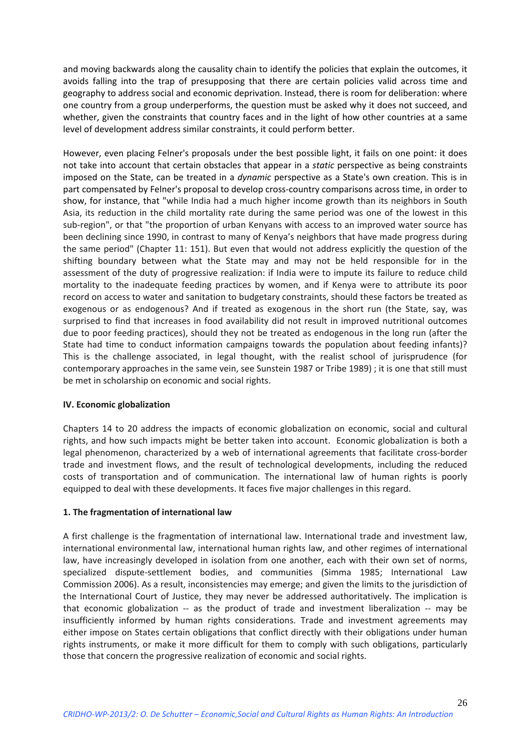and moving backwards along the causality chain to identify the policies that explain the outcomes, it avoids falling into the trap of presupposing that there are certain policies valid across time and geography to address social and economic deprivation. Instead, there is room for deliberation: where one country from a group underperforms, the question must be asked why it does not succeed, and whether, given the constraints that country faces and in the light of how other countries at a same level of development address similar constraints, it could perform better.

However, even placing Felner's proposals under the best possible light, it fails on one point: it does not take into account that certain obstacles that appear in a *static* perspective as being constraints imposed on the State, can be treated in a *dynamic* perspective as a State's own creation. This is in part compensated by Felner's proposal to develop cross-country comparisons across time, in order to show, for instance, that "while India had a much higher income growth than its neighbors in South Asia, its reduction in the child mortality rate during the same period was one of the lowest in this sub-region", or that "the proportion of urban Kenyans with access to an improved water source has been declining since 1990, in contrast to many of Kenya's neighbors that have made progress during the same period" (Chapter 11: 151). But even that would not address explicitly the question of the shifting boundary between what the State may and may not be held responsible for in the assessment of the duty of progressive realization: if India were to impute its failure to reduce child mortality to the inadequate feeding practices by women, and if Kenya were to attribute its poor record on access to water and sanitation to budgetary constraints, should these factors be treated as exogenous or as endogenous? And if treated as exogenous in the short run (the State, say, was surprised to find that increases in food availability did not result in improved nutritional outcomes due to poor feeding practices), should they not be treated as endogenous in the long run (after the State had time to conduct information campaigns towards the population about feeding infants)? This is the challenge associated, in legal thought, with the realist school of jurisprudence (for contemporary approaches in the same vein, see Sunstein 1987 or Tribe 1989) ; it is one that still must be met in scholarship on economic and social rights.

## IV. Economic globalization

Chapters 14 to 20 address the impacts of economic globalization on economic, social and cultural rights, and how such impacts might be better taken into account. Economic globalization is both a legal phenomenon, characterized by a web of international agreements that facilitate cross-border trade and investment flows, and the result of technological developments, including the reduced costs of transportation and of communication. The international law of human rights is poorly equipped to deal with these developments. It faces five major challenges in this regard.

### 1. The fragmentation of international law

A first challenge is the fragmentation of international law. International trade and investment law, international environmental law, international human rights law, and other regimes of international law, have increasingly developed in isolation from one another, each with their own set of norms, specialized dispute-settlement bodies, and communities (Simma 1985; International Law Commission 2006). As a result, inconsistencies may emerge; and given the limits to the jurisdiction of the International Court of Justice, they may never be addressed authoritatively. The implication is that economic globalization -- as the product of trade and investment liberalization -- may be insufficiently informed by human rights considerations. Trade and investment agreements may either impose on States certain obligations that conflict directly with their obligations under human rights instruments, or make it more difficult for them to comply with such obligations, particularly those that concern the progressive realization of economic and social rights.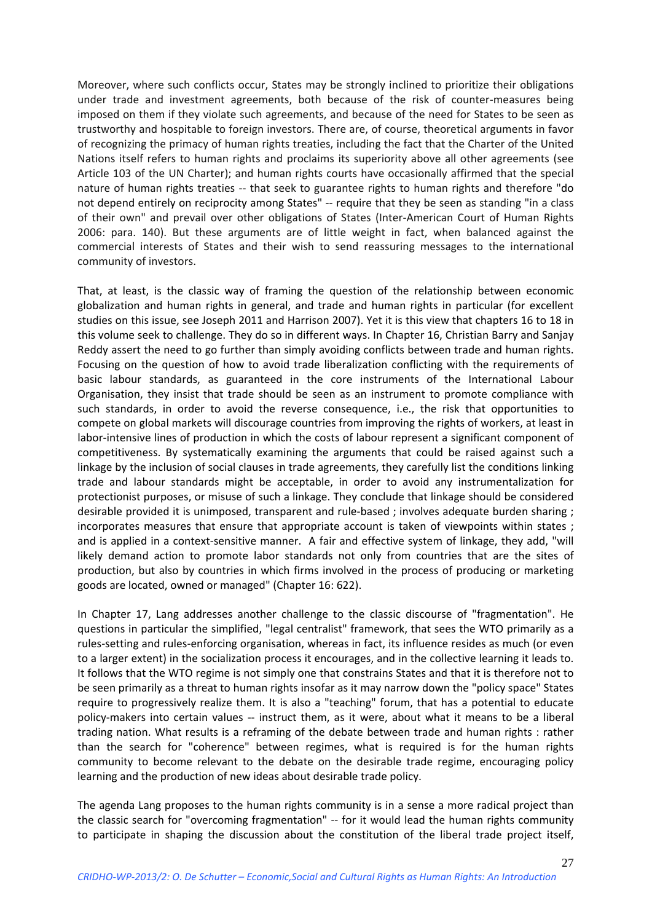Moreover, where such conflicts occur, States may be strongly inclined to prioritize their obligations under trade and investment agreements, both because of the risk of counter-measures being imposed on them if they violate such agreements, and because of the need for States to be seen as trustworthy and hospitable to foreign investors. There are, of course, theoretical arguments in favor of recognizing the primacy of human rights treaties, including the fact that the Charter of the United Nations itself refers to human rights and proclaims its superiority above all other agreements (see Article 103 of the UN Charter); and human rights courts have occasionally affirmed that the special nature of human rights treaties -- that seek to guarantee rights to human rights and therefore "do not depend entirely on reciprocity among States" -- require that they be seen as standing "in a class of their own" and prevail over other obligations of States (Inter-American Court of Human Rights 2006: para. 140). But these arguments are of little weight in fact, when balanced against the commercial interests of States and their wish to send reassuring messages to the international community of investors.

That, at least, is the classic way of framing the question of the relationship between economic globalization and human rights in general, and trade and human rights in particular (for excellent studies on this issue, see Joseph 2011 and Harrison 2007). Yet it is this view that chapters 16 to 18 in this volume seek to challenge. They do so in different ways. In Chapter 16, Christian Barry and Sanjay Reddy assert the need to go further than simply avoiding conflicts between trade and human rights. Focusing on the question of how to avoid trade liberalization conflicting with the requirements of basic labour standards, as guaranteed in the core instruments of the International Labour Organisation, they insist that trade should be seen as an instrument to promote compliance with such standards, in order to avoid the reverse consequence, i.e., the risk that opportunities to compete on global markets will discourage countries from improving the rights of workers, at least in labor-intensive lines of production in which the costs of labour represent a significant component of competitiveness. By systematically examining the arguments that could be raised against such a linkage by the inclusion of social clauses in trade agreements, they carefully list the conditions linking trade and labour standards might be acceptable, in order to avoid any instrumentalization for protectionist purposes, or misuse of such a linkage. They conclude that linkage should be considered desirable provided it is unimposed, transparent and rule-based ; involves adequate burden sharing ; incorporates measures that ensure that appropriate account is taken of viewpoints within states ; and is applied in a context-sensitive manner. A fair and effective system of linkage, they add, "will likely demand action to promote labor standards not only from countries that are the sites of production, but also by countries in which firms involved in the process of producing or marketing goods are located, owned or managed" (Chapter 16: 622).

In Chapter 17, Lang addresses another challenge to the classic discourse of "fragmentation". He questions in particular the simplified, "legal centralist" framework, that sees the WTO primarily as a rules-setting and rules-enforcing organisation, whereas in fact, its influence resides as much (or even to a larger extent) in the socialization process it encourages, and in the collective learning it leads to. It follows that the WTO regime is not simply one that constrains States and that it is therefore not to be seen primarily as a threat to human rights insofar as it may narrow down the "policy space" States require to progressively realize them. It is also a "teaching" forum, that has a potential to educate policy-makers into certain values -- instruct them, as it were, about what it means to be a liberal trading nation. What results is a reframing of the debate between trade and human rights : rather than the search for "coherence" between regimes, what is required is for the human rights community to become relevant to the debate on the desirable trade regime, encouraging policy learning and the production of new ideas about desirable trade policy.

The agenda Lang proposes to the human rights community is in a sense a more radical project than the classic search for "overcoming fragmentation" -- for it would lead the human rights community to participate in shaping the discussion about the constitution of the liberal trade project itself,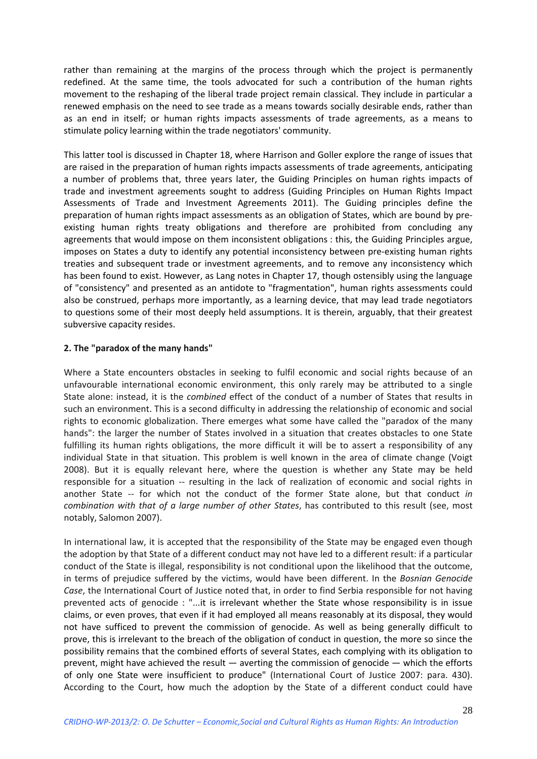rather than remaining at the margins of the process through which the project is permanently redefined. At the same time, the tools advocated for such a contribution of the human rights movement to the reshaping of the liberal trade project remain classical. They include in particular a renewed emphasis on the need to see trade as a means towards socially desirable ends, rather than as an end in itself; or human rights impacts assessments of trade agreements, as a means to stimulate policy learning within the trade negotiators' community.

This latter tool is discussed in Chapter 18, where Harrison and Goller explore the range of issues that are raised in the preparation of human rights impacts assessments of trade agreements, anticipating a number of problems that, three years later, the Guiding Principles on human rights impacts of trade and investment agreements sought to address (Guiding Principles on Human Rights Impact Assessments of Trade and Investment Agreements 2011). The Guiding principles define the preparation of human rights impact assessments as an obligation of States, which are bound by pre-existing human rights treaty obligations and therefore are prohibited from concluding any agreements that would impose on them inconsistent obligations : this, the Guiding Principles argue, imposes on States a duty to identify any potential inconsistency between pre-existing human rights treaties and subsequent trade or investment agreements, and to remove any inconsistency which has been found to exist. However, as Lang notes in Chapter 17, though ostensibly using the language of "consistency" and presented as an antidote to "fragmentation", human rights assessments could also be construed, perhaps more importantly, as a learning device, that may lead trade negotiators to questions some of their most deeply held assumptions. It is therein, arguably, that their greatest subversive capacity resides.

**2. The "paradox of the many hands"**

Where a State encounters obstacles in seeking to fulfil economic and social rights because of an unfavourable international economic environment, this only rarely may be attributed to a single State alone: instead, it is the *combined* effect of the conduct of a number of States that results in such an environment. This is a second difficulty in addressing the relationship of economic and social rights to economic globalization. There emerges what some have called the "paradox of the many hands": the larger the number of States involved in a situation that creates obstacles to one State fulfilling its human rights obligations, the more difficult it will be to assert a responsibility of any individual State in that situation. This problem is well known in the area of climate change (Voigt 2008). But it is equally relevant here, where the question is whether any State may be held responsible for a situation -- resulting in the lack of realization of economic and social rights in another State -- for which not the conduct of the former State alone, but that conduct *in combination with that of a large number of other States*, has contributed to this result (see, most notably, Salomon 2007).

In international law, it is accepted that the responsibility of the State may be engaged even though the adoption by that State of a different conduct may not have led to a different result: if a particular conduct of the State is illegal, responsibility is not conditional upon the likelihood that the outcome, in terms of prejudice suffered by the victims, would have been different. In the *Bosnian Genocide Case*, the International Court of Justice noted that, in order to find Serbia responsible for not having prevented acts of genocide : "...it is irrelevant whether the State whose responsibility is in issue claims, or even proves, that even if it had employed all means reasonably at its disposal, they would not have sufficed to prevent the commission of genocide. As well as being generally difficult to prove, this is irrelevant to the breach of the obligation of conduct in question, the more so since the possibility remains that the combined efforts of several States, each complying with its obligation to prevent, might have achieved the result — averting the commission of genocide — which the efforts of only one State were insufficient to produce" (International Court of Justice 2007: para. 430). According to the Court, how much the adoption by the State of a different conduct could have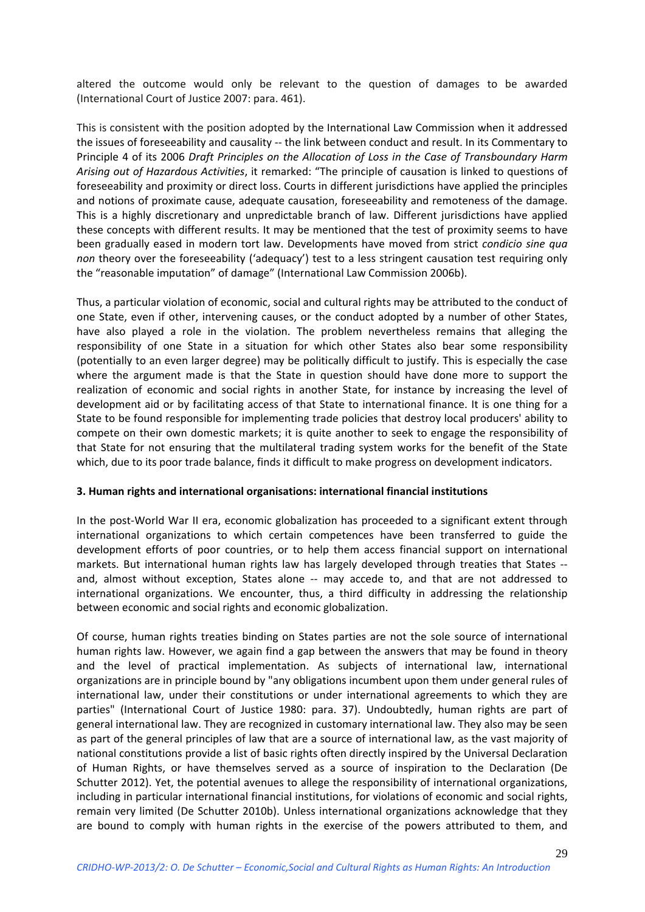altered the outcome would only be relevant to the question of damages to be awarded (International Court of Justice 2007: para. 461).

This is consistent with the position adopted by the International Law Commission when it addressed the issues of foreseeability and causality -- the link between conduct and result. In its Commentary to Principle 4 of its 2006 *Draft Principles on the Allocation of Loss in the Case of Transboundary Harm Arising out of Hazardous Activities*, it remarked: "The principle of causation is linked to questions of foreseeability and proximity or direct loss. Courts in different jurisdictions have applied the principles and notions of proximate cause, adequate causation, foreseeability and remoteness of the damage. This is a highly discretionary and unpredictable branch of law. Different jurisdictions have applied these concepts with different results. It may be mentioned that the test of proximity seems to have been gradually eased in modern tort law. Developments have moved from strict *condicio sine qua non* theory over the foreseeability ('adequacy') test to a less stringent causation test requiring only the "reasonable imputation" of damage" (International Law Commission 2006b).

Thus, a particular violation of economic, social and cultural rights may be attributed to the conduct of one State, even if other, intervening causes, or the conduct adopted by a number of other States, have also played a role in the violation. The problem nevertheless remains that alleging the responsibility of one State in a situation for which other States also bear some responsibility (potentially to an even larger degree) may be politically difficult to justify. This is especially the case where the argument made is that the State in question should have done more to support the realization of economic and social rights in another State, for instance by increasing the level of development aid or by facilitating access of that State to international finance. It is one thing for a State to be found responsible for implementing trade policies that destroy local producers' ability to compete on their own domestic markets; it is quite another to seek to engage the responsibility of that State for not ensuring that the multilateral trading system works for the benefit of the State which, due to its poor trade balance, finds it difficult to make progress on development indicators.

### 3. Human rights and international organisations: international financial institutions

In the post-World War II era, economic globalization has proceeded to a significant extent through international organizations to which certain competences have been transferred to guide the development efforts of poor countries, or to help them access financial support on international markets. But international human rights law has largely developed through treaties that States -- and, almost without exception, States alone -- may accede to, and that are not addressed to international organizations. We encounter, thus, a third difficulty in addressing the relationship between economic and social rights and economic globalization.

Of course, human rights treaties binding on States parties are not the sole source of international human rights law. However, we again find a gap between the answers that may be found in theory and the level of practical implementation. As subjects of international law, international organizations are in principle bound by "any obligations incumbent upon them under general rules of international law, under their constitutions or under international agreements to which they are parties" (International Court of Justice 1980: para. 37). Undoubtedly, human rights are part of general international law. They are recognized in customary international law. They also may be seen as part of the general principles of law that are a source of international law, as the vast majority of national constitutions provide a list of basic rights often directly inspired by the Universal Declaration of Human Rights, or have themselves served as a source of inspiration to the Declaration (De Schutter 2012). Yet, the potential avenues to allege the responsibility of international organizations, including in particular international financial institutions, for violations of economic and social rights, remain very limited (De Schutter 2010b). Unless international organizations acknowledge that they are bound to comply with human rights in the exercise of the powers attributed to them, and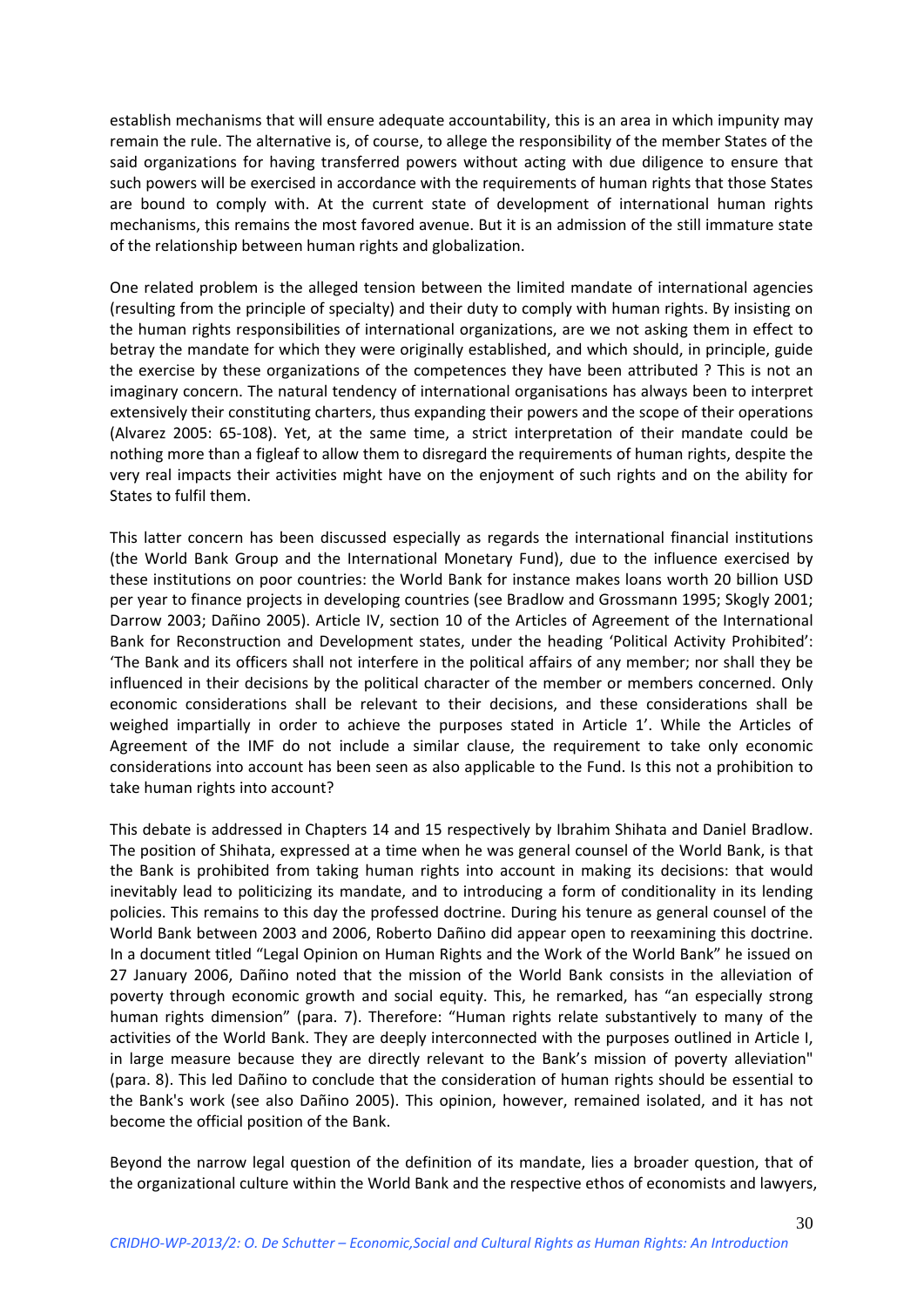establish mechanisms that will ensure adequate accountability, this is an area in which impunity may remain the rule. The alternative is, of course, to allege the responsibility of the member States of the said organizations for having transferred powers without acting with due diligence to ensure that such powers will be exercised in accordance with the requirements of human rights that those States are bound to comply with. At the current state of development of international human rights mechanisms, this remains the most favored avenue. But it is an admission of the still immature state of the relationship between human rights and globalization.

One related problem is the alleged tension between the limited mandate of international agencies (resulting from the principle of specialty) and their duty to comply with human rights. By insisting on the human rights responsibilities of international organizations, are we not asking them in effect to betray the mandate for which they were originally established, and which should, in principle, guide the exercise by these organizations of the competences they have been attributed ? This is not an imaginary concern. The natural tendency of international organisations has always been to interpret extensively their constituting charters, thus expanding their powers and the scope of their operations (Alvarez 2005: 65-108). Yet, at the same time, a strict interpretation of their mandate could be nothing more than a figleaf to allow them to disregard the requirements of human rights, despite the very real impacts their activities might have on the enjoyment of such rights and on the ability for States to fulfil them.

This latter concern has been discussed especially as regards the international financial institutions (the World Bank Group and the International Monetary Fund), due to the influence exercised by these institutions on poor countries: the World Bank for instance makes loans worth 20 billion USD per year to finance projects in developing countries (see Bradlow and Grossmann 1995; Skogly 2001; Darrow 2003; Dañino 2005). Article IV, section 10 of the Articles of Agreement of the International Bank for Reconstruction and Development states, under the heading 'Political Activity Prohibited': 'The Bank and its officers shall not interfere in the political affairs of any member; nor shall they be influenced in their decisions by the political character of the member or members concerned. Only economic considerations shall be relevant to their decisions, and these considerations shall be weighed impartially in order to achieve the purposes stated in Article 1'. While the Articles of Agreement of the IMF do not include a similar clause, the requirement to take only economic considerations into account has been seen as also applicable to the Fund. Is this not a prohibition to take human rights into account?

This debate is addressed in Chapters 14 and 15 respectively by Ibrahim Shihata and Daniel Bradlow. The position of Shihata, expressed at a time when he was general counsel of the World Bank, is that the Bank is prohibited from taking human rights into account in making its decisions: that would inevitably lead to politicizing its mandate, and to introducing a form of conditionality in its lending policies. This remains to this day the professed doctrine. During his tenure as general counsel of the World Bank between 2003 and 2006, Roberto Dañino did appear open to reexamining this doctrine. In a document titled "Legal Opinion on Human Rights and the Work of the World Bank" he issued on 27 January 2006, Dañino noted that the mission of the World Bank consists in the alleviation of poverty through economic growth and social equity. This, he remarked, has "an especially strong human rights dimension" (para. 7). Therefore: "Human rights relate substantively to many of the activities of the World Bank. They are deeply interconnected with the purposes outlined in Article I, in large measure because they are directly relevant to the Bank's mission of poverty alleviation" (para. 8). This led Dañino to conclude that the consideration of human rights should be essential to the Bank's work (see also Dañino 2005). This opinion, however, remained isolated, and it has not become the official position of the Bank.

Beyond the narrow legal question of the definition of its mandate, lies a broader question, that of the organizational culture within the World Bank and the respective ethos of economists and lawyers,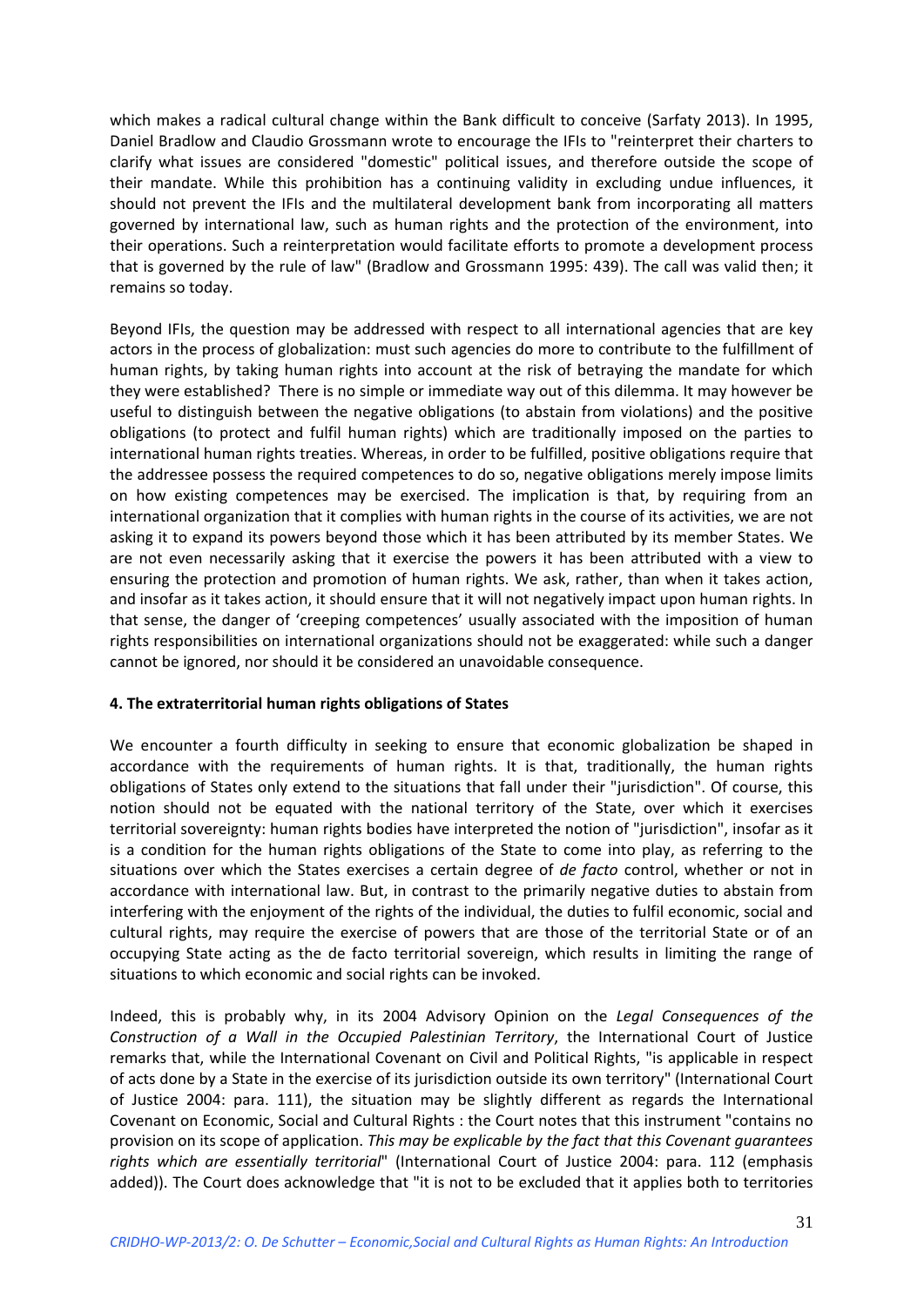which makes a radical cultural change within the Bank difficult to conceive (Sarfaty 2013). In 1995, Daniel Bradlow and Claudio Grossmann wrote to encourage the IFIs to "reinterpret their charters to clarify what issues are considered "domestic" political issues, and therefore outside the scope of their mandate. While this prohibition has a continuing validity in excluding undue influences, it should not prevent the IFIs and the multilateral development bank from incorporating all matters governed by international law, such as human rights and the protection of the environment, into their operations. Such a reinterpretation would facilitate efforts to promote a development process that is governed by the rule of law" (Bradlow and Grossmann 1995: 439). The call was valid then; it remains so today.

Beyond IFIs, the question may be addressed with respect to all international agencies that are key actors in the process of globalization: must such agencies do more to contribute to the fulfillment of human rights, by taking human rights into account at the risk of betraying the mandate for which they were established? There is no simple or immediate way out of this dilemma. It may however be useful to distinguish between the negative obligations (to abstain from violations) and the positive obligations (to protect and fulfil human rights) which are traditionally imposed on the parties to international human rights treaties. Whereas, in order to be fulfilled, positive obligations require that the addressee possess the required competences to do so, negative obligations merely impose limits on how existing competences may be exercised. The implication is that, by requiring from an international organization that it complies with human rights in the course of its activities, we are not asking it to expand its powers beyond those which it has been attributed by its member States. We are not even necessarily asking that it exercise the powers it has been attributed with a view to ensuring the protection and promotion of human rights. We ask, rather, than when it takes action, and insofar as it takes action, it should ensure that it will not negatively impact upon human rights. In that sense, the danger of 'creeping competences' usually associated with the imposition of human rights responsibilities on international organizations should not be exaggerated: while such a danger cannot be ignored, nor should it be considered an unavoidable consequence.

### 4. The extraterritorial human rights obligations of States

We encounter a fourth difficulty in seeking to ensure that economic globalization be shaped in accordance with the requirements of human rights. It is that, traditionally, the human rights obligations of States only extend to the situations that fall under their "jurisdiction". Of course, this notion should not be equated with the national territory of the State, over which it exercises territorial sovereignty: human rights bodies have interpreted the notion of "jurisdiction", insofar as it is a condition for the human rights obligations of the State to come into play, as referring to the situations over which the States exercises a certain degree of *de facto* control, whether or not in accordance with international law. But, in contrast to the primarily negative duties to abstain from interfering with the enjoyment of the rights of the individual, the duties to fulfil economic, social and cultural rights, may require the exercise of powers that are those of the territorial State or of an occupying State acting as the de facto territorial sovereign, which results in limiting the range of situations to which economic and social rights can be invoked.

Indeed, this is probably why, in its 2004 Advisory Opinion on the *Legal Consequences of the Construction of a Wall in the Occupied Palestinian Territory*, the International Court of Justice remarks that, while the International Covenant on Civil and Political Rights, "is applicable in respect of acts done by a State in the exercise of its jurisdiction outside its own territory" (International Court of Justice 2004: para. 111), the situation may be slightly different as regards the International Covenant on Economic, Social and Cultural Rights : the Court notes that this instrument "contains no provision on its scope of application. *This may be explicable by the fact that this Covenant guarantees rights which are essentially territorial*" (International Court of Justice 2004: para. 112 (emphasis added)). The Court does acknowledge that "it is not to be excluded that it applies both to territories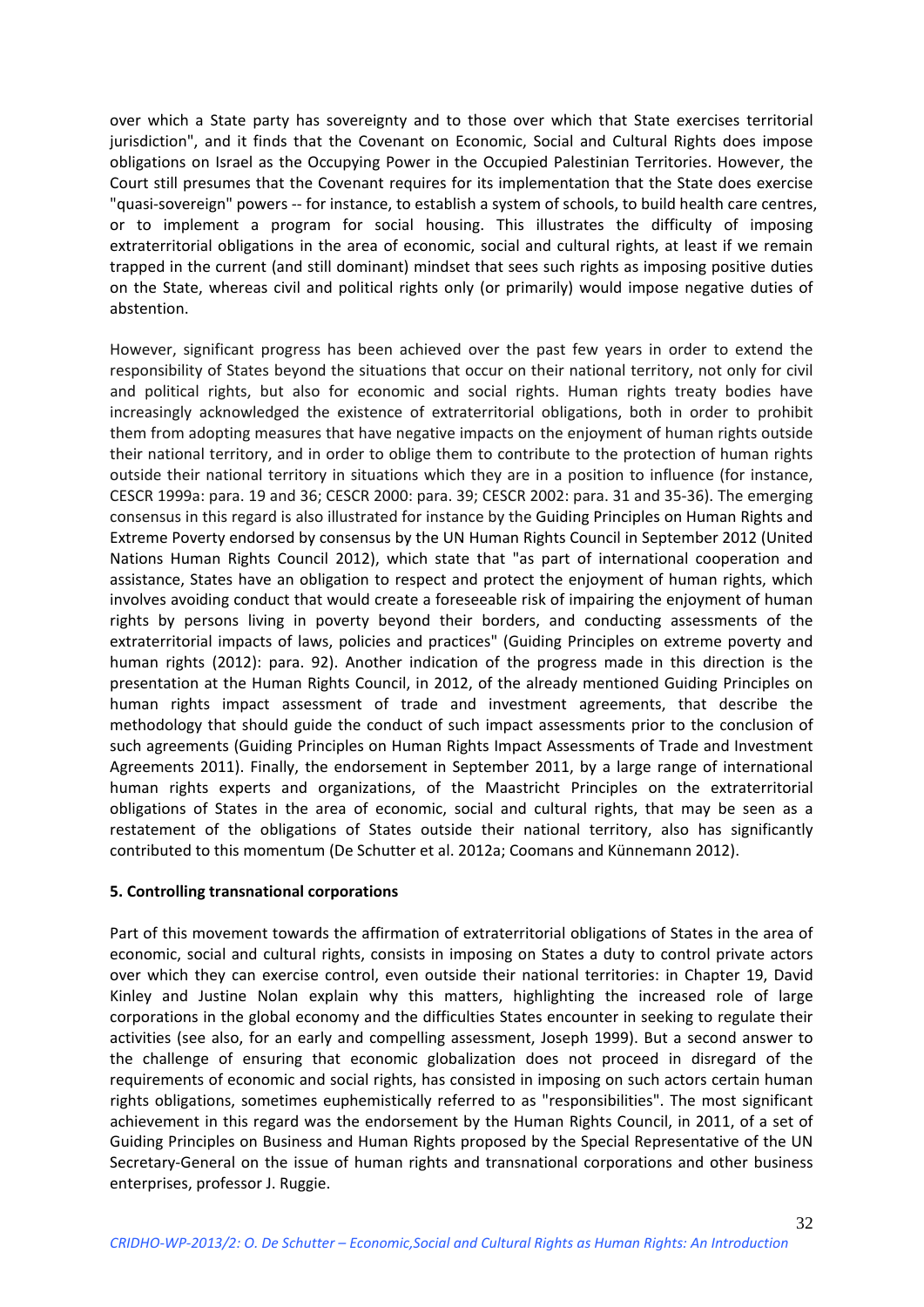over which a State party has sovereignty and to those over which that State exercises territorial jurisdiction", and it finds that the Covenant on Economic, Social and Cultural Rights does impose obligations on Israel as the Occupying Power in the Occupied Palestinian Territories. However, the Court still presumes that the Covenant requires for its implementation that the State does exercise "quasi-sovereign" powers -- for instance, to establish a system of schools, to build health care centres, or to implement a program for social housing. This illustrates the difficulty of imposing extraterritorial obligations in the area of economic, social and cultural rights, at least if we remain trapped in the current (and still dominant) mindset that sees such rights as imposing positive duties on the State, whereas civil and political rights only (or primarily) would impose negative duties of abstention.

However, significant progress has been achieved over the past few years in order to extend the responsibility of States beyond the situations that occur on their national territory, not only for civil and political rights, but also for economic and social rights. Human rights treaty bodies have increasingly acknowledged the existence of extraterritorial obligations, both in order to prohibit them from adopting measures that have negative impacts on the enjoyment of human rights outside their national territory, and in order to oblige them to contribute to the protection of human rights outside their national territory in situations which they are in a position to influence (for instance, CESCR 1999a: para. 19 and 36; CESCR 2000: para. 39; CESCR 2002: para. 31 and 35-36). The emerging consensus in this regard is also illustrated for instance by the Guiding Principles on Human Rights and Extreme Poverty endorsed by consensus by the UN Human Rights Council in September 2012 (United Nations Human Rights Council 2012), which state that "as part of international cooperation and assistance, States have an obligation to respect and protect the enjoyment of human rights, which involves avoiding conduct that would create a foreseeable risk of impairing the enjoyment of human rights by persons living in poverty beyond their borders, and conducting assessments of the extraterritorial impacts of laws, policies and practices" (Guiding Principles on extreme poverty and human rights (2012): para. 92). Another indication of the progress made in this direction is the presentation at the Human Rights Council, in 2012, of the already mentioned Guiding Principles on human rights impact assessment of trade and investment agreements, that describe the methodology that should guide the conduct of such impact assessments prior to the conclusion of such agreements (Guiding Principles on Human Rights Impact Assessments of Trade and Investment Agreements 2011). Finally, the endorsement in September 2011, by a large range of international human rights experts and organizations, of the Maastricht Principles on the extraterritorial obligations of States in the area of economic, social and cultural rights, that may be seen as a restatement of the obligations of States outside their national territory, also has significantly contributed to this momentum (De Schutter et al. 2012a; Coomans and Künnemann 2012).

**5. Controlling transnational corporations**

Part of this movement towards the affirmation of extraterritorial obligations of States in the area of economic, social and cultural rights, consists in imposing on States a duty to control private actors over which they can exercise control, even outside their national territories: in Chapter 19, David Kinley and Justine Nolan explain why this matters, highlighting the increased role of large corporations in the global economy and the difficulties States encounter in seeking to regulate their activities (see also, for an early and compelling assessment, Joseph 1999). But a second answer to the challenge of ensuring that economic globalization does not proceed in disregard of the requirements of economic and social rights, has consisted in imposing on such actors certain human rights obligations, sometimes euphemistically referred to as "responsibilities". The most significant achievement in this regard was the endorsement by the Human Rights Council, in 2011, of a set of Guiding Principles on Business and Human Rights proposed by the Special Representative of the UN Secretary-General on the issue of human rights and transnational corporations and other business enterprises, professor J. Ruggie.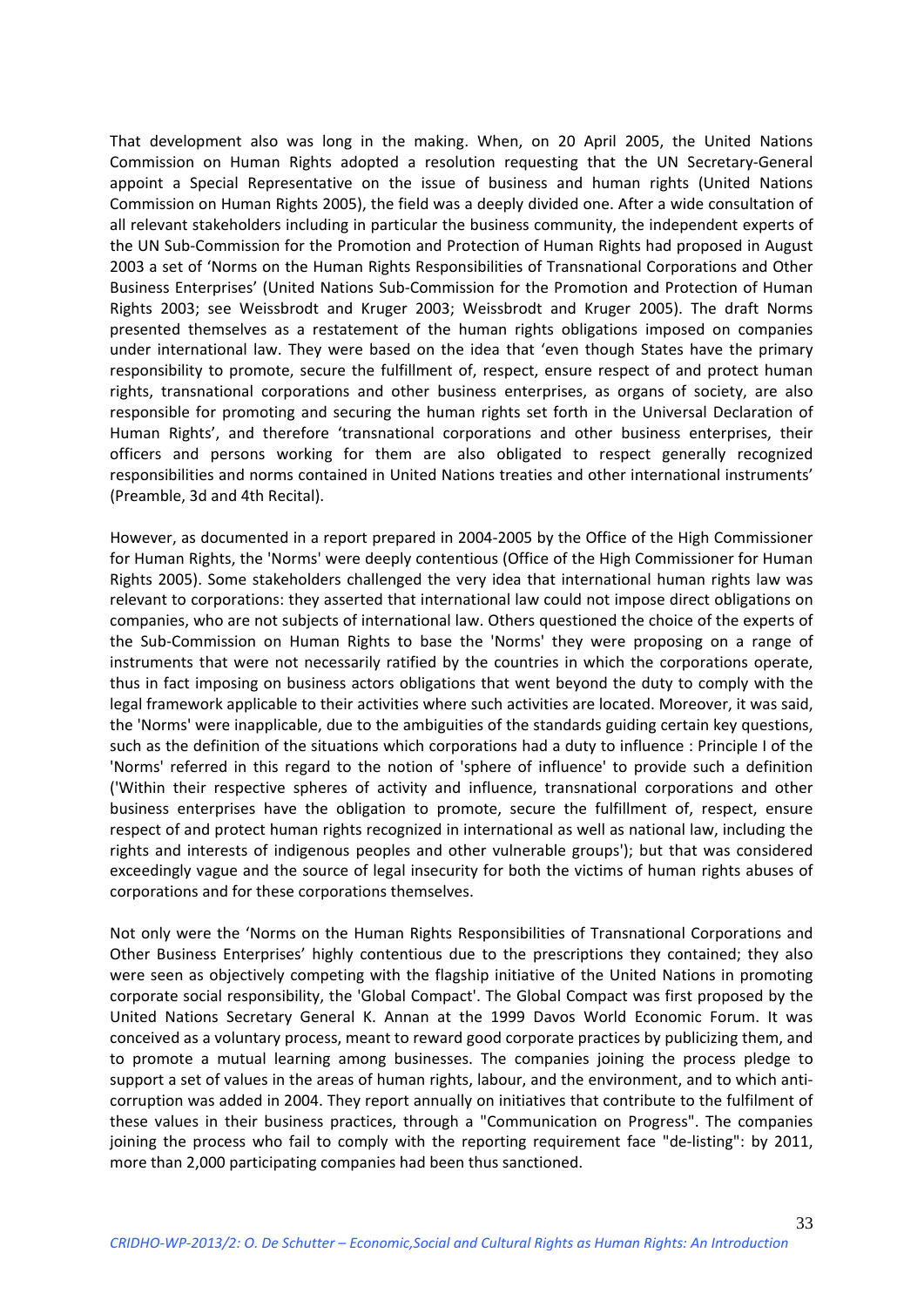That development also was long in the making. When, on 20 April 2005, the United Nations Commission on Human Rights adopted a resolution requesting that the UN Secretary-General appoint a Special Representative on the issue of business and human rights (United Nations Commission on Human Rights 2005), the field was a deeply divided one. After a wide consultation of all relevant stakeholders including in particular the business community, the independent experts of the UN Sub-Commission for the Promotion and Protection of Human Rights had proposed in August 2003 a set of 'Norms on the Human Rights Responsibilities of Transnational Corporations and Other Business Enterprises' (United Nations Sub-Commission for the Promotion and Protection of Human Rights 2003; see Weissbrodt and Kruger 2003; Weissbrodt and Kruger 2005). The draft Norms presented themselves as a restatement of the human rights obligations imposed on companies under international law. They were based on the idea that 'even though States have the primary responsibility to promote, secure the fulfillment of, respect, ensure respect of and protect human rights, transnational corporations and other business enterprises, as organs of society, are also responsible for promoting and securing the human rights set forth in the Universal Declaration of Human Rights', and therefore 'transnational corporations and other business enterprises, their officers and persons working for them are also obligated to respect generally recognized responsibilities and norms contained in United Nations treaties and other international instruments' (Preamble, 3d and 4th Recital).

However, as documented in a report prepared in 2004-2005 by the Office of the High Commissioner for Human Rights, the 'Norms' were deeply contentious (Office of the High Commissioner for Human Rights 2005). Some stakeholders challenged the very idea that international human rights law was relevant to corporations: they asserted that international law could not impose direct obligations on companies, who are not subjects of international law. Others questioned the choice of the experts of the Sub-Commission on Human Rights to base the 'Norms' they were proposing on a range of instruments that were not necessarily ratified by the countries in which the corporations operate, thus in fact imposing on business actors obligations that went beyond the duty to comply with the legal framework applicable to their activities where such activities are located. Moreover, it was said, the 'Norms' were inapplicable, due to the ambiguities of the standards guiding certain key questions, such as the definition of the situations which corporations had a duty to influence : Principle I of the 'Norms' referred in this regard to the notion of 'sphere of influence' to provide such a definition ('Within their respective spheres of activity and influence, transnational corporations and other business enterprises have the obligation to promote, secure the fulfillment of, respect, ensure respect of and protect human rights recognized in international as well as national law, including the rights and interests of indigenous peoples and other vulnerable groups'); but that was considered exceedingly vague and the source of legal insecurity for both the victims of human rights abuses of corporations and for these corporations themselves.

Not only were the 'Norms on the Human Rights Responsibilities of Transnational Corporations and Other Business Enterprises' highly contentious due to the prescriptions they contained; they also were seen as objectively competing with the flagship initiative of the United Nations in promoting corporate social responsibility, the 'Global Compact'. The Global Compact was first proposed by the United Nations Secretary General K. Annan at the 1999 Davos World Economic Forum. It was conceived as a voluntary process, meant to reward good corporate practices by publicizing them, and to promote a mutual learning among businesses. The companies joining the process pledge to support a set of values in the areas of human rights, labour, and the environment, and to which anti-corruption was added in 2004. They report annually on initiatives that contribute to the fulfilment of these values in their business practices, through a "Communication on Progress". The companies joining the process who fail to comply with the reporting requirement face "de-listing": by 2011, more than 2,000 participating companies had been thus sanctioned.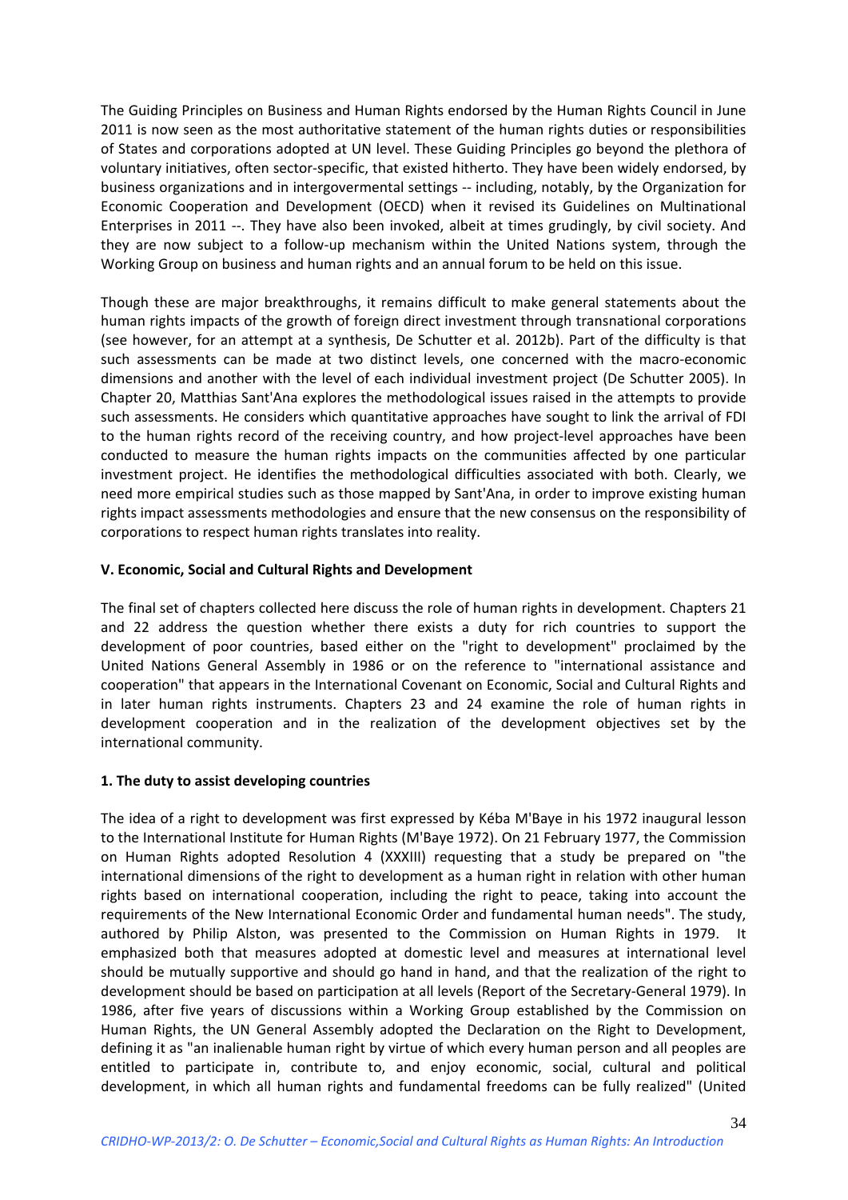The Guiding Principles on Business and Human Rights endorsed by the Human Rights Council in June 2011 is now seen as the most authoritative statement of the human rights duties or responsibilities of States and corporations adopted at UN level. These Guiding Principles go beyond the plethora of voluntary initiatives, often sector-specific, that existed hitherto. They have been widely endorsed, by business organizations and in intergovermental settings -- including, notably, by the Organization for Economic Cooperation and Development (OECD) when it revised its Guidelines on Multinational Enterprises in 2011 --. They have also been invoked, albeit at times grudingly, by civil society. And they are now subject to a follow-up mechanism within the United Nations system, through the Working Group on business and human rights and an annual forum to be held on this issue.

Though these are major breakthroughs, it remains difficult to make general statements about the human rights impacts of the growth of foreign direct investment through transnational corporations (see however, for an attempt at a synthesis, De Schutter et al. 2012b). Part of the difficulty is that such assessments can be made at two distinct levels, one concerned with the macro-economic dimensions and another with the level of each individual investment project (De Schutter 2005). In Chapter 20, Matthias Sant'Ana explores the methodological issues raised in the attempts to provide such assessments. He considers which quantitative approaches have sought to link the arrival of FDI to the human rights record of the receiving country, and how project-level approaches have been conducted to measure the human rights impacts on the communities affected by one particular investment project. He identifies the methodological difficulties associated with both. Clearly, we need more empirical studies such as those mapped by Sant'Ana, in order to improve existing human rights impact assessments methodologies and ensure that the new consensus on the responsibility of corporations to respect human rights translates into reality.

**V. Economic, Social and Cultural Rights and Development**

The final set of chapters collected here discuss the role of human rights in development. Chapters 21 and 22 address the question whether there exists a duty for rich countries to support the development of poor countries, based either on the "right to development" proclaimed by the United Nations General Assembly in 1986 or on the reference to "international assistance and cooperation" that appears in the International Covenant on Economic, Social and Cultural Rights and in later human rights instruments. Chapters 23 and 24 examine the role of human rights in development cooperation and in the realization of the development objectives set by the international community.

**1. The duty to assist developing countries**

The idea of a right to development was first expressed by Kéba M'Baye in his 1972 inaugural lesson to the International Institute for Human Rights (M'Baye 1972). On 21 February 1977, the Commission on Human Rights adopted Resolution 4 (XXXIII) requesting that a study be prepared on "the international dimensions of the right to development as a human right in relation with other human rights based on international cooperation, including the right to peace, taking into account the requirements of the New International Economic Order and fundamental human needs". The study, authored by Philip Alston, was presented to the Commission on Human Rights in 1979. It emphasized both that measures adopted at domestic level and measures at international level should be mutually supportive and should go hand in hand, and that the realization of the right to development should be based on participation at all levels (Report of the Secretary-General 1979). In 1986, after five years of discussions within a Working Group established by the Commission on Human Rights, the UN General Assembly adopted the Declaration on the Right to Development, defining it as "an inalienable human right by virtue of which every human person and all peoples are entitled to participate in, contribute to, and enjoy economic, social, cultural and political development, in which all human rights and fundamental freedoms can be fully realized" (United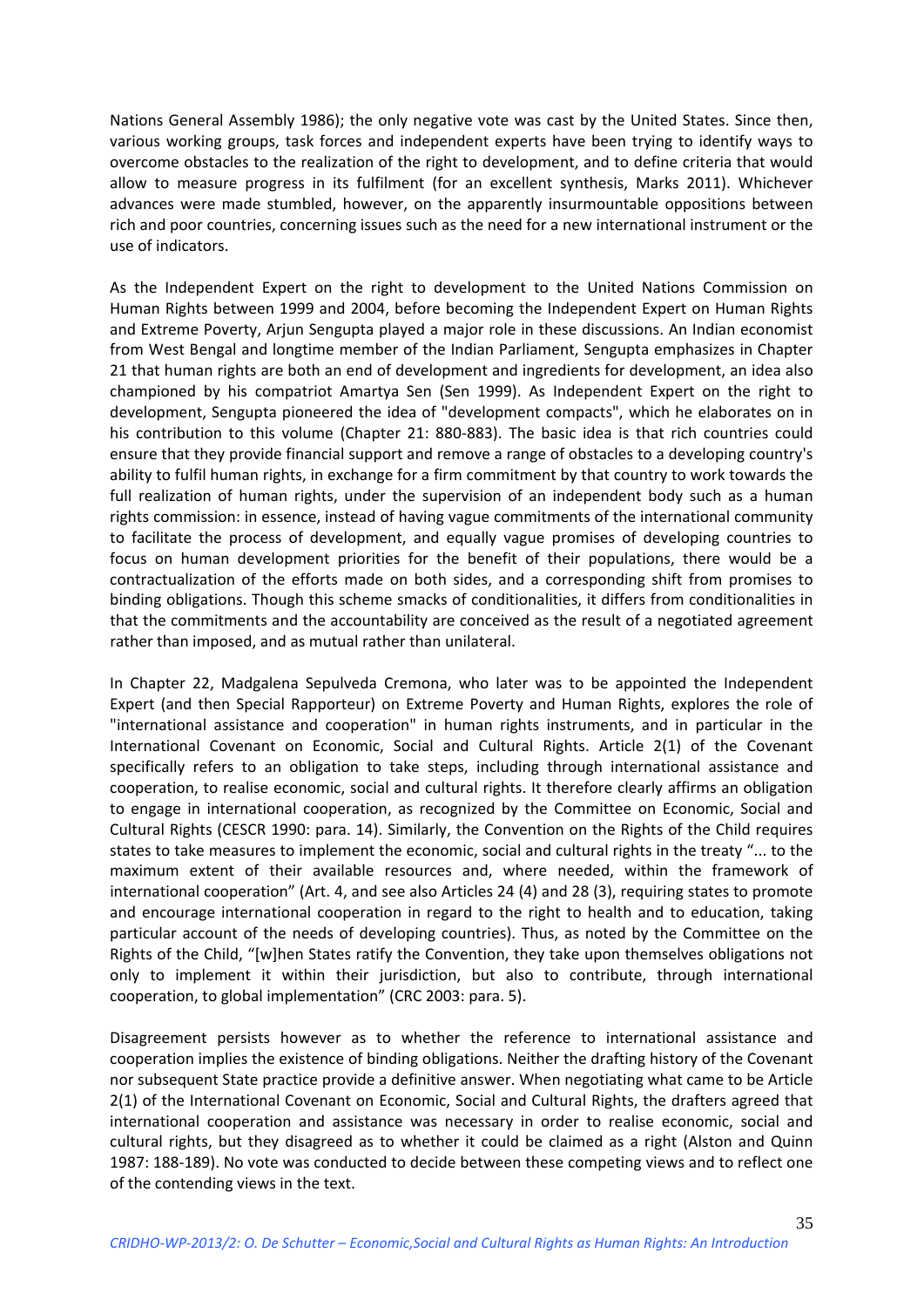Nations General Assembly 1986); the only negative vote was cast by the United States. Since then, various working groups, task forces and independent experts have been trying to identify ways to overcome obstacles to the realization of the right to development, and to define criteria that would allow to measure progress in its fulfilment (for an excellent synthesis, Marks 2011). Whichever advances were made stumbled, however, on the apparently insurmountable oppositions between rich and poor countries, concerning issues such as the need for a new international instrument or the use of indicators.

As the Independent Expert on the right to development to the United Nations Commission on Human Rights between 1999 and 2004, before becoming the Independent Expert on Human Rights and Extreme Poverty, Arjun Sengupta played a major role in these discussions. An Indian economist from West Bengal and longtime member of the Indian Parliament, Sengupta emphasizes in Chapter 21 that human rights are both an end of development and ingredients for development, an idea also championed by his compatriot Amartya Sen (Sen 1999). As Independent Expert on the right to development, Sengupta pioneered the idea of "development compacts", which he elaborates on in his contribution to this volume (Chapter 21: 880-883). The basic idea is that rich countries could ensure that they provide financial support and remove a range of obstacles to a developing country's ability to fulfil human rights, in exchange for a firm commitment by that country to work towards the full realization of human rights, under the supervision of an independent body such as a human rights commission: in essence, instead of having vague commitments of the international community to facilitate the process of development, and equally vague promises of developing countries to focus on human development priorities for the benefit of their populations, there would be a contractualization of the efforts made on both sides, and a corresponding shift from promises to binding obligations. Though this scheme smacks of conditionalities, it differs from conditionalities in that the commitments and the accountability are conceived as the result of a negotiated agreement rather than imposed, and as mutual rather than unilateral.

In Chapter 22, Madgalena Sepulveda Cremona, who later was to be appointed the Independent Expert (and then Special Rapporteur) on Extreme Poverty and Human Rights, explores the role of "international assistance and cooperation" in human rights instruments, and in particular in the International Covenant on Economic, Social and Cultural Rights. Article 2(1) of the Covenant specifically refers to an obligation to take steps, including through international assistance and cooperation, to realise economic, social and cultural rights. It therefore clearly affirms an obligation to engage in international cooperation, as recognized by the Committee on Economic, Social and Cultural Rights (CESCR 1990: para. 14). Similarly, the Convention on the Rights of the Child requires states to take measures to implement the economic, social and cultural rights in the treaty "... to the maximum extent of their available resources and, where needed, within the framework of international cooperation" (Art. 4, and see also Articles 24 (4) and 28 (3), requiring states to promote and encourage international cooperation in regard to the right to health and to education, taking particular account of the needs of developing countries). Thus, as noted by the Committee on the Rights of the Child, "[w]hen States ratify the Convention, they take upon themselves obligations not only to implement it within their jurisdiction, but also to contribute, through international cooperation, to global implementation" (CRC 2003: para. 5).

Disagreement persists however as to whether the reference to international assistance and cooperation implies the existence of binding obligations. Neither the drafting history of the Covenant nor subsequent State practice provide a definitive answer. When negotiating what came to be Article 2(1) of the International Covenant on Economic, Social and Cultural Rights, the drafters agreed that international cooperation and assistance was necessary in order to realise economic, social and cultural rights, but they disagreed as to whether it could be claimed as a right (Alston and Quinn 1987: 188-189). No vote was conducted to decide between these competing views and to reflect one of the contending views in the text.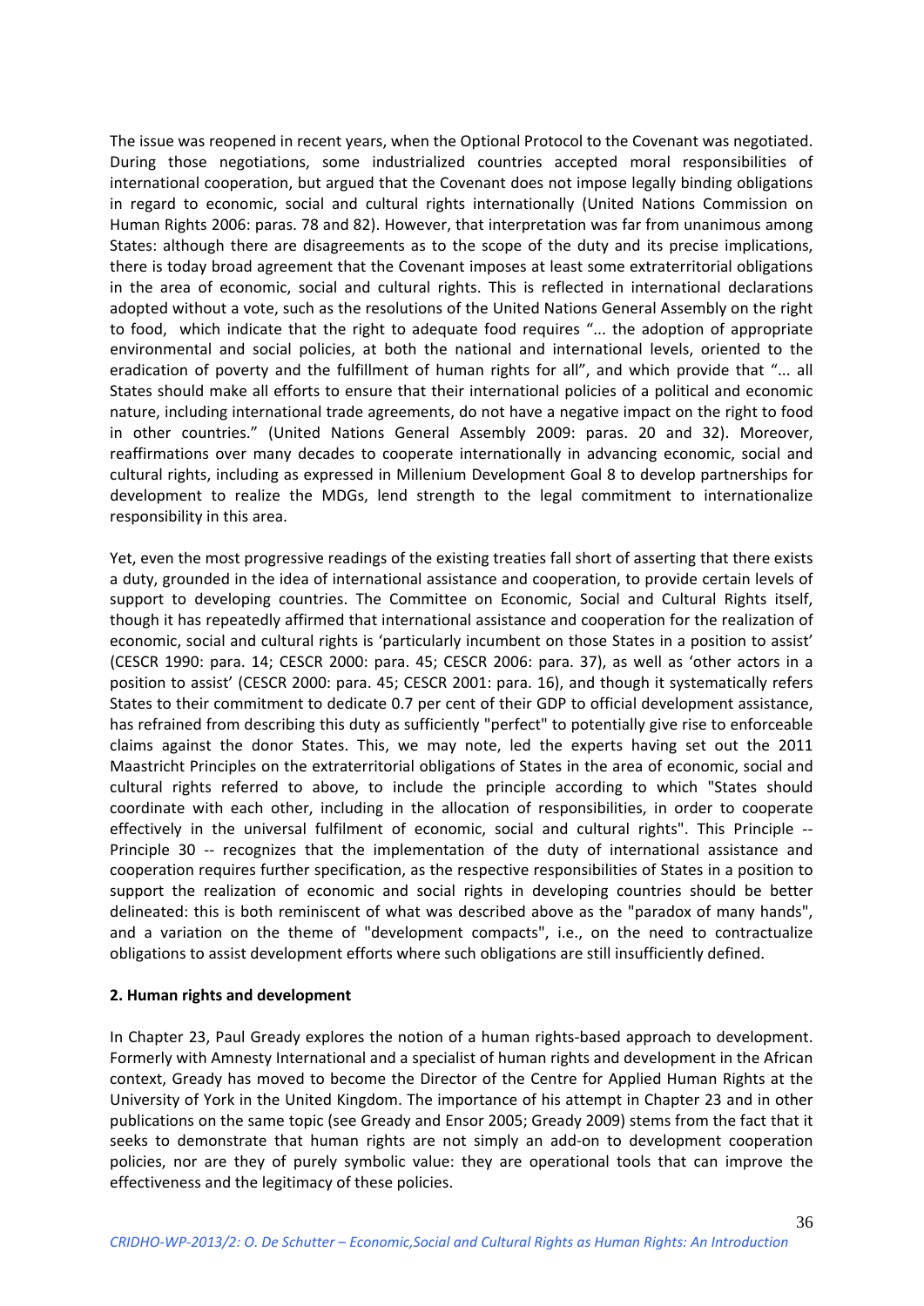The issue was reopened in recent years, when the Optional Protocol to the Covenant was negotiated. During those negotiations, some industrialized countries accepted moral responsibilities of international cooperation, but argued that the Covenant does not impose legally binding obligations in regard to economic, social and cultural rights internationally (United Nations Commission on Human Rights 2006: paras. 78 and 82). However, that interpretation was far from unanimous among States: although there are disagreements as to the scope of the duty and its precise implications, there is today broad agreement that the Covenant imposes at least some extraterritorial obligations in the area of economic, social and cultural rights. This is reflected in international declarations adopted without a vote, such as the resolutions of the United Nations General Assembly on the right to food, which indicate that the right to adequate food requires "... the adoption of appropriate environmental and social policies, at both the national and international levels, oriented to the eradication of poverty and the fulfillment of human rights for all", and which provide that "... all States should make all efforts to ensure that their international policies of a political and economic nature, including international trade agreements, do not have a negative impact on the right to food in other countries." (United Nations General Assembly 2009: paras. 20 and 32). Moreover, reaffirmations over many decades to cooperate internationally in advancing economic, social and cultural rights, including as expressed in Millenium Development Goal 8 to develop partnerships for development to realize the MDGs, lend strength to the legal commitment to internationalize responsibility in this area.

Yet, even the most progressive readings of the existing treaties fall short of asserting that there exists a duty, grounded in the idea of international assistance and cooperation, to provide certain levels of support to developing countries. The Committee on Economic, Social and Cultural Rights itself, though it has repeatedly affirmed that international assistance and cooperation for the realization of economic, social and cultural rights is 'particularly incumbent on those States in a position to assist' (CESCR 1990: para. 14; CESCR 2000: para. 45; CESCR 2006: para. 37), as well as 'other actors in a position to assist' (CESCR 2000: para. 45; CESCR 2001: para. 16), and though it systematically refers States to their commitment to dedicate 0.7 per cent of their GDP to official development assistance, has refrained from describing this duty as sufficiently "perfect" to potentially give rise to enforceable claims against the donor States. This, we may note, led the experts having set out the 2011 Maastricht Principles on the extraterritorial obligations of States in the area of economic, social and cultural rights referred to above, to include the principle according to which "States should coordinate with each other, including in the allocation of responsibilities, in order to cooperate effectively in the universal fulfilment of economic, social and cultural rights". This Principle -- Principle 30 -- recognizes that the implementation of the duty of international assistance and cooperation requires further specification, as the respective responsibilities of States in a position to support the realization of economic and social rights in developing countries should be better delineated: this is both reminiscent of what was described above as the "paradox of many hands", and a variation on the theme of "development compacts", i.e., on the need to contractualize obligations to assist development efforts where such obligations are still insufficiently defined.

**2. Human rights and development**

In Chapter 23, Paul Gready explores the notion of a human rights-based approach to development. Formerly with Amnesty International and a specialist of human rights and development in the African context, Gready has moved to become the Director of the Centre for Applied Human Rights at the University of York in the United Kingdom. The importance of his attempt in Chapter 23 and in other publications on the same topic (see Gready and Ensor 2005; Gready 2009) stems from the fact that it seeks to demonstrate that human rights are not simply an add-on to development cooperation policies, nor are they of purely symbolic value: they are operational tools that can improve the effectiveness and the legitimacy of these policies.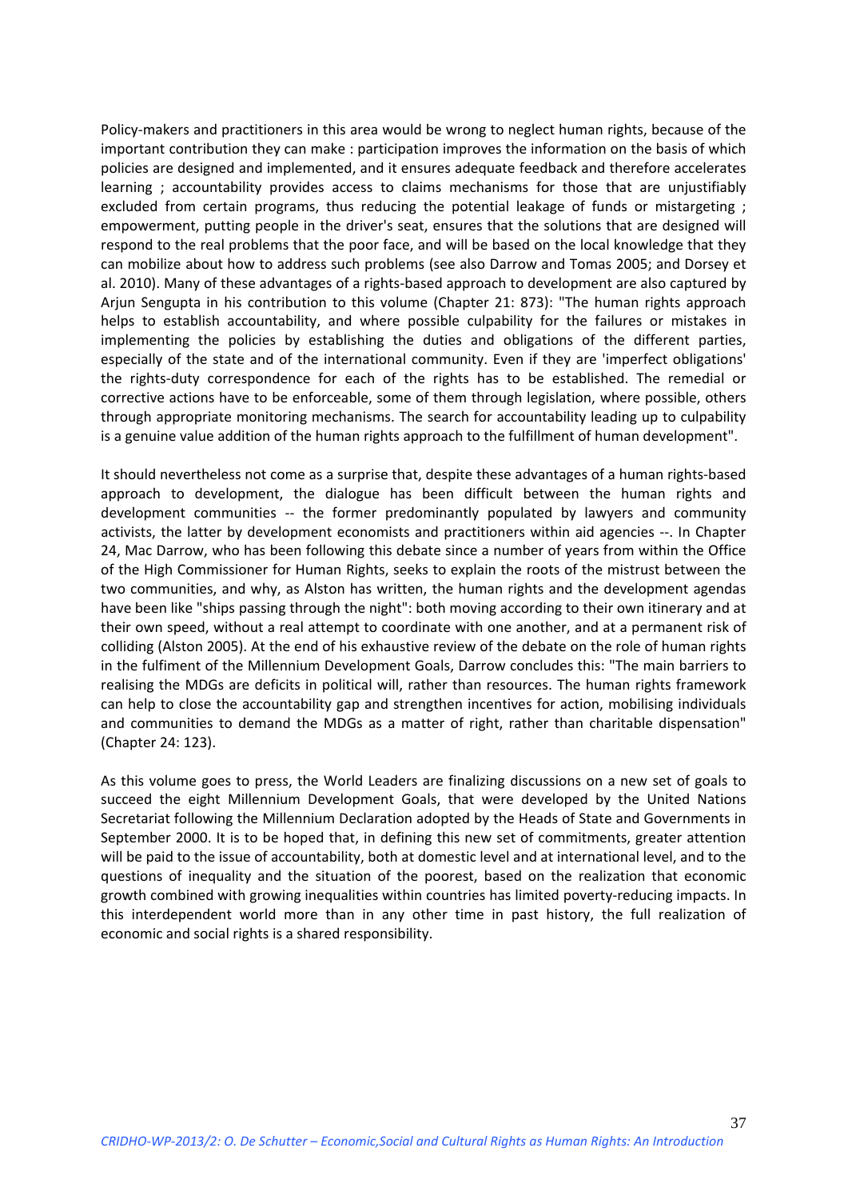Policy-makers and practitioners in this area would be wrong to neglect human rights, because of the important contribution they can make : participation improves the information on the basis of which policies are designed and implemented, and it ensures adequate feedback and therefore accelerates learning ; accountability provides access to claims mechanisms for those that are unjustifiably excluded from certain programs, thus reducing the potential leakage of funds or mistargeting ; empowerment, putting people in the driver's seat, ensures that the solutions that are designed will respond to the real problems that the poor face, and will be based on the local knowledge that they can mobilize about how to address such problems (see also Darrow and Tomas 2005; and Dorsey et al. 2010). Many of these advantages of a rights-based approach to development are also captured by Arjun Sengupta in his contribution to this volume (Chapter 21: 873): "The human rights approach helps to establish accountability, and where possible culpability for the failures or mistakes in implementing the policies by establishing the duties and obligations of the different parties, especially of the state and of the international community. Even if they are 'imperfect obligations' the rights-duty correspondence for each of the rights has to be established. The remedial or corrective actions have to be enforceable, some of them through legislation, where possible, others through appropriate monitoring mechanisms. The search for accountability leading up to culpability is a genuine value addition of the human rights approach to the fulfillment of human development".

It should nevertheless not come as a surprise that, despite these advantages of a human rights-based approach to development, the dialogue has been difficult between the human rights and development communities -- the former predominantly populated by lawyers and community activists, the latter by development economists and practitioners within aid agencies --. In Chapter 24, Mac Darrow, who has been following this debate since a number of years from within the Office of the High Commissioner for Human Rights, seeks to explain the roots of the mistrust between the two communities, and why, as Alston has written, the human rights and the development agendas have been like "ships passing through the night": both moving according to their own itinerary and at their own speed, without a real attempt to coordinate with one another, and at a permanent risk of colliding (Alston 2005). At the end of his exhaustive review of the debate on the role of human rights in the fulfiment of the Millennium Development Goals, Darrow concludes this: "The main barriers to realising the MDGs are deficits in political will, rather than resources. The human rights framework can help to close the accountability gap and strengthen incentives for action, mobilising individuals and communities to demand the MDGs as a matter of right, rather than charitable dispensation" (Chapter 24: 123).

As this volume goes to press, the World Leaders are finalizing discussions on a new set of goals to succeed the eight Millennium Development Goals, that were developed by the United Nations Secretariat following the Millennium Declaration adopted by the Heads of State and Governments in September 2000. It is to be hoped that, in defining this new set of commitments, greater attention will be paid to the issue of accountability, both at domestic level and at international level, and to the questions of inequality and the situation of the poorest, based on the realization that economic growth combined with growing inequalities within countries has limited poverty-reducing impacts. In this interdependent world more than in any other time in past history, the full realization of economic and social rights is a shared responsibility.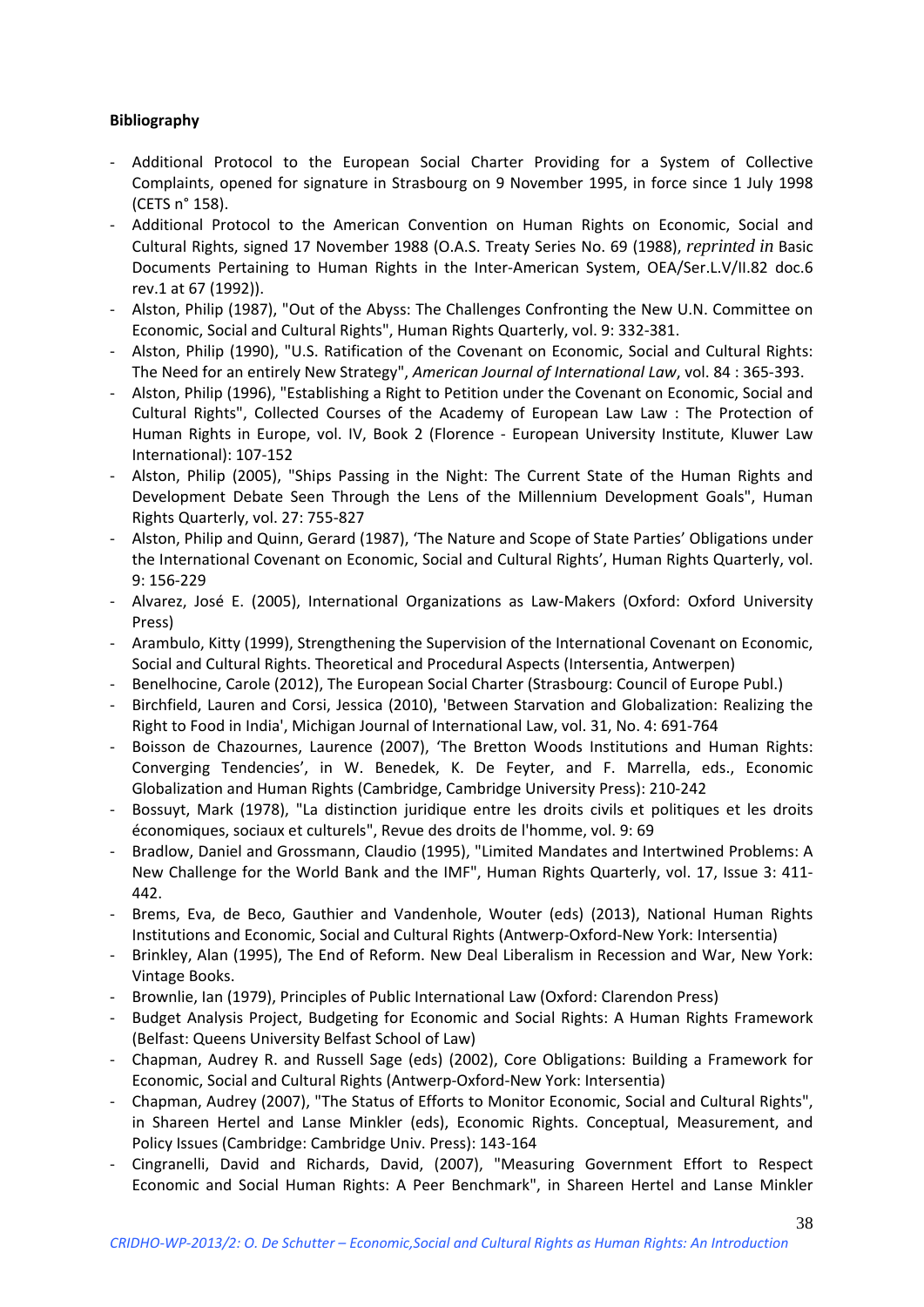**Bibliography**

- Additional Protocol to the European Social Charter Providing for a System of Collective Complaints, opened for signature in Strasbourg on 9 November 1995, in force since 1 July 1998 (CETS n° 158).
- Additional Protocol to the American Convention on Human Rights on Economic, Social and Cultural Rights, signed 17 November 1988 (O.A.S. Treaty Series No. 69 (1988), *reprinted in* Basic Documents Pertaining to Human Rights in the Inter-American System, OEA/Ser.L.V/II.82 doc.6 rev.1 at 67 (1992)).
- Alston, Philip (1987), "Out of the Abyss: The Challenges Confronting the New U.N. Committee on Economic, Social and Cultural Rights", Human Rights Quarterly, vol. 9: 332-381.
- Alston, Philip (1990), "U.S. Ratification of the Covenant on Economic, Social and Cultural Rights: The Need for an entirely New Strategy", *American Journal of International Law*, vol. 84 : 365-393.
- Alston, Philip (1996), "Establishing a Right to Petition under the Covenant on Economic, Social and Cultural Rights", Collected Courses of the Academy of European Law Law : The Protection of Human Rights in Europe, vol. IV, Book 2 (Florence - European University Institute, Kluwer Law International): 107-152
- Alston, Philip (2005), "Ships Passing in the Night: The Current State of the Human Rights and Development Debate Seen Through the Lens of the Millennium Development Goals", Human Rights Quarterly, vol. 27: 755-827
- Alston, Philip and Quinn, Gerard (1987), 'The Nature and Scope of State Parties' Obligations under the International Covenant on Economic, Social and Cultural Rights', Human Rights Quarterly, vol. 9: 156-229
- Alvarez, José E. (2005), International Organizations as Law-Makers (Oxford: Oxford University Press)
- Arambulo, Kitty (1999), Strengthening the Supervision of the International Covenant on Economic, Social and Cultural Rights. Theoretical and Procedural Aspects (Intersentia, Antwerpen)
- Benelhocine, Carole (2012), The European Social Charter (Strasbourg: Council of Europe Publ.)
- Birchfield, Lauren and Corsi, Jessica (2010), 'Between Starvation and Globalization: Realizing the Right to Food in India', Michigan Journal of International Law, vol. 31, No. 4: 691-764
- Boisson de Chazournes, Laurence (2007), 'The Bretton Woods Institutions and Human Rights: Converging Tendencies', in W. Benedek, K. De Feyter, and F. Marrella, eds., Economic Globalization and Human Rights (Cambridge, Cambridge University Press): 210-242
- Bossuyt, Mark (1978), "La distinction juridique entre les droits civils et politiques et les droits économiques, sociaux et culturels", Revue des droits de l'homme, vol. 9: 69
- Bradlow, Daniel and Grossmann, Claudio (1995), "Limited Mandates and Intertwined Problems: A New Challenge for the World Bank and the IMF", Human Rights Quarterly, vol. 17, Issue 3: 411-442.
- Brems, Eva, de Beco, Gauthier and Vandenhole, Wouter (eds) (2013), National Human Rights Institutions and Economic, Social and Cultural Rights (Antwerp-Oxford-New York: Intersentia)
- Brinkley, Alan (1995), The End of Reform. New Deal Liberalism in Recession and War, New York: Vintage Books.
- Brownlie, Ian (1979), Principles of Public International Law (Oxford: Clarendon Press)
- Budget Analysis Project, Budgeting for Economic and Social Rights: A Human Rights Framework (Belfast: Queens University Belfast School of Law)
- Chapman, Audrey R. and Russell Sage (eds) (2002), Core Obligations: Building a Framework for Economic, Social and Cultural Rights (Antwerp-Oxford-New York: Intersentia)
- Chapman, Audrey (2007), "The Status of Efforts to Monitor Economic, Social and Cultural Rights", in Shareen Hertel and Lanse Minkler (eds), Economic Rights. Conceptual, Measurement, and Policy Issues (Cambridge: Cambridge Univ. Press): 143-164
- Cingranelli, David and Richards, David, (2007), "Measuring Government Effort to Respect Economic and Social Human Rights: A Peer Benchmark", in Shareen Hertel and Lanse Minkler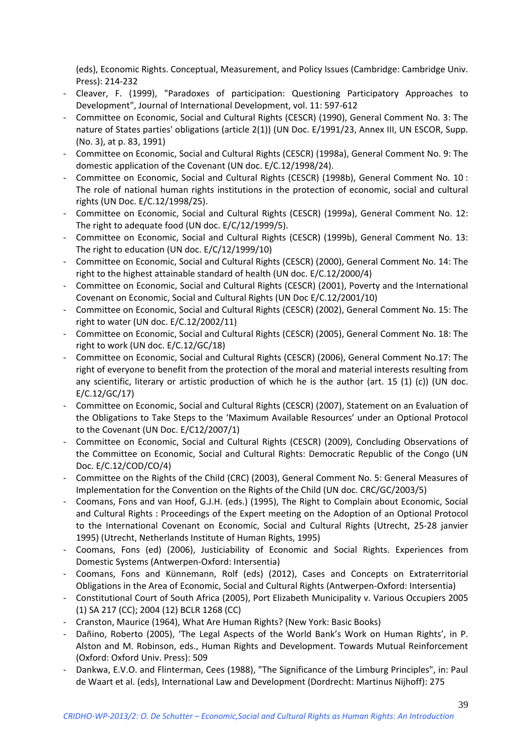(eds), Economic Rights. Conceptual, Measurement, and Policy Issues (Cambridge: Cambridge Univ. Press): 214-232

- Cleaver, F. (1999), "Paradoxes of participation: Questioning Participatory Approaches to Development", Journal of International Development, vol. 11: 597-612
- Committee on Economic, Social and Cultural Rights (CESCR) (1990), General Comment No. 3: The nature of States parties' obligations (article 2(1)) (UN Doc. E/1991/23, Annex III, UN ESCOR, Supp. (No. 3), at p. 83, 1991)
- Committee on Economic, Social and Cultural Rights (CESCR) (1998a), General Comment No. 9: The domestic application of the Covenant (UN doc. E/C.12/1998/24).
- Committee on Economic, Social and Cultural Rights (CESCR) (1998b), General Comment No. 10 : The role of national human rights institutions in the protection of economic, social and cultural rights (UN Doc. E/C.12/1998/25).
- Committee on Economic, Social and Cultural Rights (CESCR) (1999a), General Comment No. 12: The right to adequate food (UN doc. E/C/12/1999/5).
- Committee on Economic, Social and Cultural Rights (CESCR) (1999b), General Comment No. 13: The right to education (UN doc. E/C/12/1999/10)
- Committee on Economic, Social and Cultural Rights (CESCR) (2000), General Comment No. 14: The right to the highest attainable standard of health (UN doc. E/C.12/2000/4)
- Committee on Economic, Social and Cultural Rights (CESCR) (2001), Poverty and the International Covenant on Economic, Social and Cultural Rights (UN Doc E/C.12/2001/10)
- Committee on Economic, Social and Cultural Rights (CESCR) (2002), General Comment No. 15: The right to water (UN doc. E/C.12/2002/11)
- Committee on Economic, Social and Cultural Rights (CESCR) (2005), General Comment No. 18: The right to work (UN doc. E/C.12/GC/18)
- Committee on Economic, Social and Cultural Rights (CESCR) (2006), General Comment No.17: The right of everyone to benefit from the protection of the moral and material interests resulting from any scientific, literary or artistic production of which he is the author (art. 15 (1) (c)) (UN doc. E/C.12/GC/17)
- Committee on Economic, Social and Cultural Rights (CESCR) (2007), Statement on an Evaluation of the Obligations to Take Steps to the 'Maximum Available Resources' under an Optional Protocol to the Covenant (UN Doc. E/C12/2007/1)
- Committee on Economic, Social and Cultural Rights (CESCR) (2009), Concluding Observations of the Committee on Economic, Social and Cultural Rights: Democratic Republic of the Congo (UN Doc. E/C.12/COD/CO/4)
- Committee on the Rights of the Child (CRC) (2003), General Comment No. 5: General Measures of Implementation for the Convention on the Rights of the Child (UN doc. CRC/GC/2003/5)
- Coomans, Fons and van Hoof, G.J.H. (eds.) (1995), The Right to Complain about Economic, Social and Cultural Rights : Proceedings of the Expert meeting on the Adoption of an Optional Protocol to the International Covenant on Economic, Social and Cultural Rights (Utrecht, 25-28 janvier 1995) (Utrecht, Netherlands Institute of Human Rights, 1995)
- Coomans, Fons (ed) (2006), Justiciability of Economic and Social Rights. Experiences from Domestic Systems (Antwerpen-Oxford: Intersentia)
- Coomans, Fons and Künnemann, Rolf (eds) (2012), Cases and Concepts on Extraterritorial Obligations in the Area of Economic, Social and Cultural Rights (Antwerpen-Oxford: Intersentia)
- Constitutional Court of South Africa (2005), Port Elizabeth Municipality v. Various Occupiers 2005 (1) SA 217 (CC); 2004 (12) BCLR 1268 (CC)
- Cranston, Maurice (1964), What Are Human Rights? (New York: Basic Books)
- Dañino, Roberto (2005), 'The Legal Aspects of the World Bank's Work on Human Rights', in P. Alston and M. Robinson, eds., Human Rights and Development. Towards Mutual Reinforcement (Oxford: Oxford Univ. Press): 509
- Dankwa, E.V.O. and Flinterman, Cees (1988), "The Significance of the Limburg Principles", in: Paul de Waart et al. (eds), International Law and Development (Dordrecht: Martinus Nijhoff): 275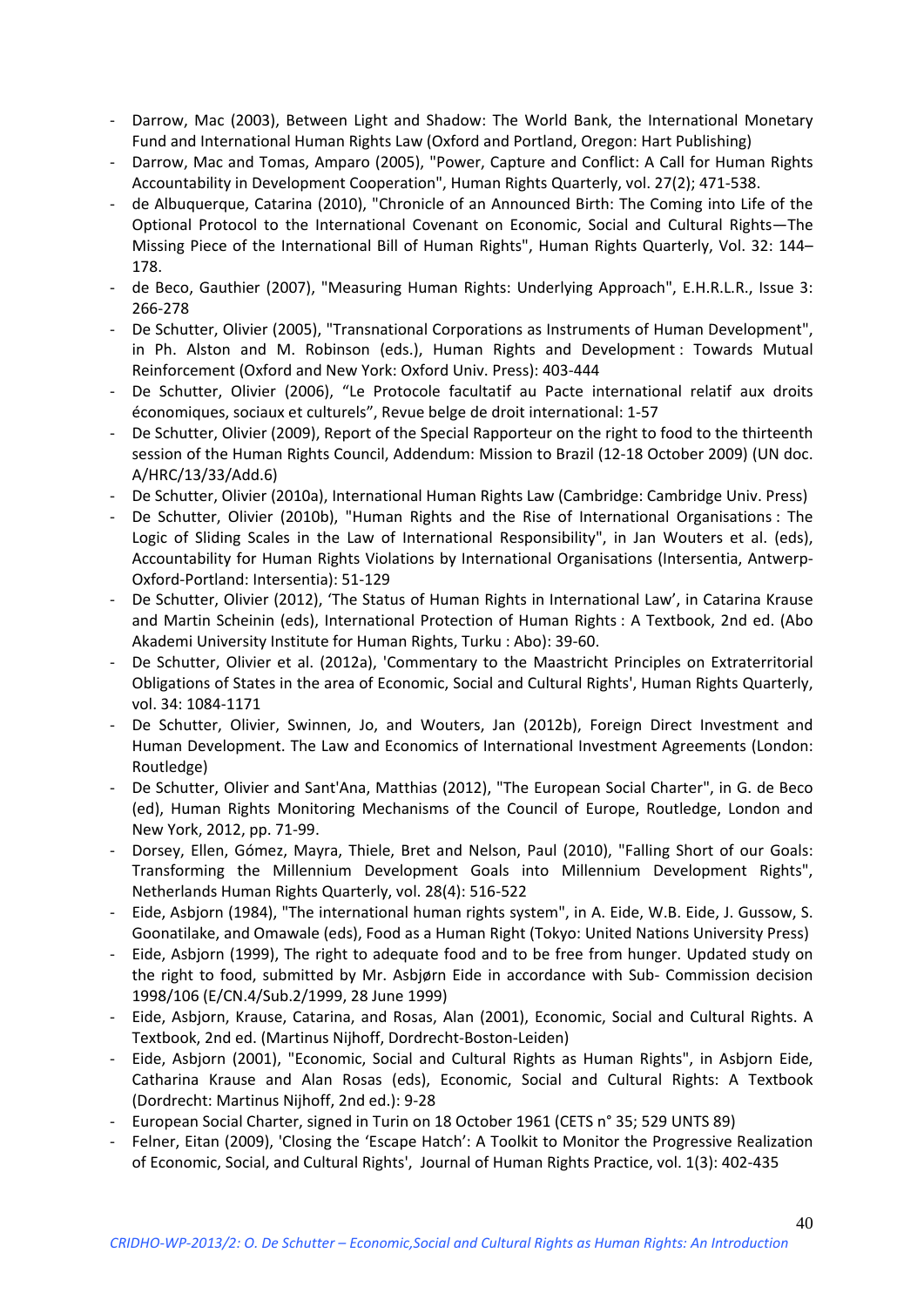- Darrow, Mac (2003), Between Light and Shadow: The World Bank, the International Monetary Fund and International Human Rights Law (Oxford and Portland, Oregon: Hart Publishing)
- Darrow, Mac and Tomas, Amparo (2005), "Power, Capture and Conflict: A Call for Human Rights Accountability in Development Cooperation", Human Rights Quarterly, vol. 27(2); 471-538.
- de Albuquerque, Catarina (2010), "Chronicle of an Announced Birth: The Coming into Life of the Optional Protocol to the International Covenant on Economic, Social and Cultural Rights—The Missing Piece of the International Bill of Human Rights", Human Rights Quarterly, Vol. 32: 144–178.
- de Beco, Gauthier (2007), "Measuring Human Rights: Underlying Approach", E.H.R.L.R., Issue 3: 266-278
- De Schutter, Olivier (2005), "Transnational Corporations as Instruments of Human Development", in Ph. Alston and M. Robinson (eds.), Human Rights and Development : Towards Mutual Reinforcement (Oxford and New York: Oxford Univ. Press): 403-444
- De Schutter, Olivier (2006), "Le Protocole facultatif au Pacte international relatif aux droits économiques, sociaux et culturels", Revue belge de droit international: 1-57
- De Schutter, Olivier (2009), Report of the Special Rapporteur on the right to food to the thirteenth session of the Human Rights Council, Addendum: Mission to Brazil (12-18 October 2009) (UN doc. A/HRC/13/33/Add.6)
- De Schutter, Olivier (2010a), International Human Rights Law (Cambridge: Cambridge Univ. Press)
- De Schutter, Olivier (2010b), "Human Rights and the Rise of International Organisations : The Logic of Sliding Scales in the Law of International Responsibility", in Jan Wouters et al. (eds), Accountability for Human Rights Violations by International Organisations (Intersentia, Antwerp-Oxford-Portland: Intersentia): 51-129
- De Schutter, Olivier (2012), 'The Status of Human Rights in International Law', in Catarina Krause and Martin Scheinin (eds), International Protection of Human Rights : A Textbook, 2nd ed. (Abo Akademi University Institute for Human Rights, Turku : Abo): 39-60.
- De Schutter, Olivier et al. (2012a), 'Commentary to the Maastricht Principles on Extraterritorial Obligations of States in the area of Economic, Social and Cultural Rights', Human Rights Quarterly, vol. 34: 1084-1171
- De Schutter, Olivier, Swinnen, Jo, and Wouters, Jan (2012b), Foreign Direct Investment and Human Development. The Law and Economics of International Investment Agreements (London: Routledge)
- De Schutter, Olivier and Sant'Ana, Matthias (2012), "The European Social Charter", in G. de Beco (ed), Human Rights Monitoring Mechanisms of the Council of Europe, Routledge, London and New York, 2012, pp. 71-99.
- Dorsey, Ellen, Gómez, Mayra, Thiele, Bret and Nelson, Paul (2010), "Falling Short of our Goals: Transforming the Millennium Development Goals into Millennium Development Rights", Netherlands Human Rights Quarterly, vol. 28(4): 516-522
- Eide, Asbjorn (1984), "The international human rights system", in A. Eide, W.B. Eide, J. Gussow, S. Goonatilake, and Omawale (eds), Food as a Human Right (Tokyo: United Nations University Press)
- Eide, Asbjorn (1999), The right to adequate food and to be free from hunger. Updated study on the right to food, submitted by Mr. Asbjørn Eide in accordance with Sub- Commission decision 1998/106 (E/CN.4/Sub.2/1999, 28 June 1999)
- Eide, Asbjorn, Krause, Catarina, and Rosas, Alan (2001), Economic, Social and Cultural Rights. A Textbook, 2nd ed. (Martinus Nijhoff, Dordrecht-Boston-Leiden)
- Eide, Asbjorn (2001), "Economic, Social and Cultural Rights as Human Rights", in Asbjorn Eide, Catharina Krause and Alan Rosas (eds), Economic, Social and Cultural Rights: A Textbook (Dordrecht: Martinus Nijhoff, 2nd ed.): 9-28
- European Social Charter, signed in Turin on 18 October 1961 (CETS n° 35; 529 UNTS 89)
- Felner, Eitan (2009), 'Closing the 'Escape Hatch': A Toolkit to Monitor the Progressive Realization of Economic, Social, and Cultural Rights', Journal of Human Rights Practice, vol. 1(3): 402-435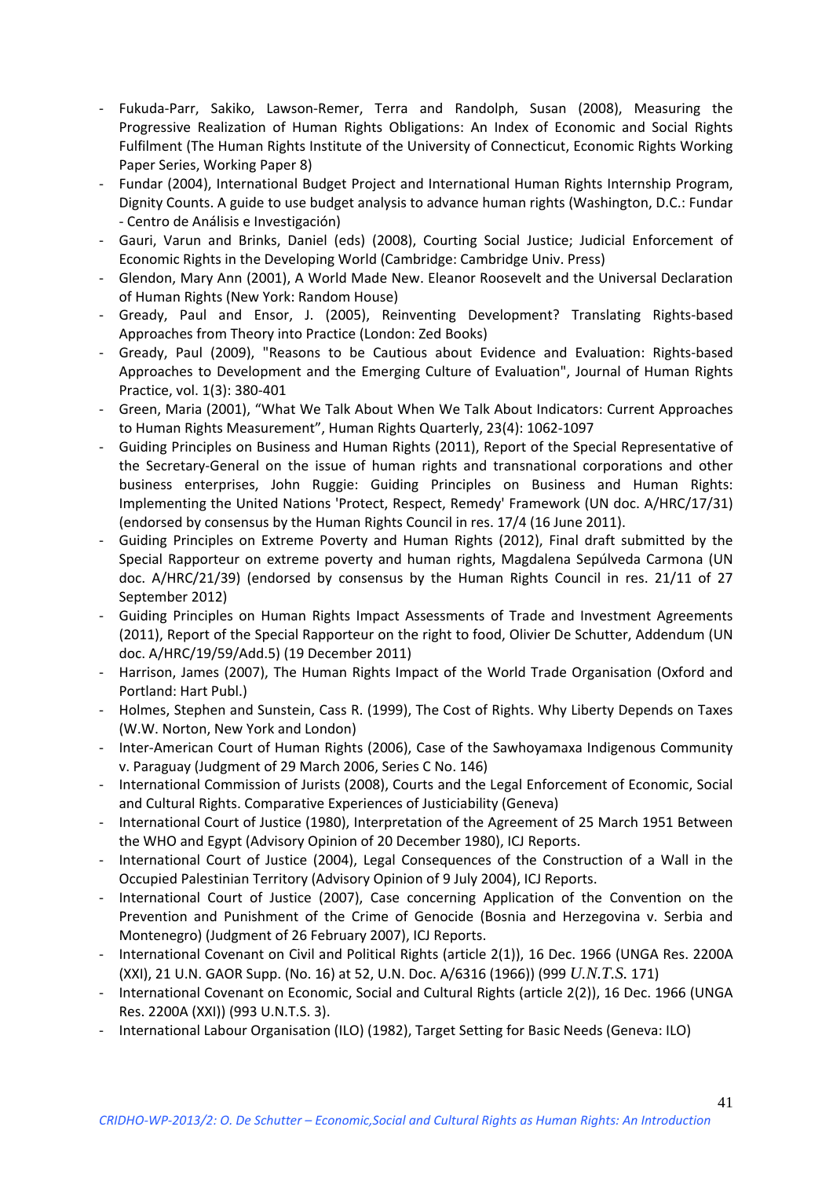- Fukuda-Parr, Sakiko, Lawson-Remer, Terra and Randolph, Susan (2008), Measuring the Progressive Realization of Human Rights Obligations: An Index of Economic and Social Rights Fulfilment (The Human Rights Institute of the University of Connecticut, Economic Rights Working Paper Series, Working Paper 8)
- Fundar (2004), International Budget Project and International Human Rights Internship Program, Dignity Counts. A guide to use budget analysis to advance human rights (Washington, D.C.: Fundar - Centro de Análisis e Investigación)
- Gauri, Varun and Brinks, Daniel (eds) (2008), Courting Social Justice; Judicial Enforcement of Economic Rights in the Developing World (Cambridge: Cambridge Univ. Press)
- Glendon, Mary Ann (2001), A World Made New. Eleanor Roosevelt and the Universal Declaration of Human Rights (New York: Random House)
- Gready, Paul and Ensor, J. (2005), Reinventing Development? Translating Rights-based Approaches from Theory into Practice (London: Zed Books)
- Gready, Paul (2009), "Reasons to be Cautious about Evidence and Evaluation: Rights-based Approaches to Development and the Emerging Culture of Evaluation", Journal of Human Rights Practice, vol. 1(3): 380-401
- Green, Maria (2001), "What We Talk About When We Talk About Indicators: Current Approaches to Human Rights Measurement", Human Rights Quarterly, 23(4): 1062-1097
- Guiding Principles on Business and Human Rights (2011), Report of the Special Representative of the Secretary-General on the issue of human rights and transnational corporations and other business enterprises, John Ruggie: Guiding Principles on Business and Human Rights: Implementing the United Nations 'Protect, Respect, Remedy' Framework (UN doc. A/HRC/17/31) (endorsed by consensus by the Human Rights Council in res. 17/4 (16 June 2011).
- Guiding Principles on Extreme Poverty and Human Rights (2012), Final draft submitted by the Special Rapporteur on extreme poverty and human rights, Magdalena Sepúlveda Carmona (UN doc. A/HRC/21/39) (endorsed by consensus by the Human Rights Council in res. 21/11 of 27 September 2012)
- Guiding Principles on Human Rights Impact Assessments of Trade and Investment Agreements (2011), Report of the Special Rapporteur on the right to food, Olivier De Schutter, Addendum (UN doc. A/HRC/19/59/Add.5) (19 December 2011)
- Harrison, James (2007), The Human Rights Impact of the World Trade Organisation (Oxford and Portland: Hart Publ.)
- Holmes, Stephen and Sunstein, Cass R. (1999), The Cost of Rights. Why Liberty Depends on Taxes (W.W. Norton, New York and London)
- Inter-American Court of Human Rights (2006), Case of the Sawhoyamaxa Indigenous Community v. Paraguay (Judgment of 29 March 2006, Series C No. 146)
- International Commission of Jurists (2008), Courts and the Legal Enforcement of Economic, Social and Cultural Rights. Comparative Experiences of Justiciability (Geneva)
- International Court of Justice (1980), Interpretation of the Agreement of 25 March 1951 Between the WHO and Egypt (Advisory Opinion of 20 December 1980), ICJ Reports.
- International Court of Justice (2004), Legal Consequences of the Construction of a Wall in the Occupied Palestinian Territory (Advisory Opinion of 9 July 2004), ICJ Reports.
- International Court of Justice (2007), Case concerning Application of the Convention on the Prevention and Punishment of the Crime of Genocide (Bosnia and Herzegovina v. Serbia and Montenegro) (Judgment of 26 February 2007), ICJ Reports.
- International Covenant on Civil and Political Rights (article 2(1)), 16 Dec. 1966 (UNGA Res. 2200A (XXI), 21 U.N. GAOR Supp. (No. 16) at 52, U.N. Doc. A/6316 (1966)) (999 *U.N.T.S.* 171)
- International Covenant on Economic, Social and Cultural Rights (article 2(2)), 16 Dec. 1966 (UNGA Res. 2200A (XXI)) (993 U.N.T.S. 3).
- International Labour Organisation (ILO) (1982), Target Setting for Basic Needs (Geneva: ILO)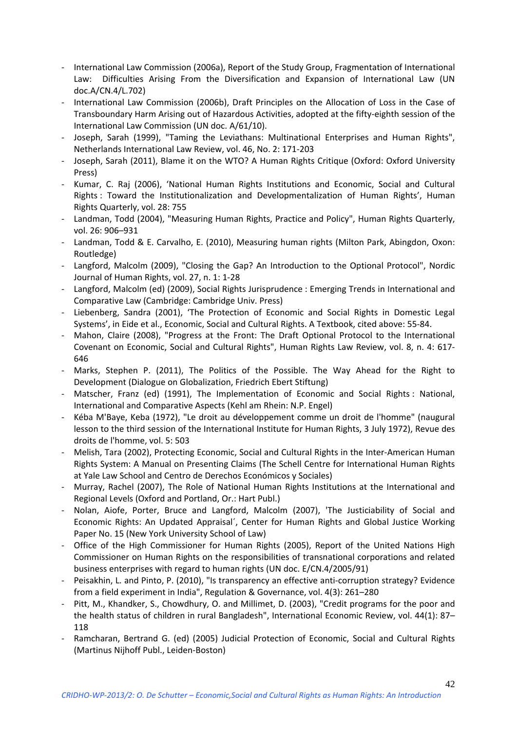- International Law Commission (2006a), Report of the Study Group, Fragmentation of International Law: Difficulties Arising From the Diversification and Expansion of International Law (UN doc.A/CN.4/L.702)
- International Law Commission (2006b), Draft Principles on the Allocation of Loss in the Case of Transboundary Harm Arising out of Hazardous Activities, adopted at the fifty-eighth session of the International Law Commission (UN doc. A/61/10).
- Joseph, Sarah (1999), "Taming the Leviathans: Multinational Enterprises and Human Rights", Netherlands International Law Review, vol. 46, No. 2: 171-203
- Joseph, Sarah (2011), Blame it on the WTO? A Human Rights Critique (Oxford: Oxford University Press)
- Kumar, C. Raj (2006), 'National Human Rights Institutions and Economic, Social and Cultural Rights : Toward the Institutionalization and Developmentalization of Human Rights', Human Rights Quarterly, vol. 28: 755
- Landman, Todd (2004), "Measuring Human Rights, Practice and Policy", Human Rights Quarterly, vol. 26: 906–931
- Landman, Todd & E. Carvalho, E. (2010), Measuring human rights (Milton Park, Abingdon, Oxon: Routledge)
- Langford, Malcolm (2009), "Closing the Gap? An Introduction to the Optional Protocol", Nordic Journal of Human Rights, vol. 27, n. 1: 1-28
- Langford, Malcolm (ed) (2009), Social Rights Jurisprudence : Emerging Trends in International and Comparative Law (Cambridge: Cambridge Univ. Press)
- Liebenberg, Sandra (2001), 'The Protection of Economic and Social Rights in Domestic Legal Systems', in Eide et al., Economic, Social and Cultural Rights. A Textbook, cited above: 55-84.
- Mahon, Claire (2008), "Progress at the Front: The Draft Optional Protocol to the International Covenant on Economic, Social and Cultural Rights", Human Rights Law Review, vol. 8, n. 4: 617-646
- Marks, Stephen P. (2011), The Politics of the Possible. The Way Ahead for the Right to Development (Dialogue on Globalization, Friedrich Ebert Stiftung)
- Matscher, Franz (ed) (1991), The Implementation of Economic and Social Rights : National, International and Comparative Aspects (Kehl am Rhein: N.P. Engel)
- Kéba M'Baye, Keba (1972), "Le droit au développement comme un droit de l'homme" (naugural lesson to the third session of the International Institute for Human Rights, 3 July 1972), Revue des droits de l'homme, vol. 5: 503
- Melish, Tara (2002), Protecting Economic, Social and Cultural Rights in the Inter-American Human Rights System: A Manual on Presenting Claims (The Schell Centre for International Human Rights at Yale Law School and Centro de Derechos Económicos y Sociales)
- Murray, Rachel (2007), The Role of National Human Rights Institutions at the International and Regional Levels (Oxford and Portland, Or.: Hart Publ.)
- Nolan, Aiofe, Porter, Bruce and Langford, Malcolm (2007), 'The Justiciability of Social and Economic Rights: An Updated Appraisal´, Center for Human Rights and Global Justice Working Paper No. 15 (New York University School of Law)
- Office of the High Commissioner for Human Rights (2005), Report of the United Nations High Commissioner on Human Rights on the responsibilities of transnational corporations and related business enterprises with regard to human rights (UN doc. E/CN.4/2005/91)
- Peisakhin, L. and Pinto, P. (2010), "Is transparency an effective anti-corruption strategy? Evidence from a field experiment in India", Regulation & Governance, vol. 4(3): 261–280
- Pitt, M., Khandker, S., Chowdhury, O. and Millimet, D. (2003), "Credit programs for the poor and the health status of children in rural Bangladesh", International Economic Review, vol. 44(1): 87–118
- Ramcharan, Bertrand G. (ed) (2005) Judicial Protection of Economic, Social and Cultural Rights (Martinus Nijhoff Publ., Leiden-Boston)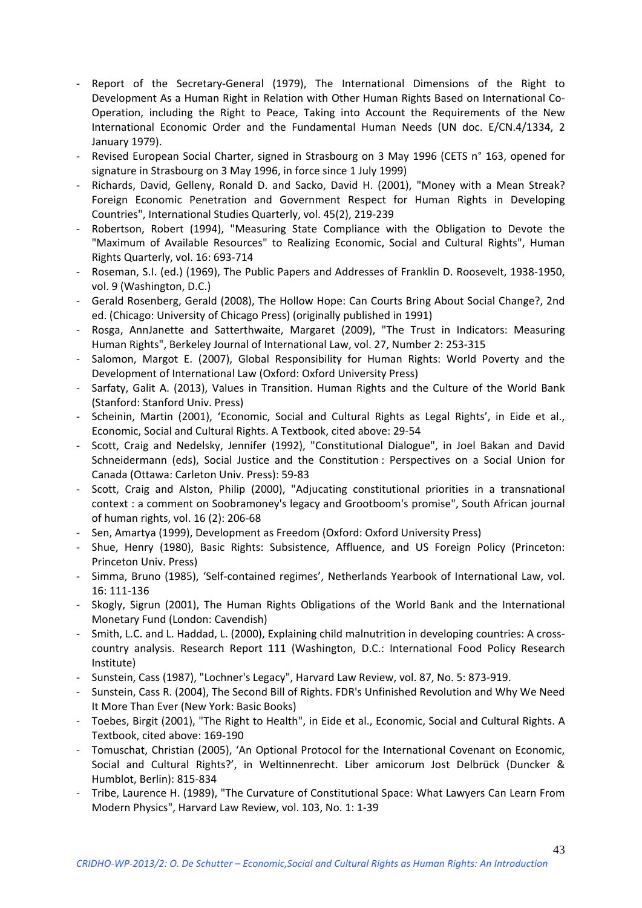- Report of the Secretary-General (1979), The International Dimensions of the Right to Development As a Human Right in Relation with Other Human Rights Based on International Co-Operation, including the Right to Peace, Taking into Account the Requirements of the New International Economic Order and the Fundamental Human Needs (UN doc. E/CN.4/1334, 2 January 1979).
- Revised European Social Charter, signed in Strasbourg on 3 May 1996 (CETS n° 163, opened for signature in Strasbourg on 3 May 1996, in force since 1 July 1999)
- Richards, David, Gelleny, Ronald D. and Sacko, David H. (2001), "Money with a Mean Streak? Foreign Economic Penetration and Government Respect for Human Rights in Developing Countries", International Studies Quarterly, vol. 45(2), 219-239
- Robertson, Robert (1994), "Measuring State Compliance with the Obligation to Devote the "Maximum of Available Resources" to Realizing Economic, Social and Cultural Rights", Human Rights Quarterly, vol. 16: 693-714
- Roseman, S.I. (ed.) (1969), The Public Papers and Addresses of Franklin D. Roosevelt, 1938-1950, vol. 9 (Washington, D.C.)
- Gerald Rosenberg, Gerald (2008), The Hollow Hope: Can Courts Bring About Social Change?, 2nd ed. (Chicago: University of Chicago Press) (originally published in 1991)
- Rosga, AnnJanette and Satterthwaite, Margaret (2009), "The Trust in Indicators: Measuring Human Rights", Berkeley Journal of International Law, vol. 27, Number 2: 253-315
- Salomon, Margot E. (2007), Global Responsibility for Human Rights: World Poverty and the Development of International Law (Oxford: Oxford University Press)
- Sarfaty, Galit A. (2013), Values in Transition. Human Rights and the Culture of the World Bank (Stanford: Stanford Univ. Press)
- Scheinin, Martin (2001), 'Economic, Social and Cultural Rights as Legal Rights', in Eide et al., Economic, Social and Cultural Rights. A Textbook, cited above: 29-54
- Scott, Craig and Nedelsky, Jennifer (1992), "Constitutional Dialogue", in Joel Bakan and David Schneidermann (eds), Social Justice and the Constitution : Perspectives on a Social Union for Canada (Ottawa: Carleton Univ. Press): 59-83
- Scott, Craig and Alston, Philip (2000), "Adjucating constitutional priorities in a transnational context : a comment on Soobramoney's legacy and Grootboom's promise", South African journal of human rights, vol. 16 (2): 206-68
- Sen, Amartya (1999), Development as Freedom (Oxford: Oxford University Press)
- Shue, Henry (1980), Basic Rights: Subsistence, Affluence, and US Foreign Policy (Princeton: Princeton Univ. Press)
- Simma, Bruno (1985), 'Self-contained regimes', Netherlands Yearbook of International Law, vol. 16: 111-136
- Skogly, Sigrun (2001), The Human Rights Obligations of the World Bank and the International Monetary Fund (London: Cavendish)
- Smith, L.C. and L. Haddad, L. (2000), Explaining child malnutrition in developing countries: A cross-country analysis. Research Report 111 (Washington, D.C.: International Food Policy Research Institute)
- Sunstein, Cass (1987), "Lochner's Legacy", Harvard Law Review, vol. 87, No. 5: 873-919.
- Sunstein, Cass R. (2004), The Second Bill of Rights. FDR's Unfinished Revolution and Why We Need It More Than Ever (New York: Basic Books)
- Toebes, Birgit (2001), "The Right to Health", in Eide et al., Economic, Social and Cultural Rights. A Textbook, cited above: 169-190
- Tomuschat, Christian (2005), 'An Optional Protocol for the International Covenant on Economic, Social and Cultural Rights?', in Weltinnenrecht. Liber amicorum Jost Delbrück (Duncker & Humblot, Berlin): 815-834
- Tribe, Laurence H. (1989), "The Curvature of Constitutional Space: What Lawyers Can Learn From Modern Physics", Harvard Law Review, vol. 103, No. 1: 1-39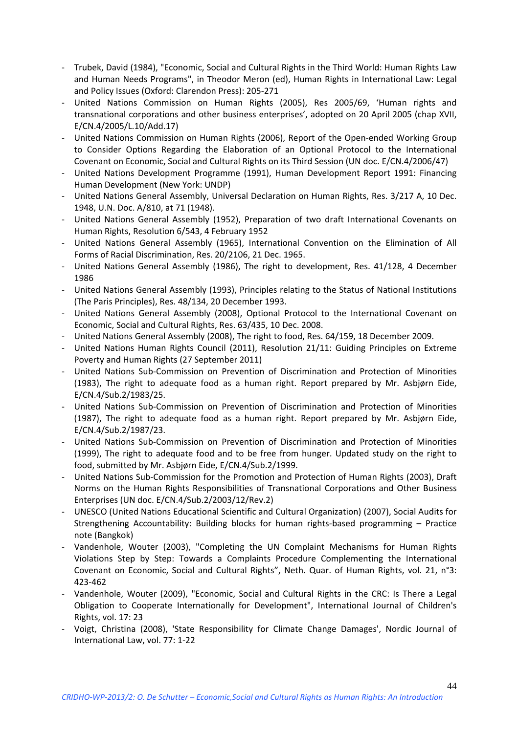- Trubek, David (1984), "Economic, Social and Cultural Rights in the Third World: Human Rights Law and Human Needs Programs", in Theodor Meron (ed), Human Rights in International Law: Legal and Policy Issues (Oxford: Clarendon Press): 205-271
- United Nations Commission on Human Rights (2005), Res 2005/69, 'Human rights and transnational corporations and other business enterprises', adopted on 20 April 2005 (chap XVII, E/CN.4/2005/L.10/Add.17)
- United Nations Commission on Human Rights (2006), Report of the Open-ended Working Group to Consider Options Regarding the Elaboration of an Optional Protocol to the International Covenant on Economic, Social and Cultural Rights on its Third Session (UN doc. E/CN.4/2006/47)
- United Nations Development Programme (1991), Human Development Report 1991: Financing Human Development (New York: UNDP)
- United Nations General Assembly, Universal Declaration on Human Rights, Res. 3/217 A, 10 Dec. 1948, U.N. Doc. A/810, at 71 (1948).
- United Nations General Assembly (1952), Preparation of two draft International Covenants on Human Rights, Resolution 6/543, 4 February 1952
- United Nations General Assembly (1965), International Convention on the Elimination of All Forms of Racial Discrimination, Res. 20/2106, 21 Dec. 1965.
- United Nations General Assembly (1986), The right to development, Res. 41/128, 4 December 1986
- United Nations General Assembly (1993), Principles relating to the Status of National Institutions (The Paris Principles), Res. 48/134, 20 December 1993.
- United Nations General Assembly (2008), Optional Protocol to the International Covenant on Economic, Social and Cultural Rights, Res. 63/435, 10 Dec. 2008.
- United Nations General Assembly (2008), The right to food, Res. 64/159, 18 December 2009.
- United Nations Human Rights Council (2011), Resolution 21/11: Guiding Principles on Extreme Poverty and Human Rights (27 September 2011)
- United Nations Sub-Commission on Prevention of Discrimination and Protection of Minorities (1983), The right to adequate food as a human right. Report prepared by Mr. Asbjørn Eide, E/CN.4/Sub.2/1983/25.
- United Nations Sub-Commission on Prevention of Discrimination and Protection of Minorities (1987), The right to adequate food as a human right. Report prepared by Mr. Asbjørn Eide, E/CN.4/Sub.2/1987/23.
- United Nations Sub-Commission on Prevention of Discrimination and Protection of Minorities (1999), The right to adequate food and to be free from hunger. Updated study on the right to food, submitted by Mr. Asbjørn Eide, E/CN.4/Sub.2/1999.
- United Nations Sub-Commission for the Promotion and Protection of Human Rights (2003), Draft Norms on the Human Rights Responsibilities of Transnational Corporations and Other Business Enterprises (UN doc. E/CN.4/Sub.2/2003/12/Rev.2)
- UNESCO (United Nations Educational Scientific and Cultural Organization) (2007), Social Audits for Strengthening Accountability: Building blocks for human rights-based programming – Practice note (Bangkok)
- Vandenhole, Wouter (2003), "Completing the UN Complaint Mechanisms for Human Rights Violations Step by Step: Towards a Complaints Procedure Complementing the International Covenant on Economic, Social and Cultural Rights", Neth. Quar. of Human Rights, vol. 21, n°3: 423-462
- Vandenhole, Wouter (2009), "Economic, Social and Cultural Rights in the CRC: Is There a Legal Obligation to Cooperate Internationally for Development", International Journal of Children's Rights, vol. 17: 23
- Voigt, Christina (2008), 'State Responsibility for Climate Change Damages', Nordic Journal of International Law, vol. 77: 1-22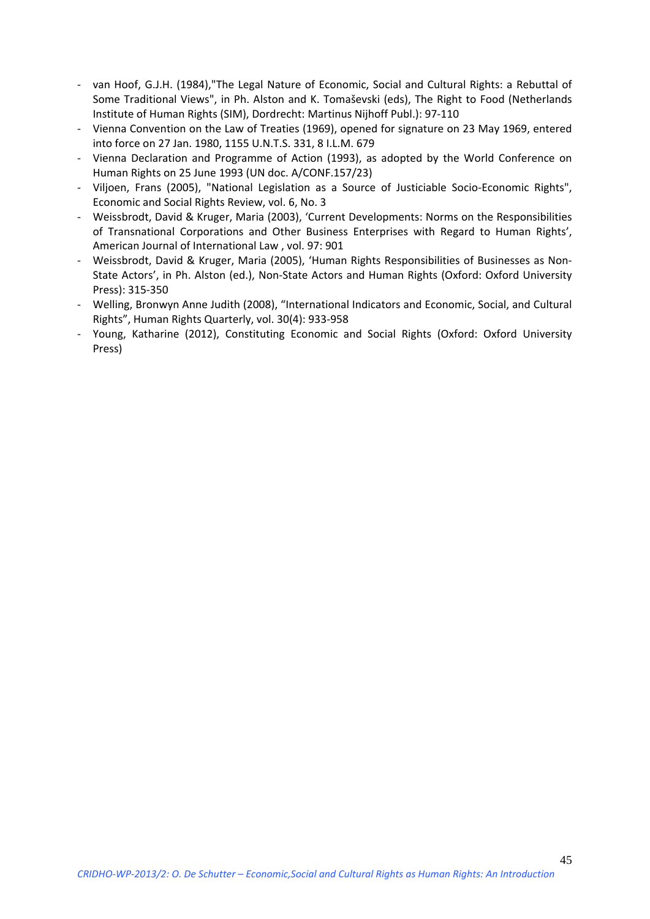- van Hoof, G.J.H. (1984),"The Legal Nature of Economic, Social and Cultural Rights: a Rebuttal of Some Traditional Views", in Ph. Alston and K. Tomaševski (eds), The Right to Food (Netherlands Institute of Human Rights (SIM), Dordrecht: Martinus Nijhoff Publ.): 97-110
- Vienna Convention on the Law of Treaties (1969), opened for signature on 23 May 1969, entered into force on 27 Jan. 1980, 1155 U.N.T.S. 331, 8 I.L.M. 679
- Vienna Declaration and Programme of Action (1993), as adopted by the World Conference on Human Rights on 25 June 1993 (UN doc. A/CONF.157/23)
- Viljoen, Frans (2005), "National Legislation as a Source of Justiciable Socio-Economic Rights", Economic and Social Rights Review, vol. 6, No. 3
- Weissbrodt, David & Kruger, Maria (2003), 'Current Developments: Norms on the Responsibilities of Transnational Corporations and Other Business Enterprises with Regard to Human Rights', American Journal of International Law , vol. 97: 901
- Weissbrodt, David & Kruger, Maria (2005), 'Human Rights Responsibilities of Businesses as Non-State Actors', in Ph. Alston (ed.), Non-State Actors and Human Rights (Oxford: Oxford University Press): 315-350
- Welling, Bronwyn Anne Judith (2008), "International Indicators and Economic, Social, and Cultural Rights", Human Rights Quarterly, vol. 30(4): 933-958
- Young, Katharine (2012), Constituting Economic and Social Rights (Oxford: Oxford University Press)